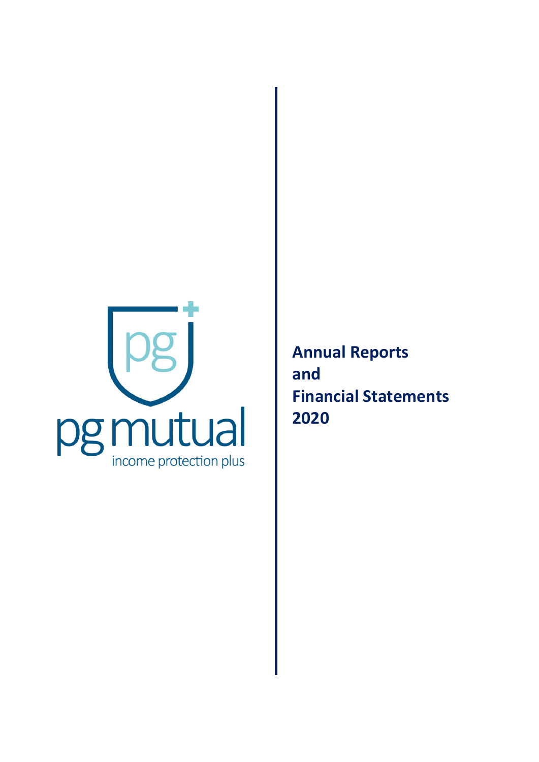pg mutual

income protection plus

# Annual Reports and Financial Statements 2020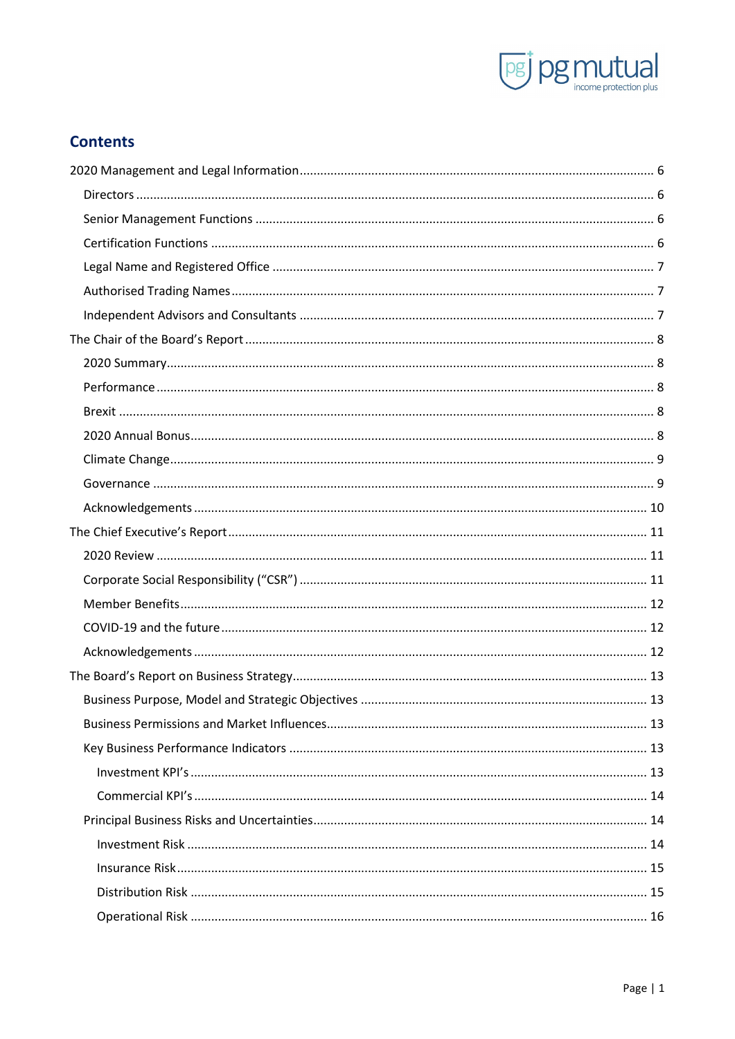## Contents

2020 Management and Legal Information ... 6

- Directors ... 6
- Senior Management Functions ... 6
- Certification Functions ... 6
- Legal Name and Registered Office ... 7
- Authorised Trading Names ... 7
- Independent Advisors and Consultants ... 7

The Chair of the Board's Report ... 8

- 2020 Summary ... 8
- Performance ... 8
- Brexit ... 8
- 2020 Annual Bonus ... 8
- Climate Change ... 9
- Governance ... 9
- Acknowledgements ... 10

The Chief Executive's Report ... 11

- 2020 Review ... 11
- Corporate Social Responsibility ("CSR") ... 11
- Member Benefits ... 12
- COVID-19 and the future ... 12
- Acknowledgements ... 12

The Board's Report on Business Strategy ... 13

- Business Purpose, Model and Strategic Objectives ... 13
- Business Permissions and Market Influences ... 13
- Key Business Performance Indicators ... 13
  - Investment KPI's ... 13
  - Commercial KPI's ... 14
- Principal Business Risks and Uncertainties ... 14
  - Investment Risk ... 14
  - Insurance Risk ... 15
  - Distribution Risk ... 15
  - Operational Risk ... 16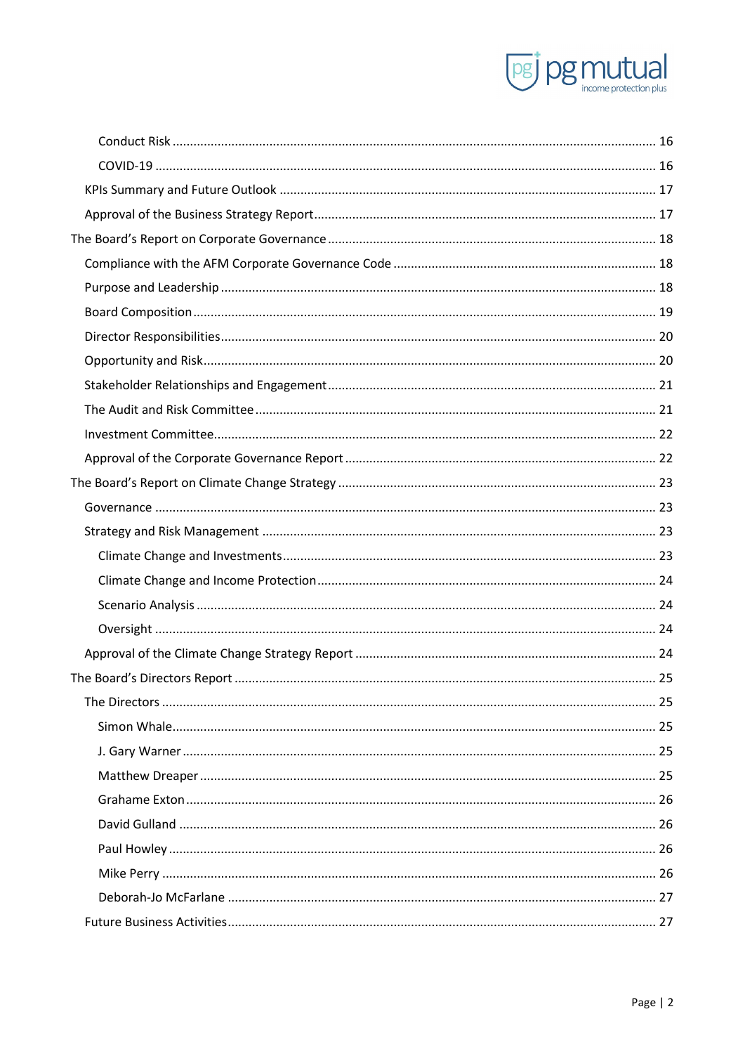- Conduct Risk ........ 16
- COVID-19 ........ 16
- KPIs Summary and Future Outlook ........ 17
- Approval of the Business Strategy Report ........ 17

The Board's Report on Corporate Governance ........ 18

- Compliance with the AFM Corporate Governance Code ........ 18
- Purpose and Leadership ........ 18
- Board Composition ........ 19
- Director Responsibilities ........ 20
- Opportunity and Risk ........ 20
- Stakeholder Relationships and Engagement ........ 21
- The Audit and Risk Committee ........ 21
- Investment Committee ........ 22
- Approval of the Corporate Governance Report ........ 22

The Board's Report on Climate Change Strategy ........ 23

- Governance ........ 23
- Strategy and Risk Management ........ 23
  - Climate Change and Investments ........ 23
  - Climate Change and Income Protection ........ 24
  - Scenario Analysis ........ 24
  - Oversight ........ 24
- Approval of the Climate Change Strategy Report ........ 24

The Board's Directors Report ........ 25

- The Directors ........ 25
  - Simon Whale ........ 25
  - J. Gary Warner ........ 25
  - Matthew Dreaper ........ 25
  - Grahame Exton ........ 26
  - David Gulland ........ 26
  - Paul Howley ........ 26
  - Mike Perry ........ 26
  - Deborah-Jo McFarlane ........ 27
- Future Business Activities ........ 27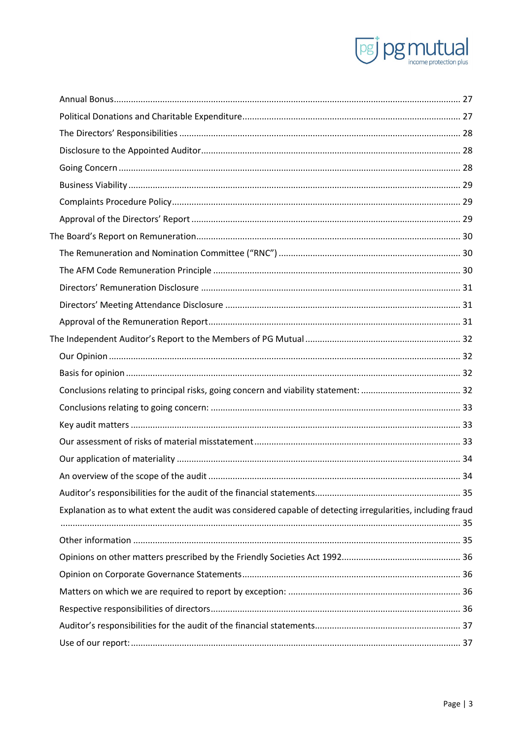- Annual Bonus ..... 27
- Political Donations and Charitable Expenditure ..... 27
- The Directors' Responsibilities ..... 28
- Disclosure to the Appointed Auditor ..... 28
- Going Concern ..... 28
- Business Viability ..... 29
- Complaints Procedure Policy ..... 29
- Approval of the Directors' Report ..... 29

The Board's Report on Remuneration ..... 30

- The Remuneration and Nomination Committee ("RNC") ..... 30
- The AFM Code Remuneration Principle ..... 30
- Directors' Remuneration Disclosure ..... 31
- Directors' Meeting Attendance Disclosure ..... 31
- Approval of the Remuneration Report ..... 31

The Independent Auditor's Report to the Members of PG Mutual ..... 32

- Our Opinion ..... 32
- Basis for opinion ..... 32
- Conclusions relating to principal risks, going concern and viability statement: ..... 32
- Conclusions relating to going concern: ..... 33
- Key audit matters ..... 33
- Our assessment of risks of material misstatement ..... 33
- Our application of materiality ..... 34
- An overview of the scope of the audit ..... 34
- Auditor's responsibilities for the audit of the financial statements ..... 35
- Explanation as to what extent the audit was considered capable of detecting irregularities, including fraud ..... 35
- Other information ..... 35
- Opinions on other matters prescribed by the Friendly Societies Act 1992 ..... 36
- Opinion on Corporate Governance Statements ..... 36
- Matters on which we are required to report by exception: ..... 36
- Respective responsibilities of directors ..... 36
- Auditor's responsibilities for the audit of the financial statements ..... 37
- Use of our report: ..... 37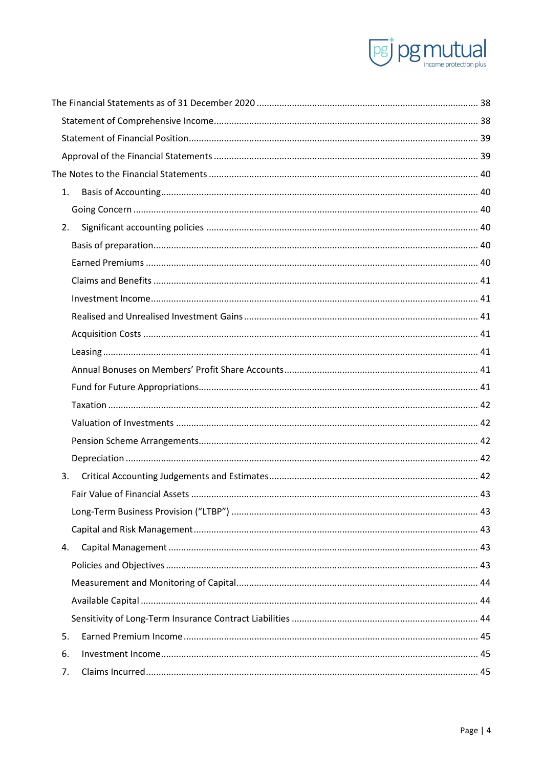The Financial Statements as of 31 December 2020 ... 38

- Statement of Comprehensive Income ... 38
- Statement of Financial Position ... 39
- Approval of the Financial Statements ... 39

The Notes to the Financial Statements ... 40

1. Basis of Accounting ... 40
   - Going Concern ... 40
2. Significant accounting policies ... 40
   - Basis of preparation ... 40
   - Earned Premiums ... 40
   - Claims and Benefits ... 41
   - Investment Income ... 41
   - Realised and Unrealised Investment Gains ... 41
   - Acquisition Costs ... 41
   - Leasing ... 41
   - Annual Bonuses on Members' Profit Share Accounts ... 41
   - Fund for Future Appropriations ... 41
   - Taxation ... 42
   - Valuation of Investments ... 42
   - Pension Scheme Arrangements ... 42
   - Depreciation ... 42
3. Critical Accounting Judgements and Estimates ... 42
   - Fair Value of Financial Assets ... 43
   - Long-Term Business Provision ("LTBP") ... 43
   - Capital and Risk Management ... 43
4. Capital Management ... 43
   - Policies and Objectives ... 43
   - Measurement and Monitoring of Capital ... 44
   - Available Capital ... 44
   - Sensitivity of Long-Term Insurance Contract Liabilities ... 44
5. Earned Premium Income ... 45
6. Investment Income ... 45
7. Claims Incurred ... 45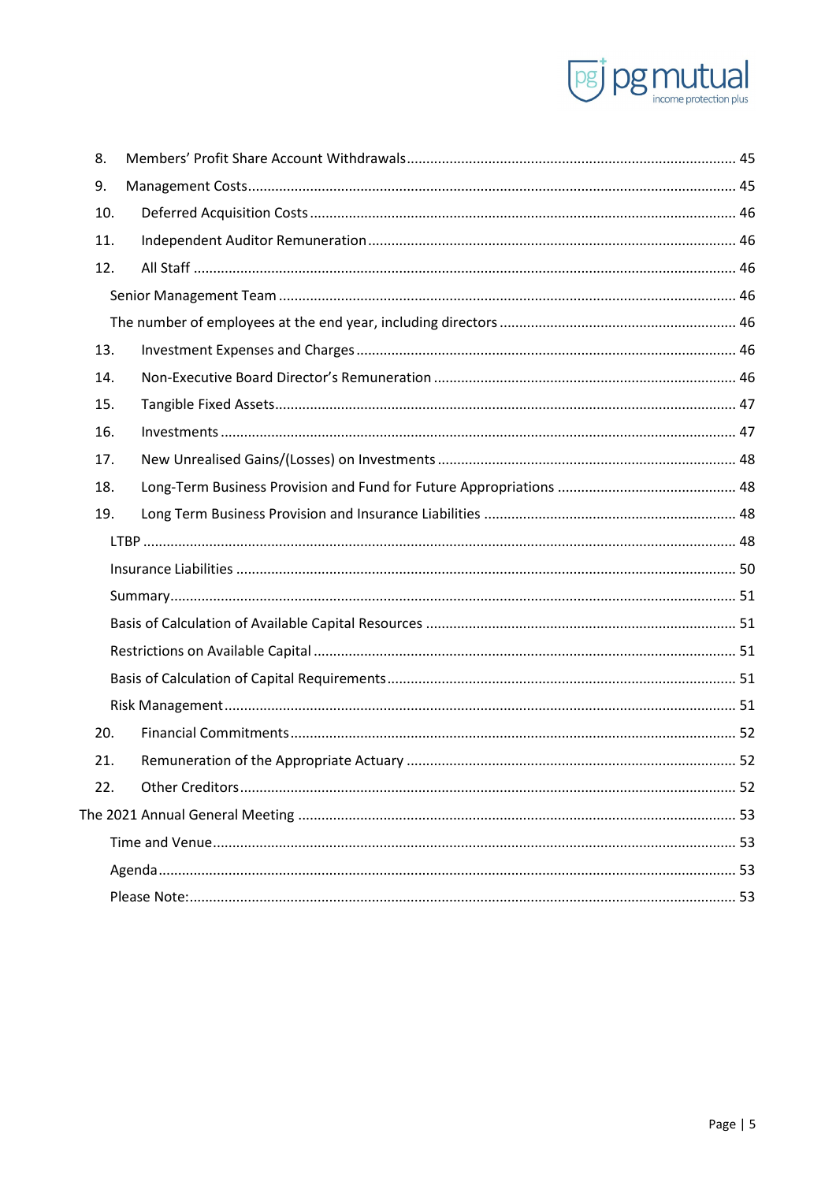8. Members' Profit Share Account Withdrawals ............................................................................. 45
9. Management Costs ........................................................................................................................ 45
10. Deferred Acquisition Costs ......................................................................................................... 46
11. Independent Auditor Remuneration .......................................................................................... 46
12. All Staff ........................................................................................................................................ 46
    Senior Management Team ............................................................................................................ 46
    The number of employees at the end year, including directors ................................................. 46
13. Investment Expenses and Charges ............................................................................................. 46
14. Non-Executive Board Director's Remuneration .......................................................................... 46
15. Tangible Fixed Assets .................................................................................................................. 47
16. Investments .................................................................................................................................. 47
17. New Unrealised Gains/(Losses) on Investments ........................................................................ 48
18. Long-Term Business Provision and Fund for Future Appropriations ......................................... 48
19. Long Term Business Provision and Insurance Liabilities ............................................................ 48
    LTBP ............................................................................................................................................... 48
    Insurance Liabilities ...................................................................................................................... 50
    Summary ........................................................................................................................................ 51
    Basis of Calculation of Available Capital Resources .................................................................... 51
    Restrictions on Available Capital .................................................................................................. 51
    Basis of Calculation of Capital Requirements .............................................................................. 51
    Risk Management .......................................................................................................................... 51
20. Financial Commitments .............................................................................................................. 52
21. Remuneration of the Appropriate Actuary ................................................................................. 52
22. Other Creditors ............................................................................................................................ 52

The 2021 Annual General Meeting ...................................................................................................... 53
    Time and Venue ............................................................................................................................. 53
    Agenda ........................................................................................................................................... 53
    Please Note: ................................................................................................................................... 53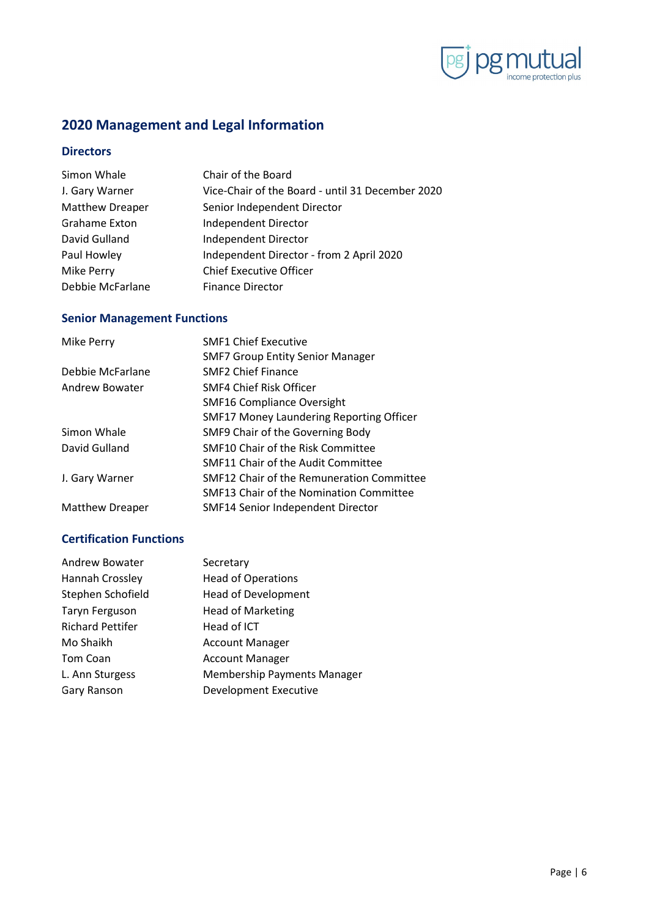## 2020 Management and Legal Information

### Directors

| | |
|---|---|
| Simon Whale | Chair of the Board |
| J. Gary Warner | Vice-Chair of the Board - until 31 December 2020 |
| Matthew Dreaper | Senior Independent Director |
| Grahame Exton | Independent Director |
| David Gulland | Independent Director |
| Paul Howley | Independent Director - from 2 April 2020 |
| Mike Perry | Chief Executive Officer |
| Debbie McFarlane | Finance Director |

### Senior Management Functions

| | |
|---|---|
| Mike Perry | SMF1 Chief Executive<br>SMF7 Group Entity Senior Manager |
| Debbie McFarlane | SMF2 Chief Finance |
| Andrew Bowater | SMF4 Chief Risk Officer<br>SMF16 Compliance Oversight<br>SMF17 Money Laundering Reporting Officer |
| Simon Whale | SMF9 Chair of the Governing Body |
| David Gulland | SMF10 Chair of the Risk Committee<br>SMF11 Chair of the Audit Committee |
| J. Gary Warner | SMF12 Chair of the Remuneration Committee<br>SMF13 Chair of the Nomination Committee |
| Matthew Dreaper | SMF14 Senior Independent Director |

### Certification Functions

| | |
|---|---|
| Andrew Bowater | Secretary |
| Hannah Crossley | Head of Operations |
| Stephen Schofield | Head of Development |
| Taryn Ferguson | Head of Marketing |
| Richard Pettifer | Head of ICT |
| Mo Shaikh | Account Manager |
| Tom Coan | Account Manager |
| L. Ann Sturgess | Membership Payments Manager |
| Gary Ranson | Development Executive |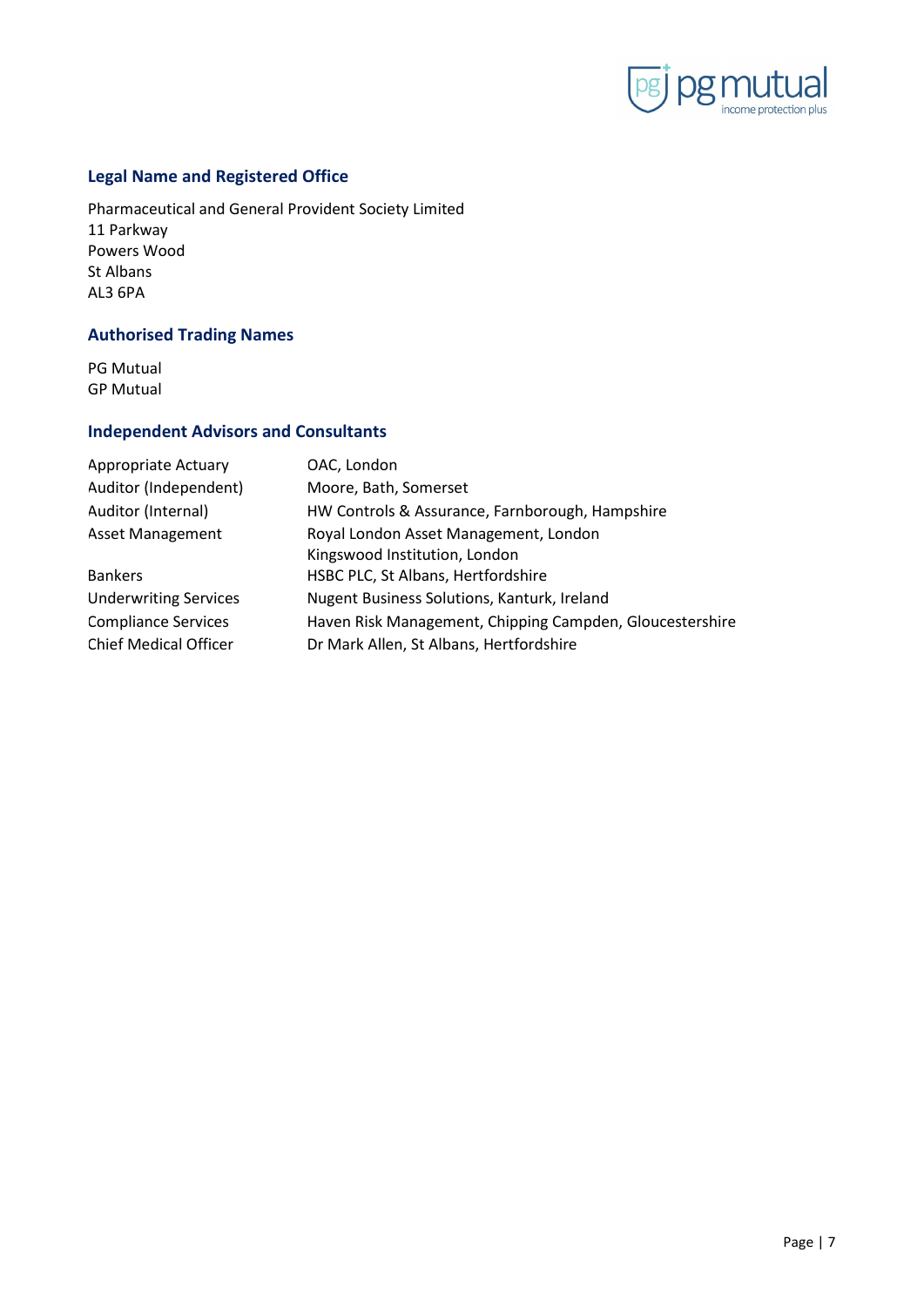## Legal Name and Registered Office

Pharmaceutical and General Provident Society Limited
11 Parkway
Powers Wood
St Albans
AL3 6PA

## Authorised Trading Names

PG Mutual
GP Mutual

## Independent Advisors and Consultants

| | |
|---|---|
| Appropriate Actuary | OAC, London |
| Auditor (Independent) | Moore, Bath, Somerset |
| Auditor (Internal) | HW Controls & Assurance, Farnborough, Hampshire |
| Asset Management | Royal London Asset Management, London<br>Kingswood Institution, London |
| Bankers | HSBC PLC, St Albans, Hertfordshire |
| Underwriting Services | Nugent Business Solutions, Kanturk, Ireland |
| Compliance Services | Haven Risk Management, Chipping Campden, Gloucestershire |
| Chief Medical Officer | Dr Mark Allen, St Albans, Hertfordshire |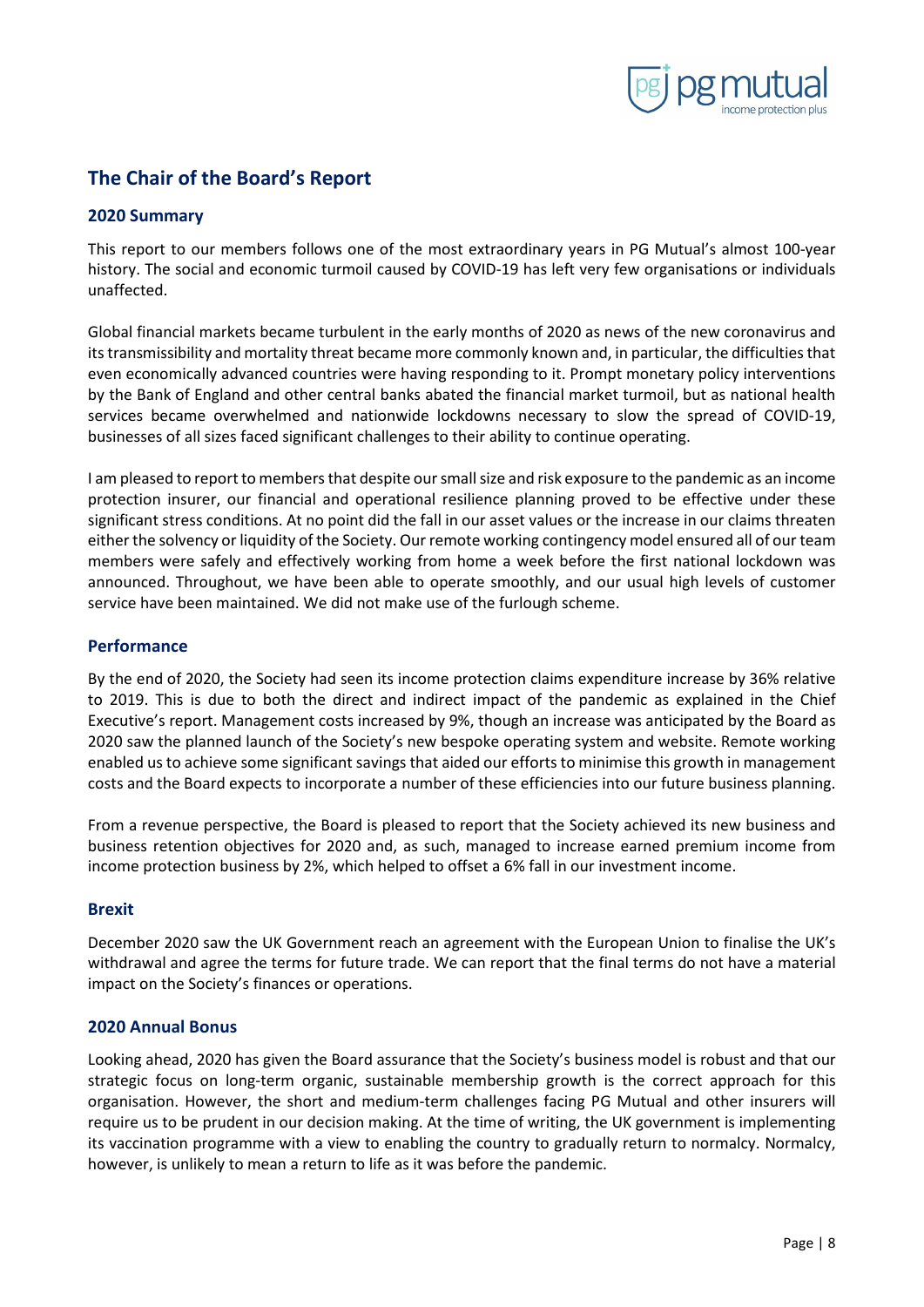## The Chair of the Board's Report

### 2020 Summary

This report to our members follows one of the most extraordinary years in PG Mutual's almost 100-year history. The social and economic turmoil caused by COVID-19 has left very few organisations or individuals unaffected.

Global financial markets became turbulent in the early months of 2020 as news of the new coronavirus and its transmissibility and mortality threat became more commonly known and, in particular, the difficulties that even economically advanced countries were having responding to it. Prompt monetary policy interventions by the Bank of England and other central banks abated the financial market turmoil, but as national health services became overwhelmed and nationwide lockdowns necessary to slow the spread of COVID-19, businesses of all sizes faced significant challenges to their ability to continue operating.

I am pleased to report to members that despite our small size and risk exposure to the pandemic as an income protection insurer, our financial and operational resilience planning proved to be effective under these significant stress conditions. At no point did the fall in our asset values or the increase in our claims threaten either the solvency or liquidity of the Society. Our remote working contingency model ensured all of our team members were safely and effectively working from home a week before the first national lockdown was announced. Throughout, we have been able to operate smoothly, and our usual high levels of customer service have been maintained. We did not make use of the furlough scheme.

### Performance

By the end of 2020, the Society had seen its income protection claims expenditure increase by 36% relative to 2019. This is due to both the direct and indirect impact of the pandemic as explained in the Chief Executive's report. Management costs increased by 9%, though an increase was anticipated by the Board as 2020 saw the planned launch of the Society's new bespoke operating system and website. Remote working enabled us to achieve some significant savings that aided our efforts to minimise this growth in management costs and the Board expects to incorporate a number of these efficiencies into our future business planning.

From a revenue perspective, the Board is pleased to report that the Society achieved its new business and business retention objectives for 2020 and, as such, managed to increase earned premium income from income protection business by 2%, which helped to offset a 6% fall in our investment income.

### Brexit

December 2020 saw the UK Government reach an agreement with the European Union to finalise the UK's withdrawal and agree the terms for future trade. We can report that the final terms do not have a material impact on the Society's finances or operations.

### 2020 Annual Bonus

Looking ahead, 2020 has given the Board assurance that the Society's business model is robust and that our strategic focus on long-term organic, sustainable membership growth is the correct approach for this organisation. However, the short and medium-term challenges facing PG Mutual and other insurers will require us to be prudent in our decision making. At the time of writing, the UK government is implementing its vaccination programme with a view to enabling the country to gradually return to normalcy. Normalcy, however, is unlikely to mean a return to life as it was before the pandemic.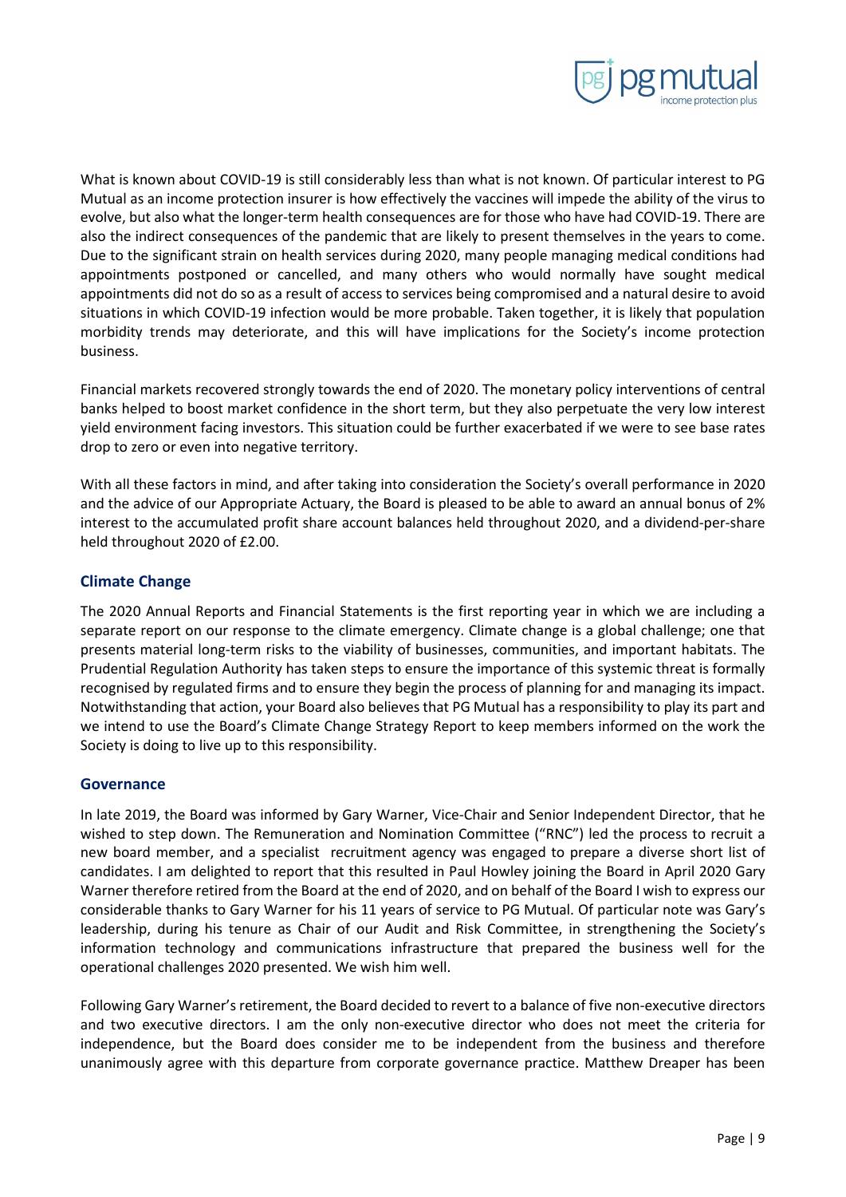What is known about COVID-19 is still considerably less than what is not known. Of particular interest to PG Mutual as an income protection insurer is how effectively the vaccines will impede the ability of the virus to evolve, but also what the longer-term health consequences are for those who have had COVID-19. There are also the indirect consequences of the pandemic that are likely to present themselves in the years to come. Due to the significant strain on health services during 2020, many people managing medical conditions had appointments postponed or cancelled, and many others who would normally have sought medical appointments did not do so as a result of access to services being compromised and a natural desire to avoid situations in which COVID-19 infection would be more probable. Taken together, it is likely that population morbidity trends may deteriorate, and this will have implications for the Society's income protection business.

Financial markets recovered strongly towards the end of 2020. The monetary policy interventions of central banks helped to boost market confidence in the short term, but they also perpetuate the very low interest yield environment facing investors. This situation could be further exacerbated if we were to see base rates drop to zero or even into negative territory.

With all these factors in mind, and after taking into consideration the Society's overall performance in 2020 and the advice of our Appropriate Actuary, the Board is pleased to be able to award an annual bonus of 2% interest to the accumulated profit share account balances held throughout 2020, and a dividend-per-share held throughout 2020 of £2.00.

## Climate Change

The 2020 Annual Reports and Financial Statements is the first reporting year in which we are including a separate report on our response to the climate emergency. Climate change is a global challenge; one that presents material long-term risks to the viability of businesses, communities, and important habitats. The Prudential Regulation Authority has taken steps to ensure the importance of this systemic threat is formally recognised by regulated firms and to ensure they begin the process of planning for and managing its impact. Notwithstanding that action, your Board also believes that PG Mutual has a responsibility to play its part and we intend to use the Board's Climate Change Strategy Report to keep members informed on the work the Society is doing to live up to this responsibility.

## Governance

In late 2019, the Board was informed by Gary Warner, Vice-Chair and Senior Independent Director, that he wished to step down. The Remuneration and Nomination Committee ("RNC") led the process to recruit a new board member, and a specialist recruitment agency was engaged to prepare a diverse short list of candidates. I am delighted to report that this resulted in Paul Howley joining the Board in April 2020 Gary Warner therefore retired from the Board at the end of 2020, and on behalf of the Board I wish to express our considerable thanks to Gary Warner for his 11 years of service to PG Mutual. Of particular note was Gary's leadership, during his tenure as Chair of our Audit and Risk Committee, in strengthening the Society's information technology and communications infrastructure that prepared the business well for the operational challenges 2020 presented. We wish him well.

Following Gary Warner's retirement, the Board decided to revert to a balance of five non-executive directors and two executive directors. I am the only non-executive director who does not meet the criteria for independence, but the Board does consider me to be independent from the business and therefore unanimously agree with this departure from corporate governance practice. Matthew Dreaper has been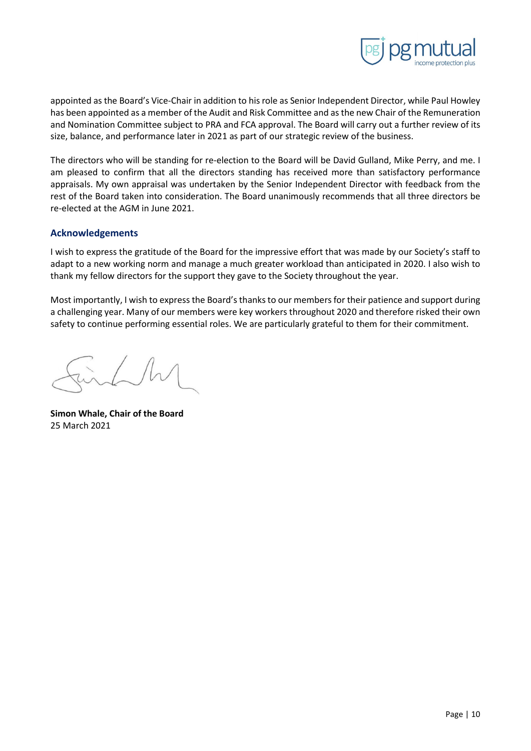appointed as the Board's Vice-Chair in addition to his role as Senior Independent Director, while Paul Howley has been appointed as a member of the Audit and Risk Committee and as the new Chair of the Remuneration and Nomination Committee subject to PRA and FCA approval. The Board will carry out a further review of its size, balance, and performance later in 2021 as part of our strategic review of the business.

The directors who will be standing for re-election to the Board will be David Gulland, Mike Perry, and me. I am pleased to confirm that all the directors standing has received more than satisfactory performance appraisals. My own appraisal was undertaken by the Senior Independent Director with feedback from the rest of the Board taken into consideration. The Board unanimously recommends that all three directors be re-elected at the AGM in June 2021.

## Acknowledgements

I wish to express the gratitude of the Board for the impressive effort that was made by our Society's staff to adapt to a new working norm and manage a much greater workload than anticipated in 2020. I also wish to thank my fellow directors for the support they gave to the Society throughout the year.

Most importantly, I wish to express the Board's thanks to our members for their patience and support during a challenging year. Many of our members were key workers throughout 2020 and therefore risked their own safety to continue performing essential roles. We are particularly grateful to them for their commitment.

**Simon Whale, Chair of the Board**
25 March 2021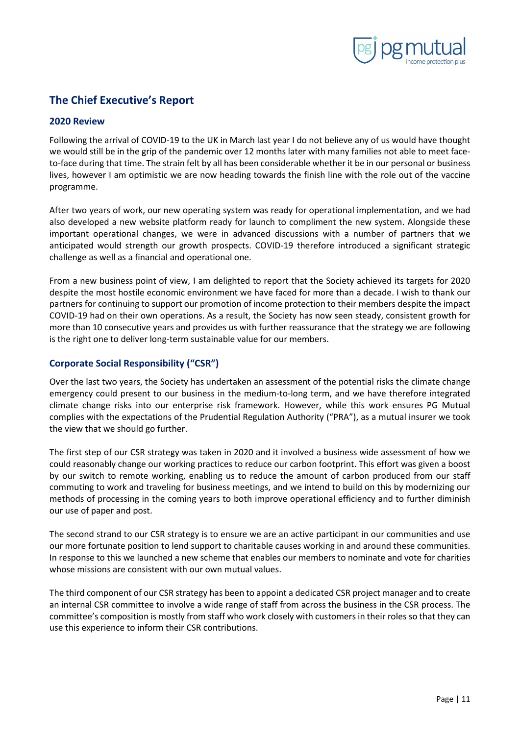## The Chief Executive's Report

### 2020 Review

Following the arrival of COVID-19 to the UK in March last year I do not believe any of us would have thought we would still be in the grip of the pandemic over 12 months later with many families not able to meet face-to-face during that time. The strain felt by all has been considerable whether it be in our personal or business lives, however I am optimistic we are now heading towards the finish line with the role out of the vaccine programme.

After two years of work, our new operating system was ready for operational implementation, and we had also developed a new website platform ready for launch to compliment the new system. Alongside these important operational changes, we were in advanced discussions with a number of partners that we anticipated would strength our growth prospects. COVID-19 therefore introduced a significant strategic challenge as well as a financial and operational one.

From a new business point of view, I am delighted to report that the Society achieved its targets for 2020 despite the most hostile economic environment we have faced for more than a decade. I wish to thank our partners for continuing to support our promotion of income protection to their members despite the impact COVID-19 had on their own operations. As a result, the Society has now seen steady, consistent growth for more than 10 consecutive years and provides us with further reassurance that the strategy we are following is the right one to deliver long-term sustainable value for our members.

### Corporate Social Responsibility ("CSR")

Over the last two years, the Society has undertaken an assessment of the potential risks the climate change emergency could present to our business in the medium-to-long term, and we have therefore integrated climate change risks into our enterprise risk framework. However, while this work ensures PG Mutual complies with the expectations of the Prudential Regulation Authority ("PRA"), as a mutual insurer we took the view that we should go further.

The first step of our CSR strategy was taken in 2020 and it involved a business wide assessment of how we could reasonably change our working practices to reduce our carbon footprint. This effort was given a boost by our switch to remote working, enabling us to reduce the amount of carbon produced from our staff commuting to work and traveling for business meetings, and we intend to build on this by modernizing our methods of processing in the coming years to both improve operational efficiency and to further diminish our use of paper and post.

The second strand to our CSR strategy is to ensure we are an active participant in our communities and use our more fortunate position to lend support to charitable causes working in and around these communities. In response to this we launched a new scheme that enables our members to nominate and vote for charities whose missions are consistent with our own mutual values.

The third component of our CSR strategy has been to appoint a dedicated CSR project manager and to create an internal CSR committee to involve a wide range of staff from across the business in the CSR process. The committee's composition is mostly from staff who work closely with customers in their roles so that they can use this experience to inform their CSR contributions.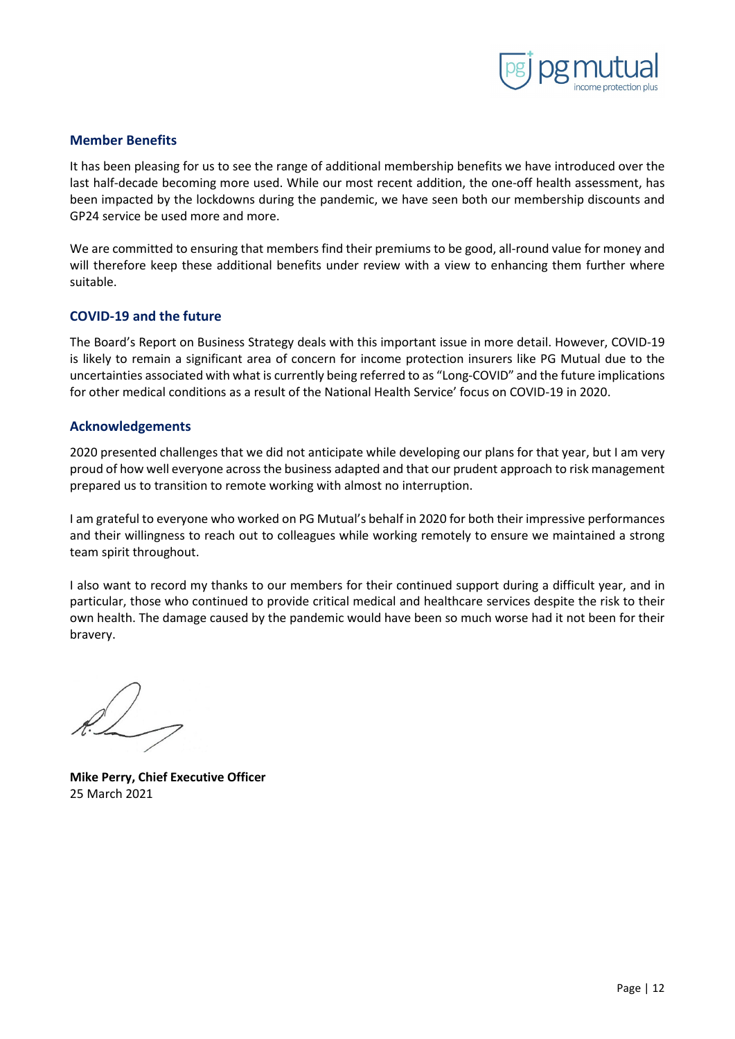## Member Benefits

It has been pleasing for us to see the range of additional membership benefits we have introduced over the last half-decade becoming more used. While our most recent addition, the one-off health assessment, has been impacted by the lockdowns during the pandemic, we have seen both our membership discounts and GP24 service be used more and more.

We are committed to ensuring that members find their premiums to be good, all-round value for money and will therefore keep these additional benefits under review with a view to enhancing them further where suitable.

## COVID-19 and the future

The Board's Report on Business Strategy deals with this important issue in more detail. However, COVID-19 is likely to remain a significant area of concern for income protection insurers like PG Mutual due to the uncertainties associated with what is currently being referred to as "Long-COVID" and the future implications for other medical conditions as a result of the National Health Service' focus on COVID-19 in 2020.

## Acknowledgements

2020 presented challenges that we did not anticipate while developing our plans for that year, but I am very proud of how well everyone across the business adapted and that our prudent approach to risk management prepared us to transition to remote working with almost no interruption.

I am grateful to everyone who worked on PG Mutual's behalf in 2020 for both their impressive performances and their willingness to reach out to colleagues while working remotely to ensure we maintained a strong team spirit throughout.

I also want to record my thanks to our members for their continued support during a difficult year, and in particular, those who continued to provide critical medical and healthcare services despite the risk to their own health. The damage caused by the pandemic would have been so much worse had it not been for their bravery.

**Mike Perry, Chief Executive Officer**
25 March 2021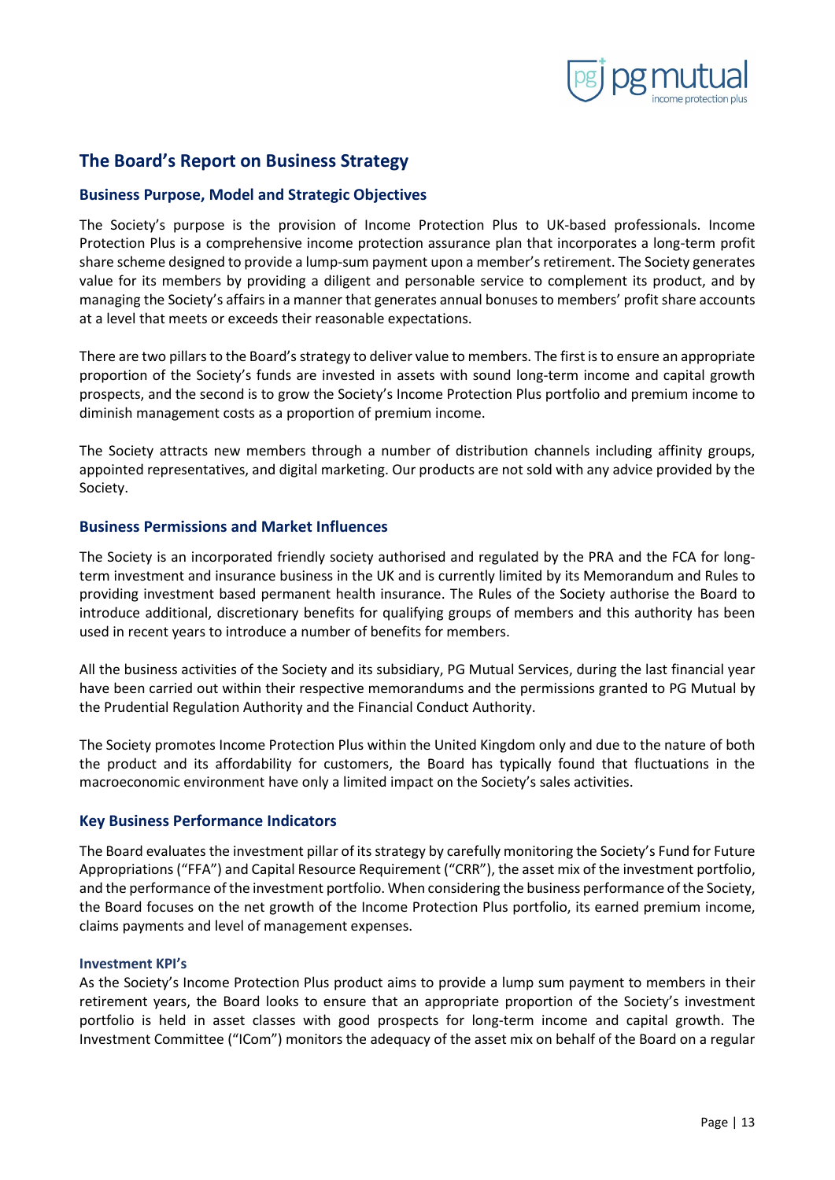## The Board's Report on Business Strategy

### Business Purpose, Model and Strategic Objectives

The Society's purpose is the provision of Income Protection Plus to UK-based professionals. Income Protection Plus is a comprehensive income protection assurance plan that incorporates a long-term profit share scheme designed to provide a lump-sum payment upon a member's retirement. The Society generates value for its members by providing a diligent and personable service to complement its product, and by managing the Society's affairs in a manner that generates annual bonuses to members' profit share accounts at a level that meets or exceeds their reasonable expectations.

There are two pillars to the Board's strategy to deliver value to members. The first is to ensure an appropriate proportion of the Society's funds are invested in assets with sound long-term income and capital growth prospects, and the second is to grow the Society's Income Protection Plus portfolio and premium income to diminish management costs as a proportion of premium income.

The Society attracts new members through a number of distribution channels including affinity groups, appointed representatives, and digital marketing. Our products are not sold with any advice provided by the Society.

### Business Permissions and Market Influences

The Society is an incorporated friendly society authorised and regulated by the PRA and the FCA for long-term investment and insurance business in the UK and is currently limited by its Memorandum and Rules to providing investment based permanent health insurance. The Rules of the Society authorise the Board to introduce additional, discretionary benefits for qualifying groups of members and this authority has been used in recent years to introduce a number of benefits for members.

All the business activities of the Society and its subsidiary, PG Mutual Services, during the last financial year have been carried out within their respective memorandums and the permissions granted to PG Mutual by the Prudential Regulation Authority and the Financial Conduct Authority.

The Society promotes Income Protection Plus within the United Kingdom only and due to the nature of both the product and its affordability for customers, the Board has typically found that fluctuations in the macroeconomic environment have only a limited impact on the Society's sales activities.

### Key Business Performance Indicators

The Board evaluates the investment pillar of its strategy by carefully monitoring the Society's Fund for Future Appropriations ("FFA") and Capital Resource Requirement ("CRR"), the asset mix of the investment portfolio, and the performance of the investment portfolio. When considering the business performance of the Society, the Board focuses on the net growth of the Income Protection Plus portfolio, its earned premium income, claims payments and level of management expenses.

#### Investment KPI's

As the Society's Income Protection Plus product aims to provide a lump sum payment to members in their retirement years, the Board looks to ensure that an appropriate proportion of the Society's investment portfolio is held in asset classes with good prospects for long-term income and capital growth. The Investment Committee ("ICom") monitors the adequacy of the asset mix on behalf of the Board on a regular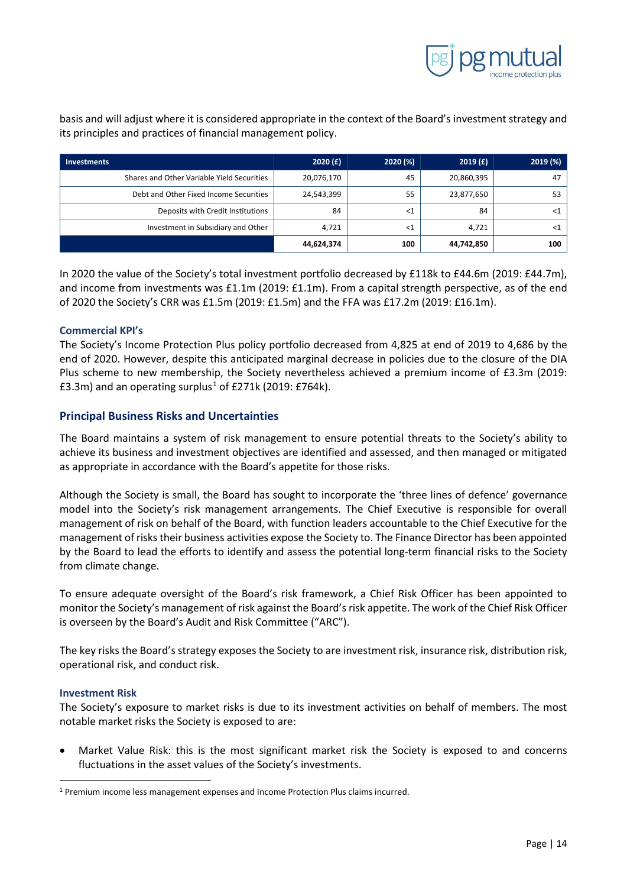basis and will adjust where it is considered appropriate in the context of the Board's investment strategy and its principles and practices of financial management policy.

| Investments | 2020 (£) | 2020 (%) | 2019 (£) | 2019 (%) |
| --- | --- | --- | --- | --- |
| Shares and Other Variable Yield Securities | 20,076,170 | 45 | 20,860,395 | 47 |
| Debt and Other Fixed Income Securities | 24,543,399 | 55 | 23,877,650 | 53 |
| Deposits with Credit Institutions | 84 | <1 | 84 | <1 |
| Investment in Subsidiary and Other | 4,721 | <1 | 4,721 | <1 |
| | **44,624,374** | **100** | **44,742,850** | **100** |

In 2020 the value of the Society's total investment portfolio decreased by £118k to £44.6m (2019: £44.7m), and income from investments was £1.1m (2019: £1.1m). From a capital strength perspective, as of the end of 2020 the Society's CRR was £1.5m (2019: £1.5m) and the FFA was £17.2m (2019: £16.1m).

### Commercial KPI's

The Society's Income Protection Plus policy portfolio decreased from 4,825 at end of 2019 to 4,686 by the end of 2020. However, despite this anticipated marginal decrease in policies due to the closure of the DIA Plus scheme to new membership, the Society nevertheless achieved a premium income of £3.3m (2019: £3.3m) and an operating surplus[1] of £271k (2019: £764k).

## Principal Business Risks and Uncertainties

The Board maintains a system of risk management to ensure potential threats to the Society's ability to achieve its business and investment objectives are identified and assessed, and then managed or mitigated as appropriate in accordance with the Board's appetite for those risks.

Although the Society is small, the Board has sought to incorporate the 'three lines of defence' governance model into the Society's risk management arrangements. The Chief Executive is responsible for overall management of risk on behalf of the Board, with function leaders accountable to the Chief Executive for the management of risks their business activities expose the Society to. The Finance Director has been appointed by the Board to lead the efforts to identify and assess the potential long-term financial risks to the Society from climate change.

To ensure adequate oversight of the Board's risk framework, a Chief Risk Officer has been appointed to monitor the Society's management of risk against the Board's risk appetite. The work of the Chief Risk Officer is overseen by the Board's Audit and Risk Committee ("ARC").

The key risks the Board's strategy exposes the Society to are investment risk, insurance risk, distribution risk, operational risk, and conduct risk.

### Investment Risk

The Society's exposure to market risks is due to its investment activities on behalf of members. The most notable market risks the Society is exposed to are:

- Market Value Risk: this is the most significant market risk the Society is exposed to and concerns fluctuations in the asset values of the Society's investments.

[1] Premium income less management expenses and Income Protection Plus claims incurred.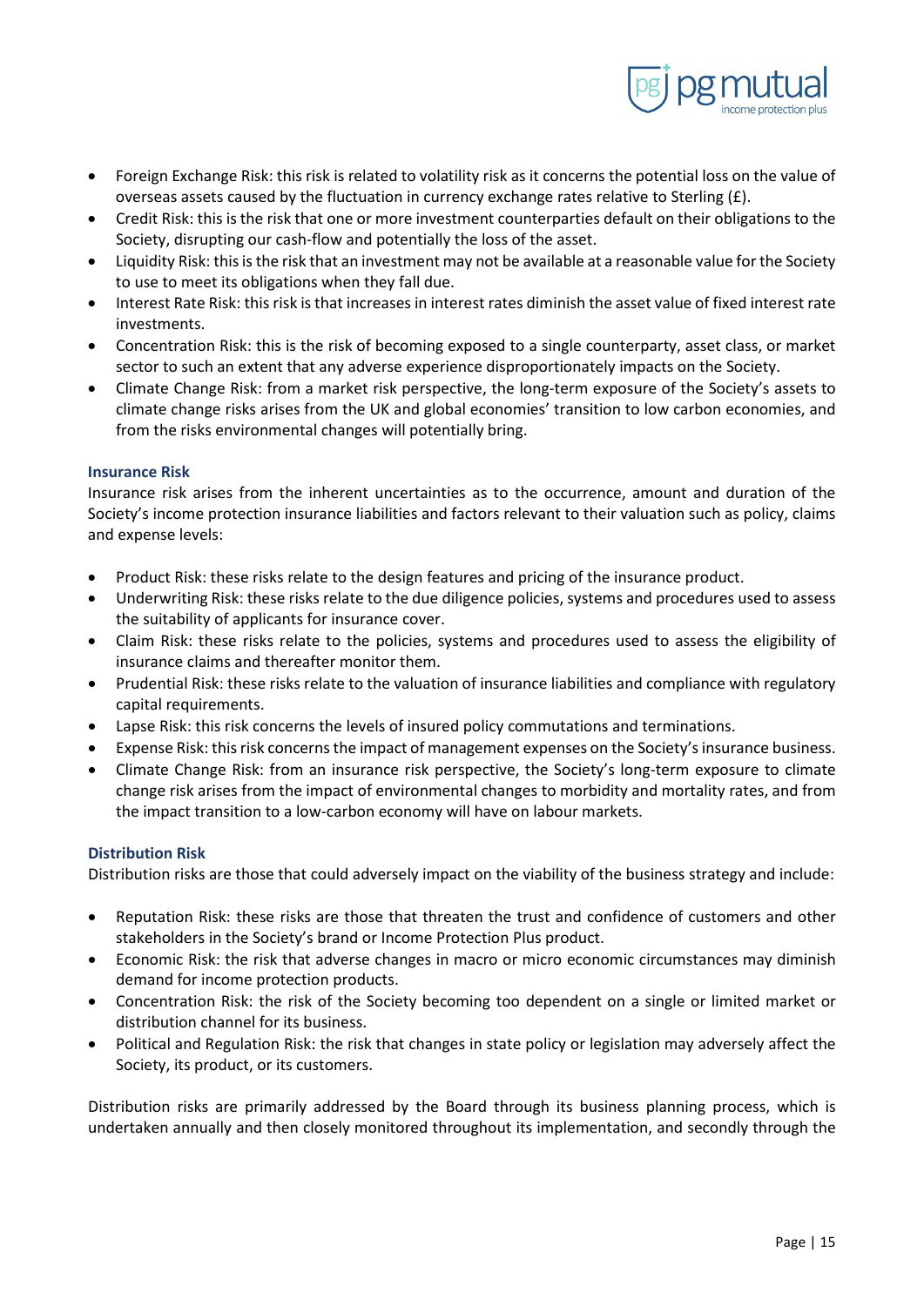- Foreign Exchange Risk: this risk is related to volatility risk as it concerns the potential loss on the value of overseas assets caused by the fluctuation in currency exchange rates relative to Sterling (£).
- Credit Risk: this is the risk that one or more investment counterparties default on their obligations to the Society, disrupting our cash-flow and potentially the loss of the asset.
- Liquidity Risk: this is the risk that an investment may not be available at a reasonable value for the Society to use to meet its obligations when they fall due.
- Interest Rate Risk: this risk is that increases in interest rates diminish the asset value of fixed interest rate investments.
- Concentration Risk: this is the risk of becoming exposed to a single counterparty, asset class, or market sector to such an extent that any adverse experience disproportionately impacts on the Society.
- Climate Change Risk: from a market risk perspective, the long-term exposure of the Society's assets to climate change risks arises from the UK and global economies' transition to low carbon economies, and from the risks environmental changes will potentially bring.

### Insurance Risk

Insurance risk arises from the inherent uncertainties as to the occurrence, amount and duration of the Society's income protection insurance liabilities and factors relevant to their valuation such as policy, claims and expense levels:

- Product Risk: these risks relate to the design features and pricing of the insurance product.
- Underwriting Risk: these risks relate to the due diligence policies, systems and procedures used to assess the suitability of applicants for insurance cover.
- Claim Risk: these risks relate to the policies, systems and procedures used to assess the eligibility of insurance claims and thereafter monitor them.
- Prudential Risk: these risks relate to the valuation of insurance liabilities and compliance with regulatory capital requirements.
- Lapse Risk: this risk concerns the levels of insured policy commutations and terminations.
- Expense Risk: this risk concerns the impact of management expenses on the Society's insurance business.
- Climate Change Risk: from an insurance risk perspective, the Society's long-term exposure to climate change risk arises from the impact of environmental changes to morbidity and mortality rates, and from the impact transition to a low-carbon economy will have on labour markets.

### Distribution Risk

Distribution risks are those that could adversely impact on the viability of the business strategy and include:

- Reputation Risk: these risks are those that threaten the trust and confidence of customers and other stakeholders in the Society's brand or Income Protection Plus product.
- Economic Risk: the risk that adverse changes in macro or micro economic circumstances may diminish demand for income protection products.
- Concentration Risk: the risk of the Society becoming too dependent on a single or limited market or distribution channel for its business.
- Political and Regulation Risk: the risk that changes in state policy or legislation may adversely affect the Society, its product, or its customers.

Distribution risks are primarily addressed by the Board through its business planning process, which is undertaken annually and then closely monitored throughout its implementation, and secondly through the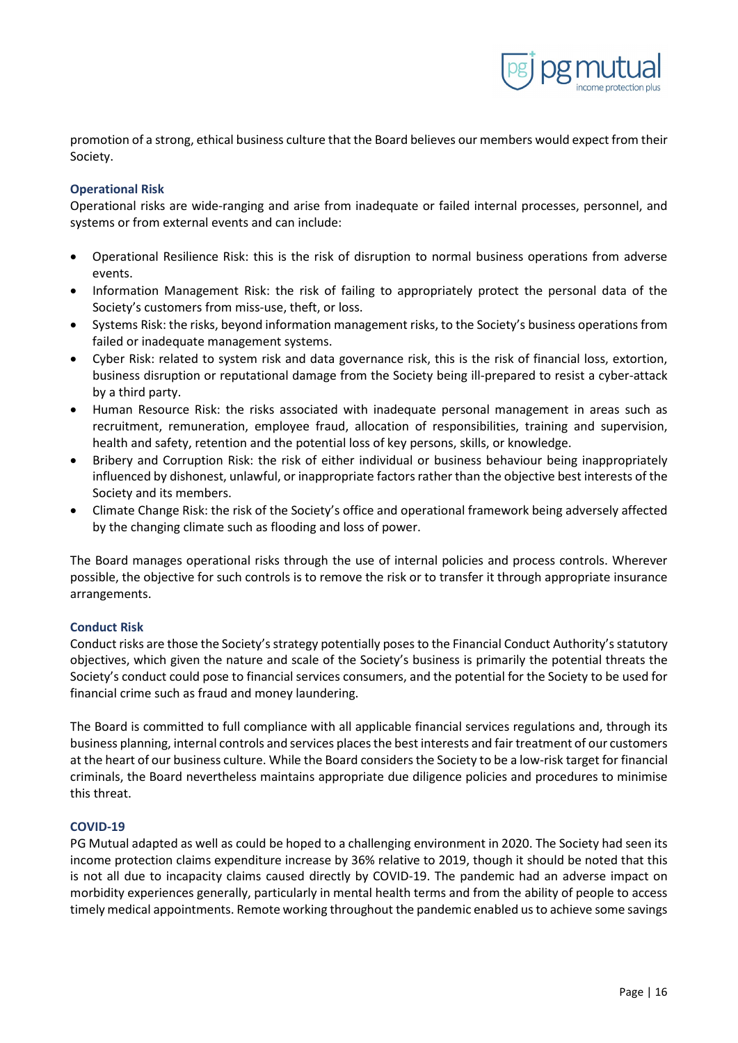promotion of a strong, ethical business culture that the Board believes our members would expect from their Society.

### Operational Risk

Operational risks are wide-ranging and arise from inadequate or failed internal processes, personnel, and systems or from external events and can include:

- Operational Resilience Risk: this is the risk of disruption to normal business operations from adverse events.
- Information Management Risk: the risk of failing to appropriately protect the personal data of the Society's customers from miss-use, theft, or loss.
- Systems Risk: the risks, beyond information management risks, to the Society's business operations from failed or inadequate management systems.
- Cyber Risk: related to system risk and data governance risk, this is the risk of financial loss, extortion, business disruption or reputational damage from the Society being ill-prepared to resist a cyber-attack by a third party.
- Human Resource Risk: the risks associated with inadequate personal management in areas such as recruitment, remuneration, employee fraud, allocation of responsibilities, training and supervision, health and safety, retention and the potential loss of key persons, skills, or knowledge.
- Bribery and Corruption Risk: the risk of either individual or business behaviour being inappropriately influenced by dishonest, unlawful, or inappropriate factors rather than the objective best interests of the Society and its members.
- Climate Change Risk: the risk of the Society's office and operational framework being adversely affected by the changing climate such as flooding and loss of power.

The Board manages operational risks through the use of internal policies and process controls. Wherever possible, the objective for such controls is to remove the risk or to transfer it through appropriate insurance arrangements.

### Conduct Risk

Conduct risks are those the Society's strategy potentially poses to the Financial Conduct Authority's statutory objectives, which given the nature and scale of the Society's business is primarily the potential threats the Society's conduct could pose to financial services consumers, and the potential for the Society to be used for financial crime such as fraud and money laundering.

The Board is committed to full compliance with all applicable financial services regulations and, through its business planning, internal controls and services places the best interests and fair treatment of our customers at the heart of our business culture. While the Board considers the Society to be a low-risk target for financial criminals, the Board nevertheless maintains appropriate due diligence policies and procedures to minimise this threat.

### COVID-19

PG Mutual adapted as well as could be hoped to a challenging environment in 2020. The Society had seen its income protection claims expenditure increase by 36% relative to 2019, though it should be noted that this is not all due to incapacity claims caused directly by COVID-19. The pandemic had an adverse impact on morbidity experiences generally, particularly in mental health terms and from the ability of people to access timely medical appointments. Remote working throughout the pandemic enabled us to achieve some savings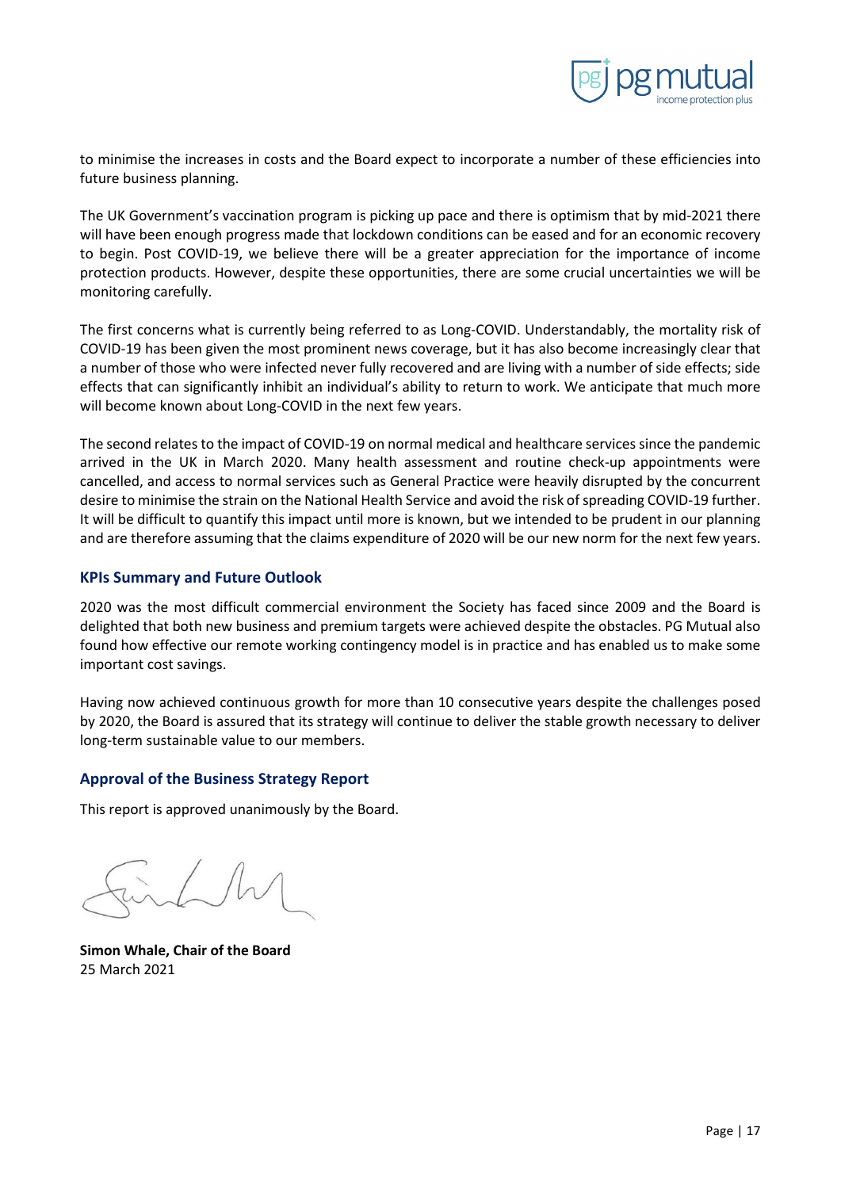to minimise the increases in costs and the Board expect to incorporate a number of these efficiencies into future business planning.

The UK Government's vaccination program is picking up pace and there is optimism that by mid-2021 there will have been enough progress made that lockdown conditions can be eased and for an economic recovery to begin. Post COVID-19, we believe there will be a greater appreciation for the importance of income protection products. However, despite these opportunities, there are some crucial uncertainties we will be monitoring carefully.

The first concerns what is currently being referred to as Long-COVID. Understandably, the mortality risk of COVID-19 has been given the most prominent news coverage, but it has also become increasingly clear that a number of those who were infected never fully recovered and are living with a number of side effects; side effects that can significantly inhibit an individual's ability to return to work. We anticipate that much more will become known about Long-COVID in the next few years.

The second relates to the impact of COVID-19 on normal medical and healthcare services since the pandemic arrived in the UK in March 2020. Many health assessment and routine check-up appointments were cancelled, and access to normal services such as General Practice were heavily disrupted by the concurrent desire to minimise the strain on the National Health Service and avoid the risk of spreading COVID-19 further. It will be difficult to quantify this impact until more is known, but we intended to be prudent in our planning and are therefore assuming that the claims expenditure of 2020 will be our new norm for the next few years.

### KPIs Summary and Future Outlook

2020 was the most difficult commercial environment the Society has faced since 2009 and the Board is delighted that both new business and premium targets were achieved despite the obstacles. PG Mutual also found how effective our remote working contingency model is in practice and has enabled us to make some important cost savings.

Having now achieved continuous growth for more than 10 consecutive years despite the challenges posed by 2020, the Board is assured that its strategy will continue to deliver the stable growth necessary to deliver long-term sustainable value to our members.

### Approval of the Business Strategy Report

This report is approved unanimously by the Board.

**Simon Whale, Chair of the Board**
25 March 2021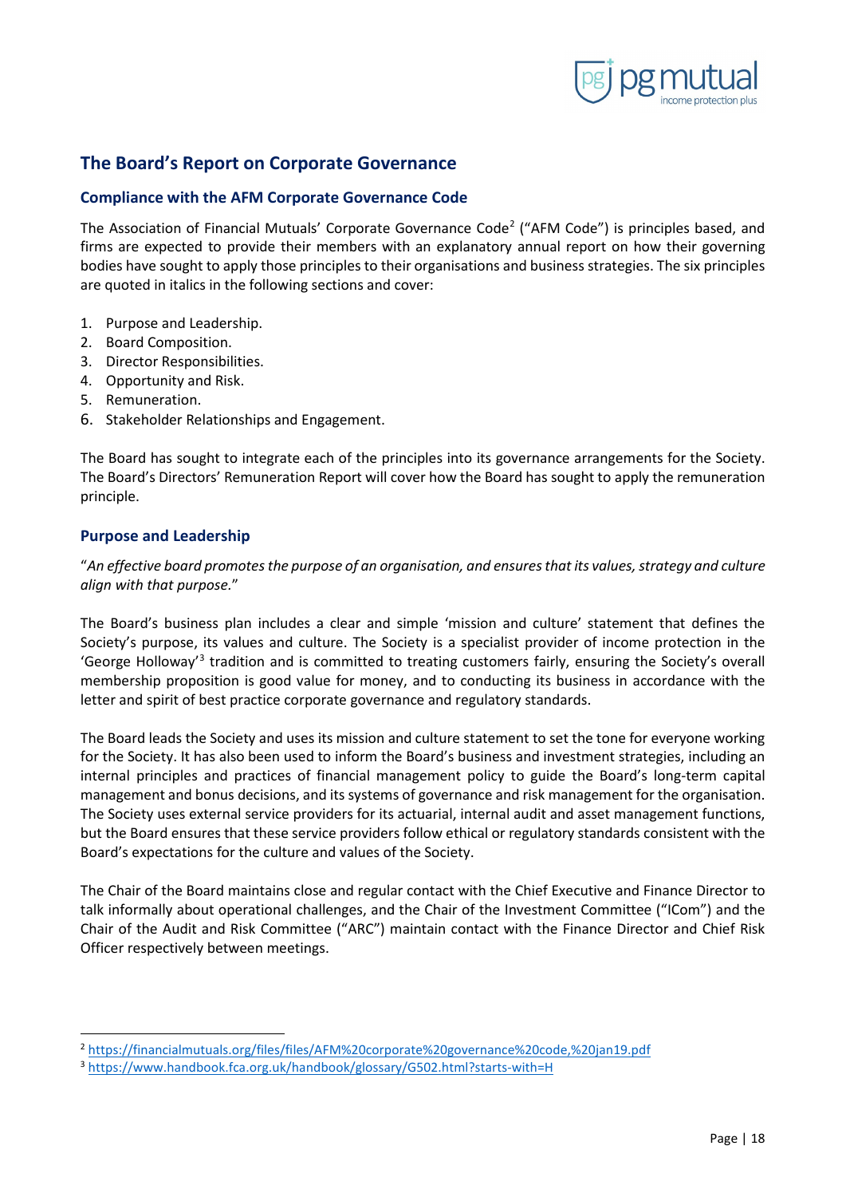## The Board's Report on Corporate Governance

### Compliance with the AFM Corporate Governance Code

The Association of Financial Mutuals' Corporate Governance Code[2] ("AFM Code") is principles based, and firms are expected to provide their members with an explanatory annual report on how their governing bodies have sought to apply those principles to their organisations and business strategies. The six principles are quoted in italics in the following sections and cover:

1. Purpose and Leadership.
2. Board Composition.
3. Director Responsibilities.
4. Opportunity and Risk.
5. Remuneration.
6. Stakeholder Relationships and Engagement.

The Board has sought to integrate each of the principles into its governance arrangements for the Society. The Board's Directors' Remuneration Report will cover how the Board has sought to apply the remuneration principle.

### Purpose and Leadership

"*An effective board promotes the purpose of an organisation, and ensures that its values, strategy and culture align with that purpose.*"

The Board's business plan includes a clear and simple 'mission and culture' statement that defines the Society's purpose, its values and culture. The Society is a specialist provider of income protection in the 'George Holloway'[3] tradition and is committed to treating customers fairly, ensuring the Society's overall membership proposition is good value for money, and to conducting its business in accordance with the letter and spirit of best practice corporate governance and regulatory standards.

The Board leads the Society and uses its mission and culture statement to set the tone for everyone working for the Society. It has also been used to inform the Board's business and investment strategies, including an internal principles and practices of financial management policy to guide the Board's long-term capital management and bonus decisions, and its systems of governance and risk management for the organisation. The Society uses external service providers for its actuarial, internal audit and asset management functions, but the Board ensures that these service providers follow ethical or regulatory standards consistent with the Board's expectations for the culture and values of the Society.

The Chair of the Board maintains close and regular contact with the Chief Executive and Finance Director to talk informally about operational challenges, and the Chair of the Investment Committee ("ICom") and the Chair of the Audit and Risk Committee ("ARC") maintain contact with the Finance Director and Chief Risk Officer respectively between meetings.

---

[2] https://financialmutuals.org/files/files/AFM%20corporate%20governance%20code,%20jan19.pdf

[3] https://www.handbook.fca.org.uk/handbook/glossary/G502.html?starts-with=H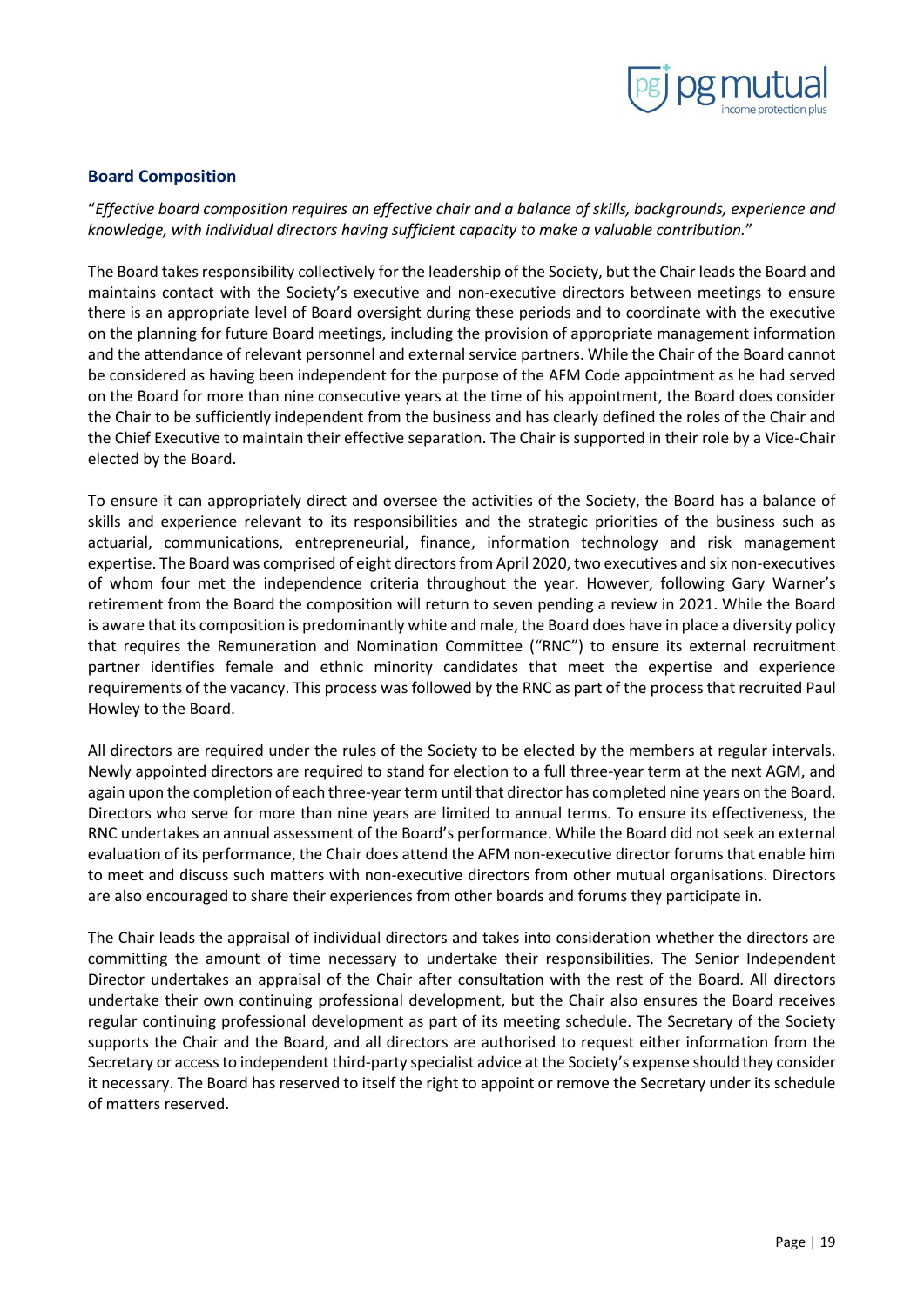## Board Composition

"*Effective board composition requires an effective chair and a balance of skills, backgrounds, experience and knowledge, with individual directors having sufficient capacity to make a valuable contribution.*"

The Board takes responsibility collectively for the leadership of the Society, but the Chair leads the Board and maintains contact with the Society's executive and non-executive directors between meetings to ensure there is an appropriate level of Board oversight during these periods and to coordinate with the executive on the planning for future Board meetings, including the provision of appropriate management information and the attendance of relevant personnel and external service partners. While the Chair of the Board cannot be considered as having been independent for the purpose of the AFM Code appointment as he had served on the Board for more than nine consecutive years at the time of his appointment, the Board does consider the Chair to be sufficiently independent from the business and has clearly defined the roles of the Chair and the Chief Executive to maintain their effective separation. The Chair is supported in their role by a Vice-Chair elected by the Board.

To ensure it can appropriately direct and oversee the activities of the Society, the Board has a balance of skills and experience relevant to its responsibilities and the strategic priorities of the business such as actuarial, communications, entrepreneurial, finance, information technology and risk management expertise. The Board was comprised of eight directors from April 2020, two executives and six non-executives of whom four met the independence criteria throughout the year. However, following Gary Warner's retirement from the Board the composition will return to seven pending a review in 2021. While the Board is aware that its composition is predominantly white and male, the Board does have in place a diversity policy that requires the Remuneration and Nomination Committee ("RNC") to ensure its external recruitment partner identifies female and ethnic minority candidates that meet the expertise and experience requirements of the vacancy. This process was followed by the RNC as part of the process that recruited Paul Howley to the Board.

All directors are required under the rules of the Society to be elected by the members at regular intervals. Newly appointed directors are required to stand for election to a full three-year term at the next AGM, and again upon the completion of each three-year term until that director has completed nine years on the Board. Directors who serve for more than nine years are limited to annual terms. To ensure its effectiveness, the RNC undertakes an annual assessment of the Board's performance. While the Board did not seek an external evaluation of its performance, the Chair does attend the AFM non-executive director forums that enable him to meet and discuss such matters with non-executive directors from other mutual organisations. Directors are also encouraged to share their experiences from other boards and forums they participate in.

The Chair leads the appraisal of individual directors and takes into consideration whether the directors are committing the amount of time necessary to undertake their responsibilities. The Senior Independent Director undertakes an appraisal of the Chair after consultation with the rest of the Board. All directors undertake their own continuing professional development, but the Chair also ensures the Board receives regular continuing professional development as part of its meeting schedule. The Secretary of the Society supports the Chair and the Board, and all directors are authorised to request either information from the Secretary or access to independent third-party specialist advice at the Society's expense should they consider it necessary. The Board has reserved to itself the right to appoint or remove the Secretary under its schedule of matters reserved.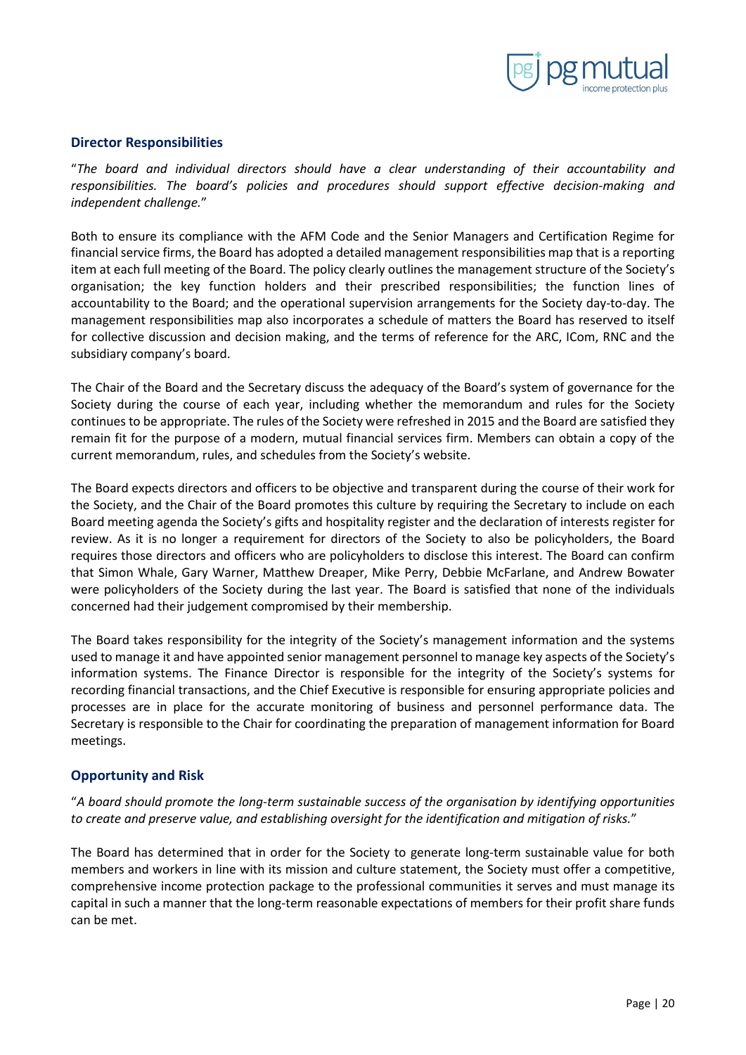## Director Responsibilities

"*The board and individual directors should have a clear understanding of their accountability and responsibilities. The board's policies and procedures should support effective decision-making and independent challenge.*"

Both to ensure its compliance with the AFM Code and the Senior Managers and Certification Regime for financial service firms, the Board has adopted a detailed management responsibilities map that is a reporting item at each full meeting of the Board. The policy clearly outlines the management structure of the Society's organisation; the key function holders and their prescribed responsibilities; the function lines of accountability to the Board; and the operational supervision arrangements for the Society day-to-day. The management responsibilities map also incorporates a schedule of matters the Board has reserved to itself for collective discussion and decision making, and the terms of reference for the ARC, ICom, RNC and the subsidiary company's board.

The Chair of the Board and the Secretary discuss the adequacy of the Board's system of governance for the Society during the course of each year, including whether the memorandum and rules for the Society continues to be appropriate. The rules of the Society were refreshed in 2015 and the Board are satisfied they remain fit for the purpose of a modern, mutual financial services firm. Members can obtain a copy of the current memorandum, rules, and schedules from the Society's website.

The Board expects directors and officers to be objective and transparent during the course of their work for the Society, and the Chair of the Board promotes this culture by requiring the Secretary to include on each Board meeting agenda the Society's gifts and hospitality register and the declaration of interests register for review. As it is no longer a requirement for directors of the Society to also be policyholders, the Board requires those directors and officers who are policyholders to disclose this interest. The Board can confirm that Simon Whale, Gary Warner, Matthew Dreaper, Mike Perry, Debbie McFarlane, and Andrew Bowater were policyholders of the Society during the last year. The Board is satisfied that none of the individuals concerned had their judgement compromised by their membership.

The Board takes responsibility for the integrity of the Society's management information and the systems used to manage it and have appointed senior management personnel to manage key aspects of the Society's information systems. The Finance Director is responsible for the integrity of the Society's systems for recording financial transactions, and the Chief Executive is responsible for ensuring appropriate policies and processes are in place for the accurate monitoring of business and personnel performance data. The Secretary is responsible to the Chair for coordinating the preparation of management information for Board meetings.

## Opportunity and Risk

"*A board should promote the long-term sustainable success of the organisation by identifying opportunities to create and preserve value, and establishing oversight for the identification and mitigation of risks.*"

The Board has determined that in order for the Society to generate long-term sustainable value for both members and workers in line with its mission and culture statement, the Society must offer a competitive, comprehensive income protection package to the professional communities it serves and must manage its capital in such a manner that the long-term reasonable expectations of members for their profit share funds can be met.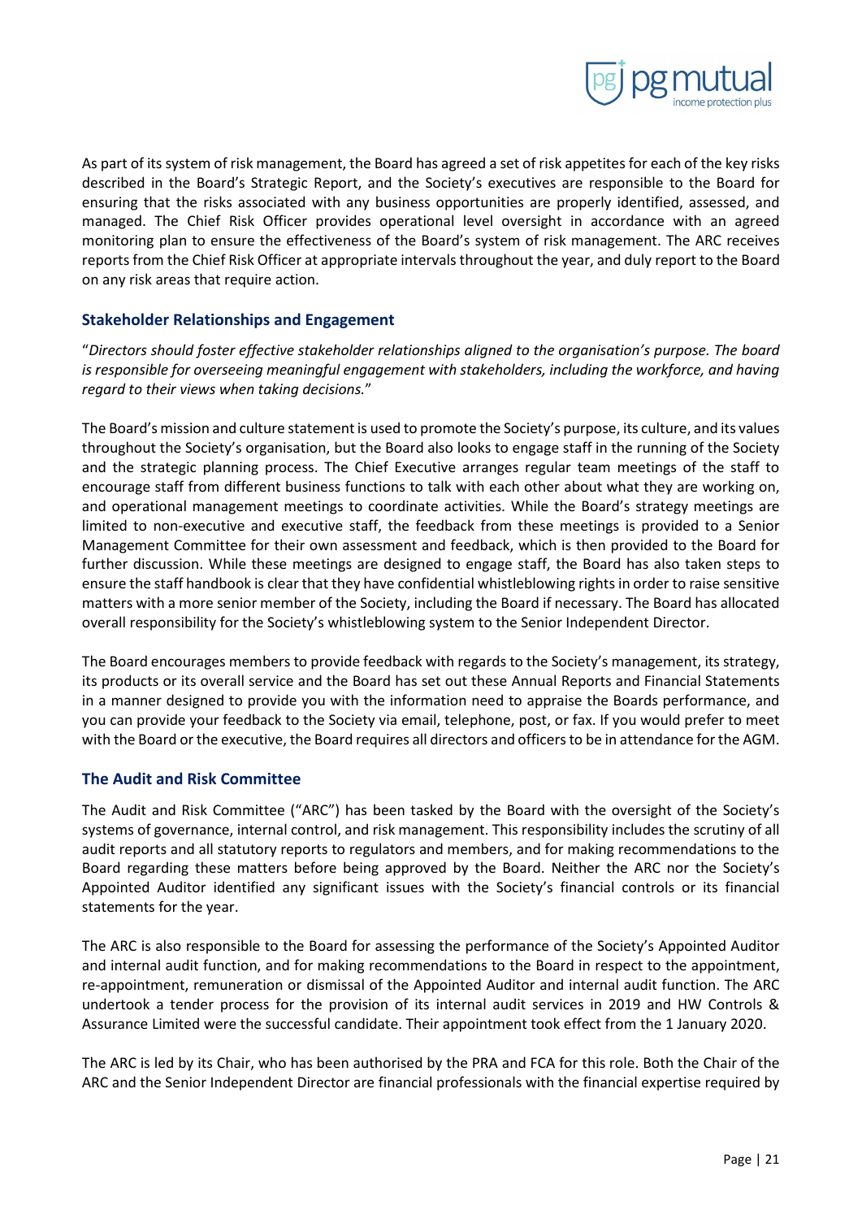As part of its system of risk management, the Board has agreed a set of risk appetites for each of the key risks described in the Board's Strategic Report, and the Society's executives are responsible to the Board for ensuring that the risks associated with any business opportunities are properly identified, assessed, and managed. The Chief Risk Officer provides operational level oversight in accordance with an agreed monitoring plan to ensure the effectiveness of the Board's system of risk management. The ARC receives reports from the Chief Risk Officer at appropriate intervals throughout the year, and duly report to the Board on any risk areas that require action.

### Stakeholder Relationships and Engagement

"*Directors should foster effective stakeholder relationships aligned to the organisation's purpose. The board is responsible for overseeing meaningful engagement with stakeholders, including the workforce, and having regard to their views when taking decisions.*"

The Board's mission and culture statement is used to promote the Society's purpose, its culture, and its values throughout the Society's organisation, but the Board also looks to engage staff in the running of the Society and the strategic planning process. The Chief Executive arranges regular team meetings of the staff to encourage staff from different business functions to talk with each other about what they are working on, and operational management meetings to coordinate activities. While the Board's strategy meetings are limited to non-executive and executive staff, the feedback from these meetings is provided to a Senior Management Committee for their own assessment and feedback, which is then provided to the Board for further discussion. While these meetings are designed to engage staff, the Board has also taken steps to ensure the staff handbook is clear that they have confidential whistleblowing rights in order to raise sensitive matters with a more senior member of the Society, including the Board if necessary. The Board has allocated overall responsibility for the Society's whistleblowing system to the Senior Independent Director.

The Board encourages members to provide feedback with regards to the Society's management, its strategy, its products or its overall service and the Board has set out these Annual Reports and Financial Statements in a manner designed to provide you with the information need to appraise the Boards performance, and you can provide your feedback to the Society via email, telephone, post, or fax. If you would prefer to meet with the Board or the executive, the Board requires all directors and officers to be in attendance for the AGM.

### The Audit and Risk Committee

The Audit and Risk Committee ("ARC") has been tasked by the Board with the oversight of the Society's systems of governance, internal control, and risk management. This responsibility includes the scrutiny of all audit reports and all statutory reports to regulators and members, and for making recommendations to the Board regarding these matters before being approved by the Board. Neither the ARC nor the Society's Appointed Auditor identified any significant issues with the Society's financial controls or its financial statements for the year.

The ARC is also responsible to the Board for assessing the performance of the Society's Appointed Auditor and internal audit function, and for making recommendations to the Board in respect to the appointment, re-appointment, remuneration or dismissal of the Appointed Auditor and internal audit function. The ARC undertook a tender process for the provision of its internal audit services in 2019 and HW Controls & Assurance Limited were the successful candidate. Their appointment took effect from the 1 January 2020.

The ARC is led by its Chair, who has been authorised by the PRA and FCA for this role. Both the Chair of the ARC and the Senior Independent Director are financial professionals with the financial expertise required by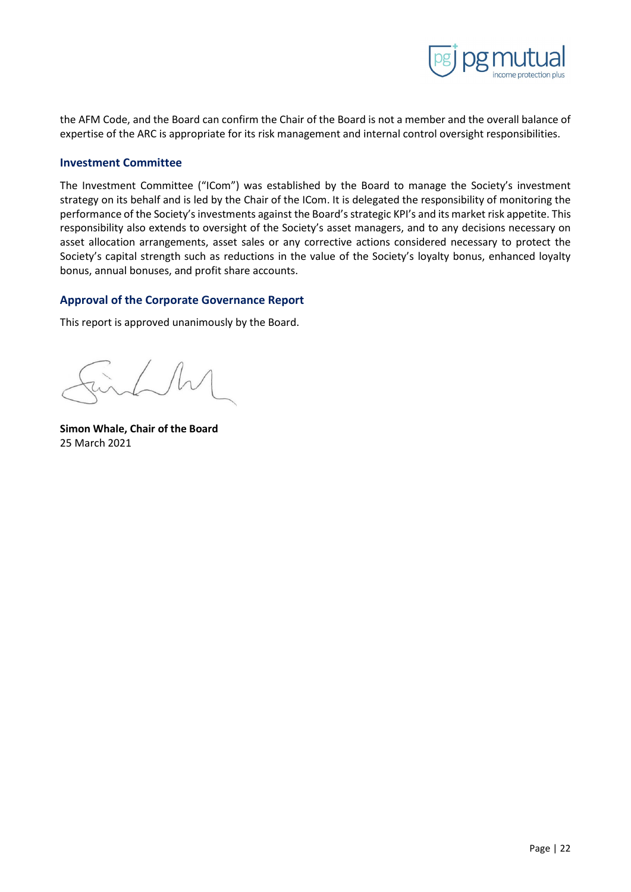the AFM Code, and the Board can confirm the Chair of the Board is not a member and the overall balance of expertise of the ARC is appropriate for its risk management and internal control oversight responsibilities.

### Investment Committee

The Investment Committee ("ICom") was established by the Board to manage the Society's investment strategy on its behalf and is led by the Chair of the ICom. It is delegated the responsibility of monitoring the performance of the Society's investments against the Board's strategic KPI's and its market risk appetite. This responsibility also extends to oversight of the Society's asset managers, and to any decisions necessary on asset allocation arrangements, asset sales or any corrective actions considered necessary to protect the Society's capital strength such as reductions in the value of the Society's loyalty bonus, enhanced loyalty bonus, annual bonuses, and profit share accounts.

### Approval of the Corporate Governance Report

This report is approved unanimously by the Board.

**Simon Whale, Chair of the Board**
25 March 2021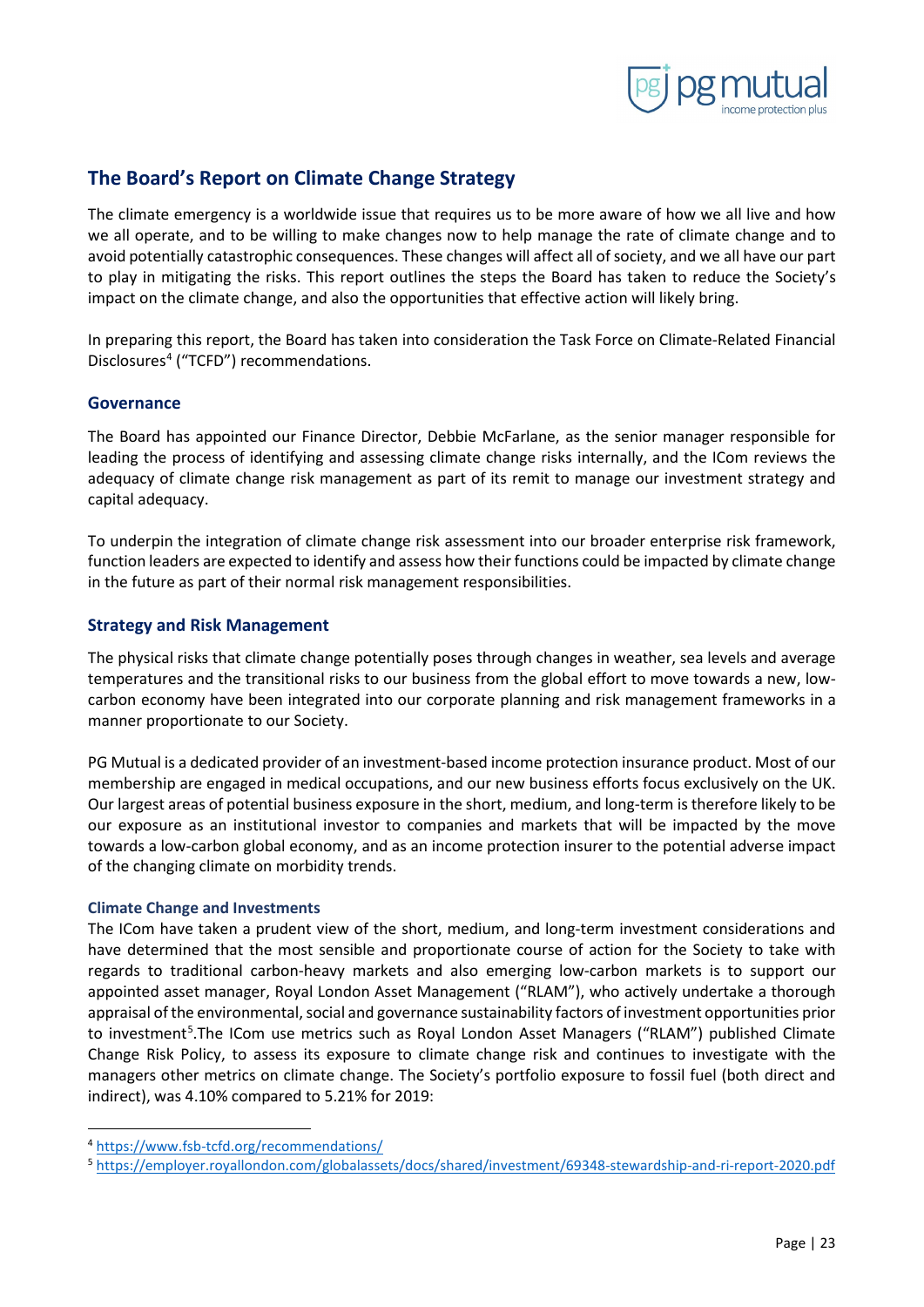## The Board's Report on Climate Change Strategy

The climate emergency is a worldwide issue that requires us to be more aware of how we all live and how we all operate, and to be willing to make changes now to help manage the rate of climate change and to avoid potentially catastrophic consequences. These changes will affect all of society, and we all have our part to play in mitigating the risks. This report outlines the steps the Board has taken to reduce the Society's impact on the climate change, and also the opportunities that effective action will likely bring.

In preparing this report, the Board has taken into consideration the Task Force on Climate-Related Financial Disclosures[4] ("TCFD") recommendations.

### Governance

The Board has appointed our Finance Director, Debbie McFarlane, as the senior manager responsible for leading the process of identifying and assessing climate change risks internally, and the ICom reviews the adequacy of climate change risk management as part of its remit to manage our investment strategy and capital adequacy.

To underpin the integration of climate change risk assessment into our broader enterprise risk framework, function leaders are expected to identify and assess how their functions could be impacted by climate change in the future as part of their normal risk management responsibilities.

### Strategy and Risk Management

The physical risks that climate change potentially poses through changes in weather, sea levels and average temperatures and the transitional risks to our business from the global effort to move towards a new, low-carbon economy have been integrated into our corporate planning and risk management frameworks in a manner proportionate to our Society.

PG Mutual is a dedicated provider of an investment-based income protection insurance product. Most of our membership are engaged in medical occupations, and our new business efforts focus exclusively on the UK. Our largest areas of potential business exposure in the short, medium, and long-term is therefore likely to be our exposure as an institutional investor to companies and markets that will be impacted by the move towards a low-carbon global economy, and as an income protection insurer to the potential adverse impact of the changing climate on morbidity trends.

#### Climate Change and Investments

The ICom have taken a prudent view of the short, medium, and long-term investment considerations and have determined that the most sensible and proportionate course of action for the Society to take with regards to traditional carbon-heavy markets and also emerging low-carbon markets is to support our appointed asset manager, Royal London Asset Management ("RLAM"), who actively undertake a thorough appraisal of the environmental, social and governance sustainability factors of investment opportunities prior to investment[5].The ICom use metrics such as Royal London Asset Managers ("RLAM") published Climate Change Risk Policy, to assess its exposure to climate change risk and continues to investigate with the managers other metrics on climate change. The Society's portfolio exposure to fossil fuel (both direct and indirect), was 4.10% compared to 5.21% for 2019:

[4] https://www.fsb-tcfd.org/recommendations/

[5] https://employer.royallondon.com/globalassets/docs/shared/investment/69348-stewardship-and-ri-report-2020.pdf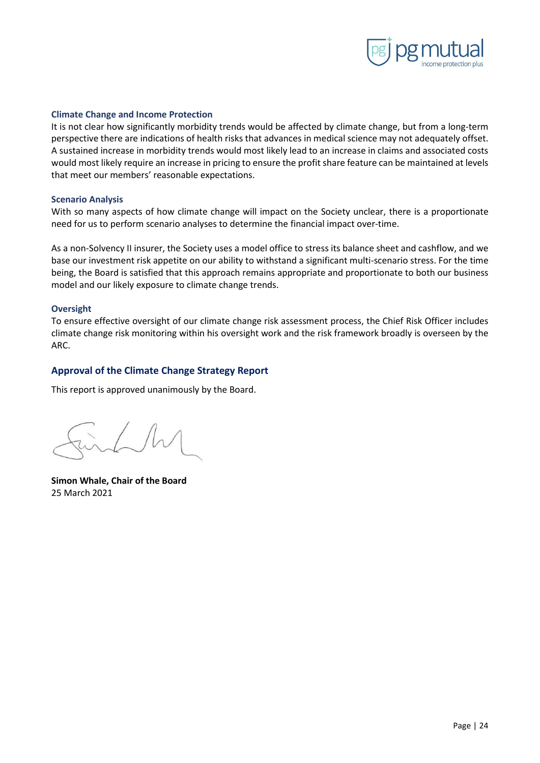### Climate Change and Income Protection

It is not clear how significantly morbidity trends would be affected by climate change, but from a long-term perspective there are indications of health risks that advances in medical science may not adequately offset. A sustained increase in morbidity trends would most likely lead to an increase in claims and associated costs would most likely require an increase in pricing to ensure the profit share feature can be maintained at levels that meet our members' reasonable expectations.

### Scenario Analysis

With so many aspects of how climate change will impact on the Society unclear, there is a proportionate need for us to perform scenario analyses to determine the financial impact over-time.

As a non-Solvency II insurer, the Society uses a model office to stress its balance sheet and cashflow, and we base our investment risk appetite on our ability to withstand a significant multi-scenario stress. For the time being, the Board is satisfied that this approach remains appropriate and proportionate to both our business model and our likely exposure to climate change trends.

### Oversight

To ensure effective oversight of our climate change risk assessment process, the Chief Risk Officer includes climate change risk monitoring within his oversight work and the risk framework broadly is overseen by the ARC.

## Approval of the Climate Change Strategy Report

This report is approved unanimously by the Board.

**Simon Whale, Chair of the Board**
25 March 2021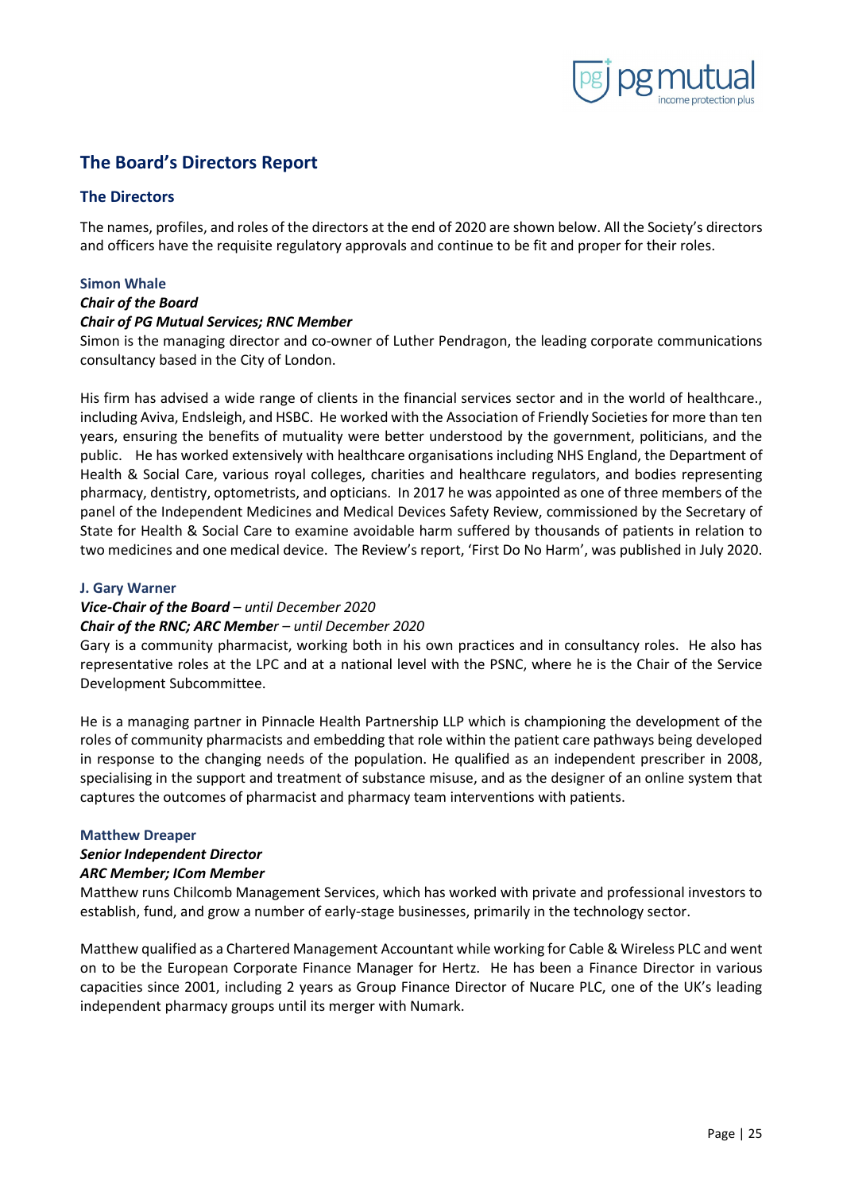## The Board's Directors Report

### The Directors

The names, profiles, and roles of the directors at the end of 2020 are shown below. All the Society's directors and officers have the requisite regulatory approvals and continue to be fit and proper for their roles.

**Simon Whale**
***Chair of the Board***
***Chair of PG Mutual Services; RNC Member***
Simon is the managing director and co-owner of Luther Pendragon, the leading corporate communications consultancy based in the City of London.

His firm has advised a wide range of clients in the financial services sector and in the world of healthcare., including Aviva, Endsleigh, and HSBC. He worked with the Association of Friendly Societies for more than ten years, ensuring the benefits of mutuality were better understood by the government, politicians, and the public. He has worked extensively with healthcare organisations including NHS England, the Department of Health & Social Care, various royal colleges, charities and healthcare regulators, and bodies representing pharmacy, dentistry, optometrists, and opticians. In 2017 he was appointed as one of three members of the panel of the Independent Medicines and Medical Devices Safety Review, commissioned by the Secretary of State for Health & Social Care to examine avoidable harm suffered by thousands of patients in relation to two medicines and one medical device. The Review's report, 'First Do No Harm', was published in July 2020.

**J. Gary Warner**
***Vice-Chair of the Board*** *– until December 2020*
***Chair of the RNC; ARC Member*** *– until December 2020*
Gary is a community pharmacist, working both in his own practices and in consultancy roles. He also has representative roles at the LPC and at a national level with the PSNC, where he is the Chair of the Service Development Subcommittee.

He is a managing partner in Pinnacle Health Partnership LLP which is championing the development of the roles of community pharmacists and embedding that role within the patient care pathways being developed in response to the changing needs of the population. He qualified as an independent prescriber in 2008, specialising in the support and treatment of substance misuse, and as the designer of an online system that captures the outcomes of pharmacist and pharmacy team interventions with patients.

**Matthew Dreaper**
***Senior Independent Director***
***ARC Member; ICom Member***
Matthew runs Chilcomb Management Services, which has worked with private and professional investors to establish, fund, and grow a number of early-stage businesses, primarily in the technology sector.

Matthew qualified as a Chartered Management Accountant while working for Cable & Wireless PLC and went on to be the European Corporate Finance Manager for Hertz. He has been a Finance Director in various capacities since 2001, including 2 years as Group Finance Director of Nucare PLC, one of the UK's leading independent pharmacy groups until its merger with Numark.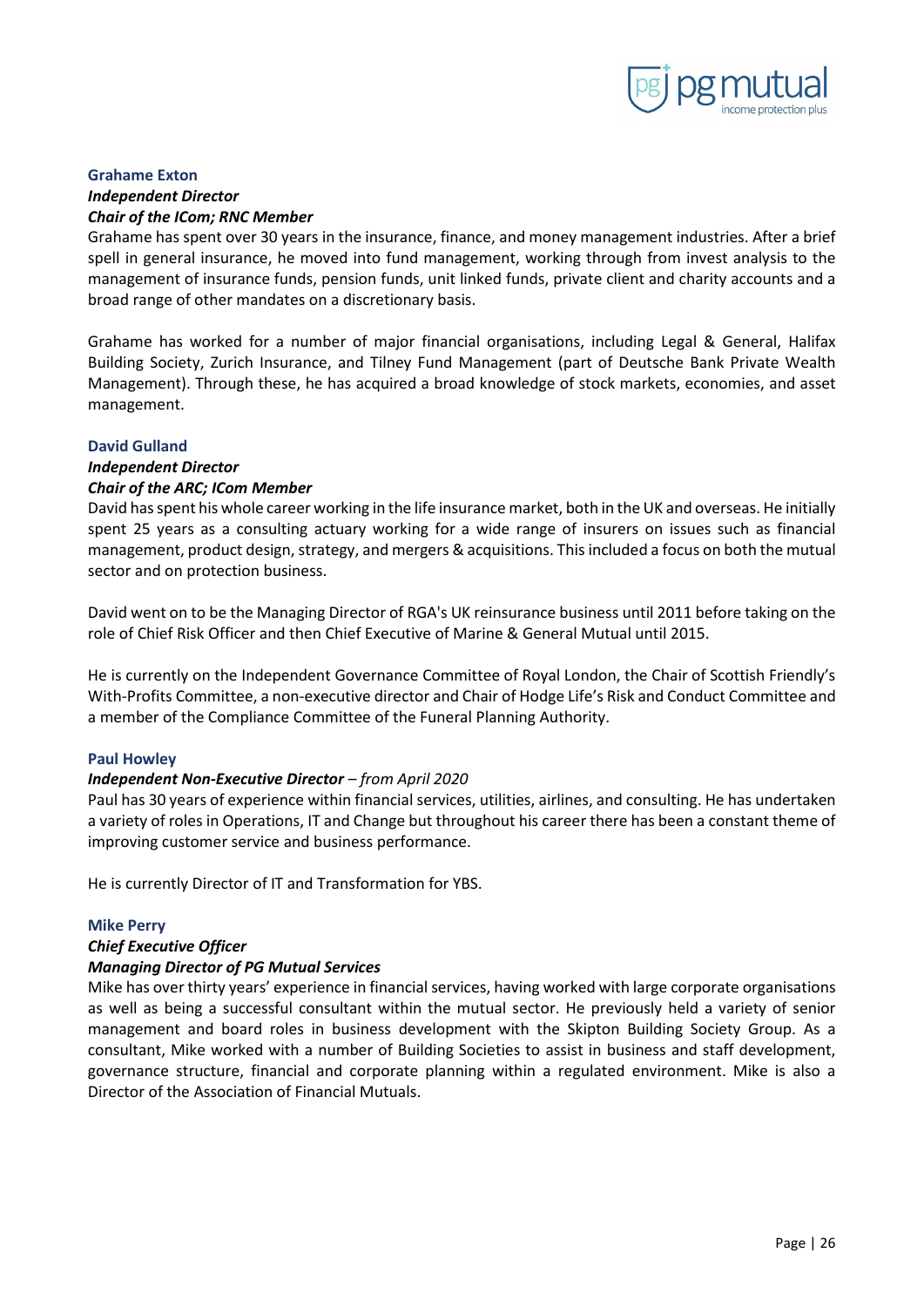**Grahame Exton**

***Independent Director***

***Chair of the ICom; RNC Member***

Grahame has spent over 30 years in the insurance, finance, and money management industries. After a brief spell in general insurance, he moved into fund management, working through from invest analysis to the management of insurance funds, pension funds, unit linked funds, private client and charity accounts and a broad range of other mandates on a discretionary basis.

Grahame has worked for a number of major financial organisations, including Legal & General, Halifax Building Society, Zurich Insurance, and Tilney Fund Management (part of Deutsche Bank Private Wealth Management). Through these, he has acquired a broad knowledge of stock markets, economies, and asset management.

**David Gulland**

***Independent Director***

***Chair of the ARC; ICom Member***

David has spent his whole career working in the life insurance market, both in the UK and overseas. He initially spent 25 years as a consulting actuary working for a wide range of insurers on issues such as financial management, product design, strategy, and mergers & acquisitions. This included a focus on both the mutual sector and on protection business.

David went on to be the Managing Director of RGA's UK reinsurance business until 2011 before taking on the role of Chief Risk Officer and then Chief Executive of Marine & General Mutual until 2015.

He is currently on the Independent Governance Committee of Royal London, the Chair of Scottish Friendly's With-Profits Committee, a non-executive director and Chair of Hodge Life's Risk and Conduct Committee and a member of the Compliance Committee of the Funeral Planning Authority.

**Paul Howley**

***Independent Non-Executive Director*** *– from April 2020*

Paul has 30 years of experience within financial services, utilities, airlines, and consulting. He has undertaken a variety of roles in Operations, IT and Change but throughout his career there has been a constant theme of improving customer service and business performance.

He is currently Director of IT and Transformation for YBS.

**Mike Perry**

***Chief Executive Officer***

***Managing Director of PG Mutual Services***

Mike has over thirty years' experience in financial services, having worked with large corporate organisations as well as being a successful consultant within the mutual sector. He previously held a variety of senior management and board roles in business development with the Skipton Building Society Group. As a consultant, Mike worked with a number of Building Societies to assist in business and staff development, governance structure, financial and corporate planning within a regulated environment. Mike is also a Director of the Association of Financial Mutuals.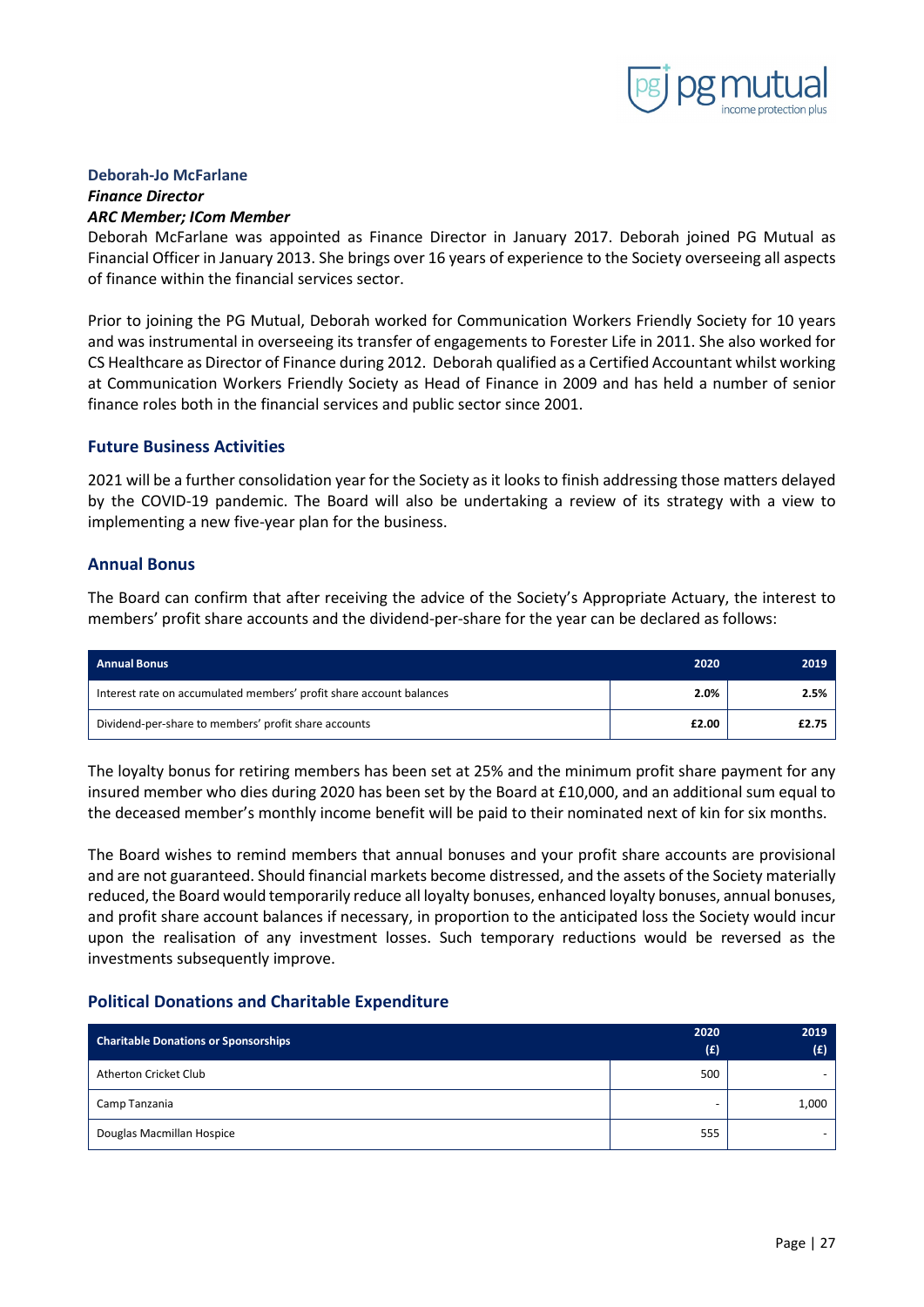**Deborah-Jo McFarlane**

***Finance Director***

***ARC Member; ICom Member***

Deborah McFarlane was appointed as Finance Director in January 2017. Deborah joined PG Mutual as Financial Officer in January 2013. She brings over 16 years of experience to the Society overseeing all aspects of finance within the financial services sector.

Prior to joining the PG Mutual, Deborah worked for Communication Workers Friendly Society for 10 years and was instrumental in overseeing its transfer of engagements to Forester Life in 2011. She also worked for CS Healthcare as Director of Finance during 2012. Deborah qualified as a Certified Accountant whilst working at Communication Workers Friendly Society as Head of Finance in 2009 and has held a number of senior finance roles both in the financial services and public sector since 2001.

## Future Business Activities

2021 will be a further consolidation year for the Society as it looks to finish addressing those matters delayed by the COVID-19 pandemic. The Board will also be undertaking a review of its strategy with a view to implementing a new five-year plan for the business.

## Annual Bonus

The Board can confirm that after receiving the advice of the Society's Appropriate Actuary, the interest to members' profit share accounts and the dividend-per-share for the year can be declared as follows:

| Annual Bonus | 2020 | 2019 |
|---|---|---|
| Interest rate on accumulated members' profit share account balances | **2.0%** | **2.5%** |
| Dividend-per-share to members' profit share accounts | **£2.00** | **£2.75** |

The loyalty bonus for retiring members has been set at 25% and the minimum profit share payment for any insured member who dies during 2020 has been set by the Board at £10,000, and an additional sum equal to the deceased member's monthly income benefit will be paid to their nominated next of kin for six months.

The Board wishes to remind members that annual bonuses and your profit share accounts are provisional and are not guaranteed. Should financial markets become distressed, and the assets of the Society materially reduced, the Board would temporarily reduce all loyalty bonuses, enhanced loyalty bonuses, annual bonuses, and profit share account balances if necessary, in proportion to the anticipated loss the Society would incur upon the realisation of any investment losses. Such temporary reductions would be reversed as the investments subsequently improve.

## Political Donations and Charitable Expenditure

| Charitable Donations or Sponsorships | 2020 (£) | 2019 (£) |
|---|---|---|
| Atherton Cricket Club | 500 | - |
| Camp Tanzania | - | 1,000 |
| Douglas Macmillan Hospice | 555 | - |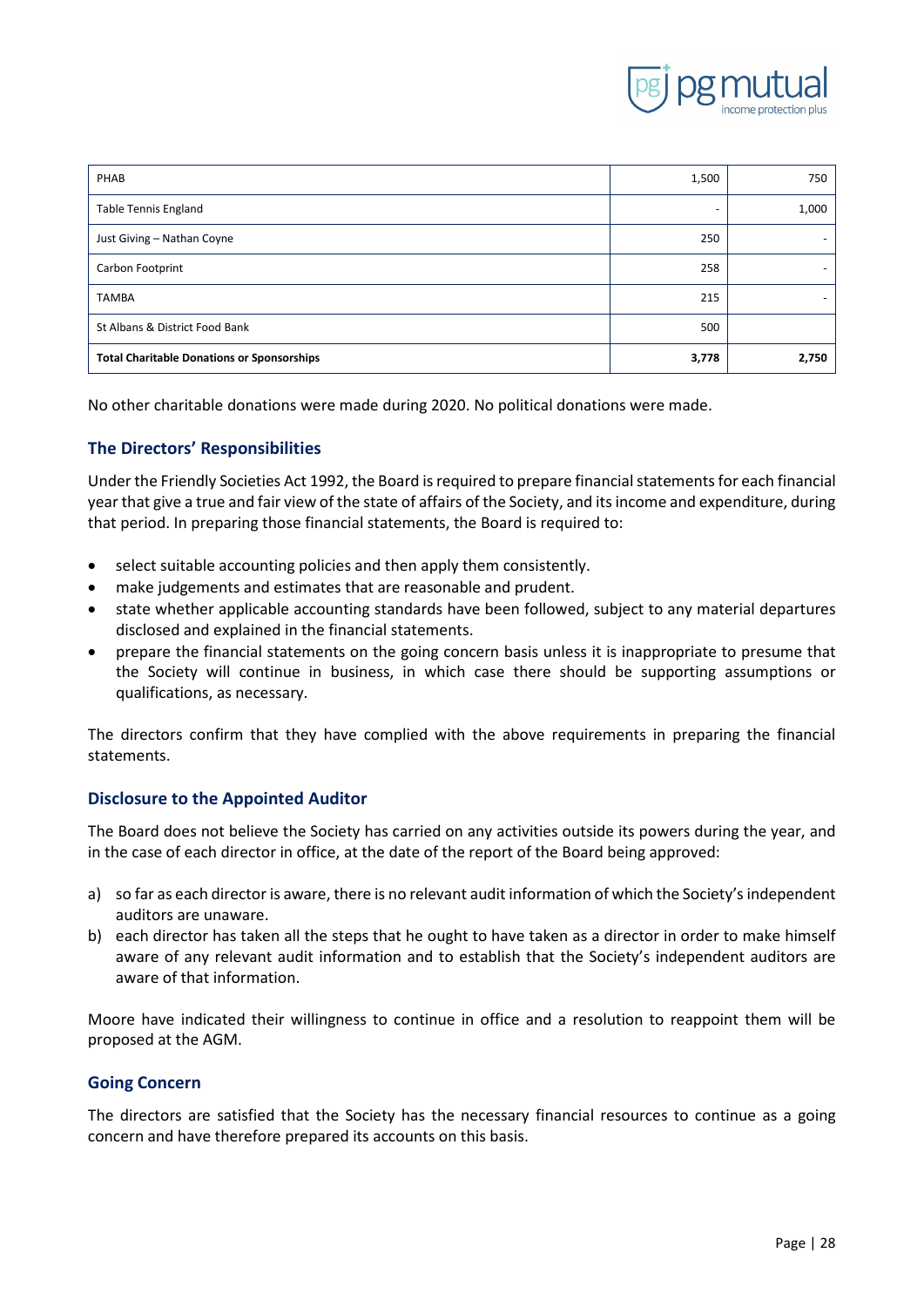| | | |
|---|---|---|
| PHAB | 1,500 | 750 |
| Table Tennis England | - | 1,000 |
| Just Giving – Nathan Coyne | 250 | - |
| Carbon Footprint | 258 | - |
| TAMBA | 215 | - |
| St Albans & District Food Bank | 500 | |
| **Total Charitable Donations or Sponsorships** | **3,778** | **2,750** |

No other charitable donations were made during 2020. No political donations were made.

## The Directors' Responsibilities

Under the Friendly Societies Act 1992, the Board is required to prepare financial statements for each financial year that give a true and fair view of the state of affairs of the Society, and its income and expenditure, during that period. In preparing those financial statements, the Board is required to:

- select suitable accounting policies and then apply them consistently.
- make judgements and estimates that are reasonable and prudent.
- state whether applicable accounting standards have been followed, subject to any material departures disclosed and explained in the financial statements.
- prepare the financial statements on the going concern basis unless it is inappropriate to presume that the Society will continue in business, in which case there should be supporting assumptions or qualifications, as necessary.

The directors confirm that they have complied with the above requirements in preparing the financial statements.

## Disclosure to the Appointed Auditor

The Board does not believe the Society has carried on any activities outside its powers during the year, and in the case of each director in office, at the date of the report of the Board being approved:

a) so far as each director is aware, there is no relevant audit information of which the Society's independent auditors are unaware.
b) each director has taken all the steps that he ought to have taken as a director in order to make himself aware of any relevant audit information and to establish that the Society's independent auditors are aware of that information.

Moore have indicated their willingness to continue in office and a resolution to reappoint them will be proposed at the AGM.

## Going Concern

The directors are satisfied that the Society has the necessary financial resources to continue as a going concern and have therefore prepared its accounts on this basis.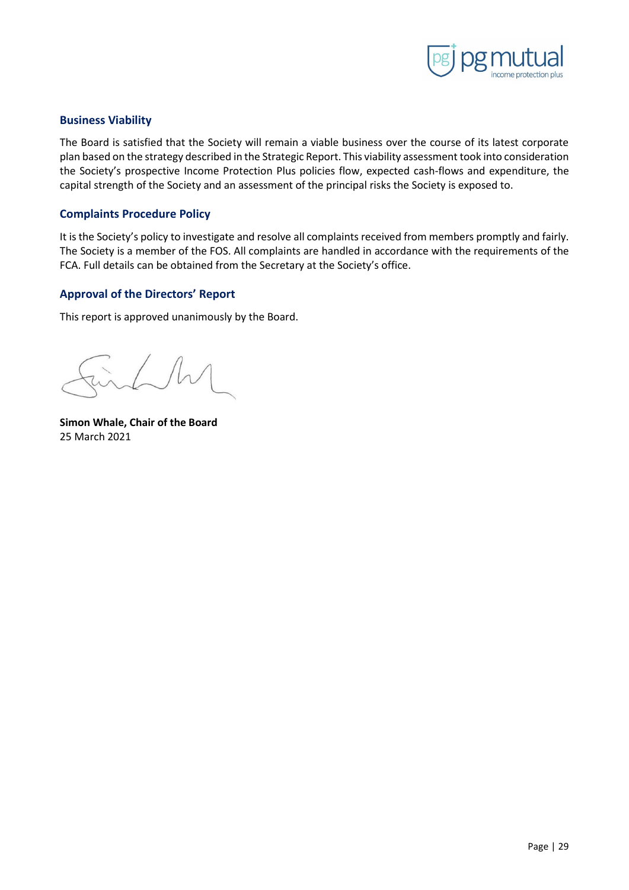## Business Viability

The Board is satisfied that the Society will remain a viable business over the course of its latest corporate plan based on the strategy described in the Strategic Report. This viability assessment took into consideration the Society's prospective Income Protection Plus policies flow, expected cash-flows and expenditure, the capital strength of the Society and an assessment of the principal risks the Society is exposed to.

## Complaints Procedure Policy

It is the Society's policy to investigate and resolve all complaints received from members promptly and fairly. The Society is a member of the FOS. All complaints are handled in accordance with the requirements of the FCA. Full details can be obtained from the Secretary at the Society's office.

## Approval of the Directors' Report

This report is approved unanimously by the Board.

**Simon Whale, Chair of the Board**
25 March 2021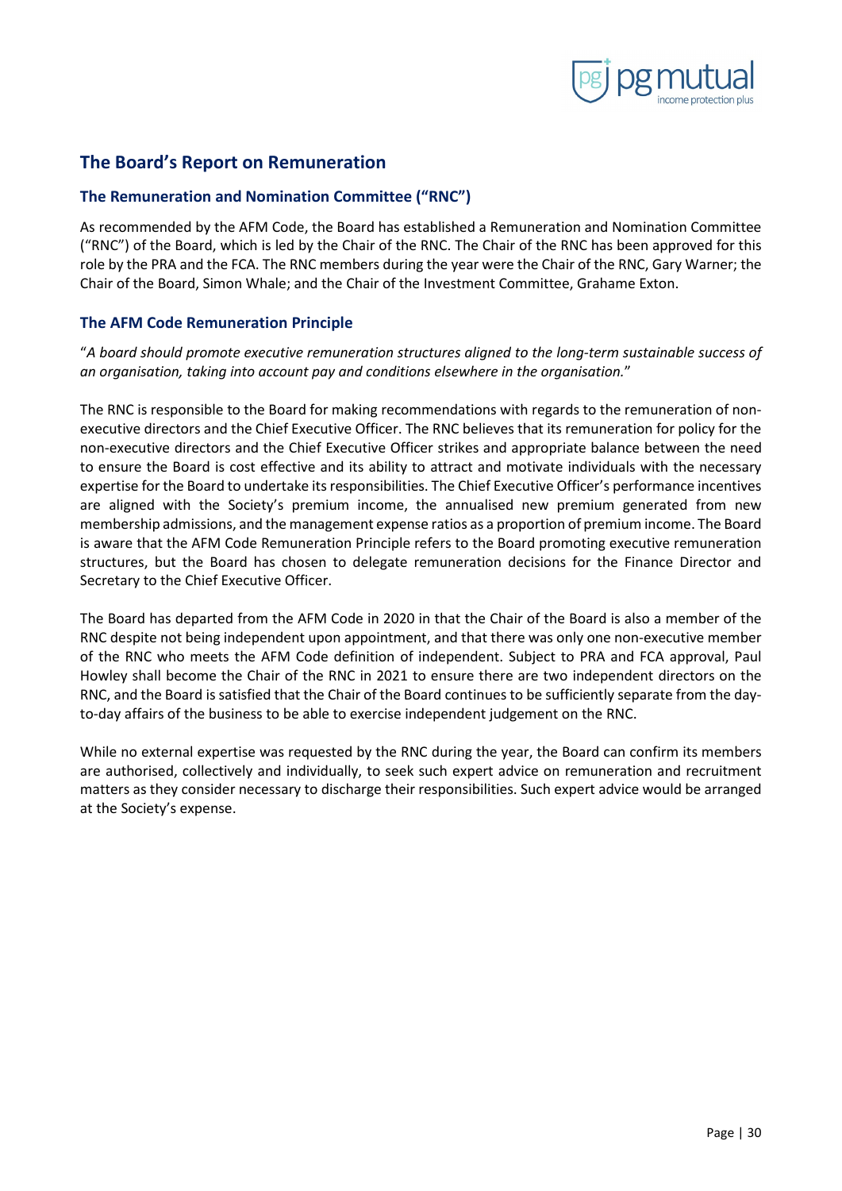## The Board's Report on Remuneration

### The Remuneration and Nomination Committee ("RNC")

As recommended by the AFM Code, the Board has established a Remuneration and Nomination Committee ("RNC") of the Board, which is led by the Chair of the RNC. The Chair of the RNC has been approved for this role by the PRA and the FCA. The RNC members during the year were the Chair of the RNC, Gary Warner; the Chair of the Board, Simon Whale; and the Chair of the Investment Committee, Grahame Exton.

### The AFM Code Remuneration Principle

"*A board should promote executive remuneration structures aligned to the long-term sustainable success of an organisation, taking into account pay and conditions elsewhere in the organisation.*"

The RNC is responsible to the Board for making recommendations with regards to the remuneration of non-executive directors and the Chief Executive Officer. The RNC believes that its remuneration for policy for the non-executive directors and the Chief Executive Officer strikes and appropriate balance between the need to ensure the Board is cost effective and its ability to attract and motivate individuals with the necessary expertise for the Board to undertake its responsibilities. The Chief Executive Officer's performance incentives are aligned with the Society's premium income, the annualised new premium generated from new membership admissions, and the management expense ratios as a proportion of premium income. The Board is aware that the AFM Code Remuneration Principle refers to the Board promoting executive remuneration structures, but the Board has chosen to delegate remuneration decisions for the Finance Director and Secretary to the Chief Executive Officer.

The Board has departed from the AFM Code in 2020 in that the Chair of the Board is also a member of the RNC despite not being independent upon appointment, and that there was only one non-executive member of the RNC who meets the AFM Code definition of independent. Subject to PRA and FCA approval, Paul Howley shall become the Chair of the RNC in 2021 to ensure there are two independent directors on the RNC, and the Board is satisfied that the Chair of the Board continues to be sufficiently separate from the day-to-day affairs of the business to be able to exercise independent judgement on the RNC.

While no external expertise was requested by the RNC during the year, the Board can confirm its members are authorised, collectively and individually, to seek such expert advice on remuneration and recruitment matters as they consider necessary to discharge their responsibilities. Such expert advice would be arranged at the Society's expense.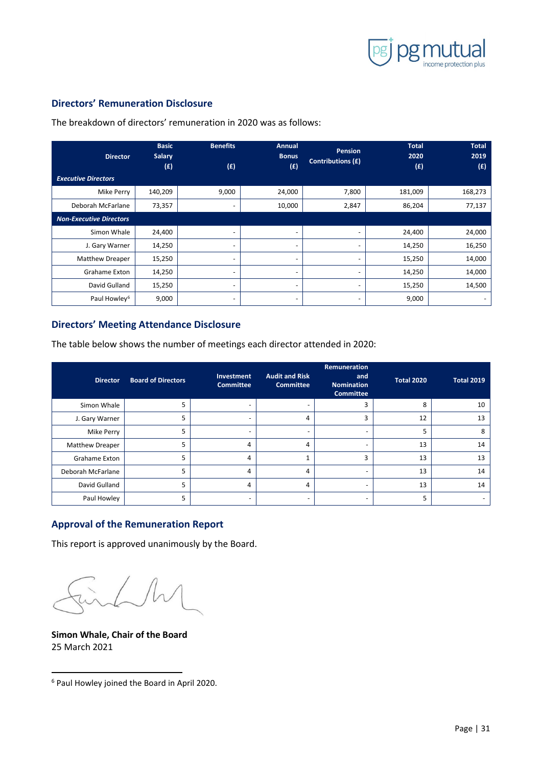## Directors' Remuneration Disclosure

The breakdown of directors' remuneration in 2020 was as follows:

| Director | Basic Salary (£) | Benefits (£) | Annual Bonus (£) | Pension Contributions (£) | Total 2020 (£) | Total 2019 (£) |
|---|---|---|---|---|---|---|
| ***Executive Directors*** | | | | | | |
| Mike Perry | 140,209 | 9,000 | 24,000 | 7,800 | 181,009 | 168,273 |
| Deborah McFarlane | 73,357 | - | 10,000 | 2,847 | 86,204 | 77,137 |
| ***Non-Executive Directors*** | | | | | | |
| Simon Whale | 24,400 | - | - | - | 24,400 | 24,000 |
| J. Gary Warner | 14,250 | - | - | - | 14,250 | 16,250 |
| Matthew Dreaper | 15,250 | - | - | - | 15,250 | 14,000 |
| Grahame Exton | 14,250 | - | - | - | 14,250 | 14,000 |
| David Gulland | 15,250 | - | - | - | 15,250 | 14,500 |
| Paul Howley[6] | 9,000 | - | - | - | 9,000 | - |

## Directors' Meeting Attendance Disclosure

The table below shows the number of meetings each director attended in 2020:

| Director | Board of Directors | Investment Committee | Audit and Risk Committee | Remuneration and Nomination Committee | Total 2020 | Total 2019 |
|---|---|---|---|---|---|---|
| Simon Whale | 5 | - | - | 3 | 8 | 10 |
| J. Gary Warner | 5 | - | 4 | 3 | 12 | 13 |
| Mike Perry | 5 | - | - | - | 5 | 8 |
| Matthew Dreaper | 5 | 4 | 4 | - | 13 | 14 |
| Grahame Exton | 5 | 4 | 1 | 3 | 13 | 13 |
| Deborah McFarlane | 5 | 4 | 4 | - | 13 | 14 |
| David Gulland | 5 | 4 | 4 | - | 13 | 14 |
| Paul Howley | 5 | - | - | - | 5 | - |

## Approval of the Remuneration Report

This report is approved unanimously by the Board.

**Simon Whale, Chair of the Board**
25 March 2021

[6] Paul Howley joined the Board in April 2020.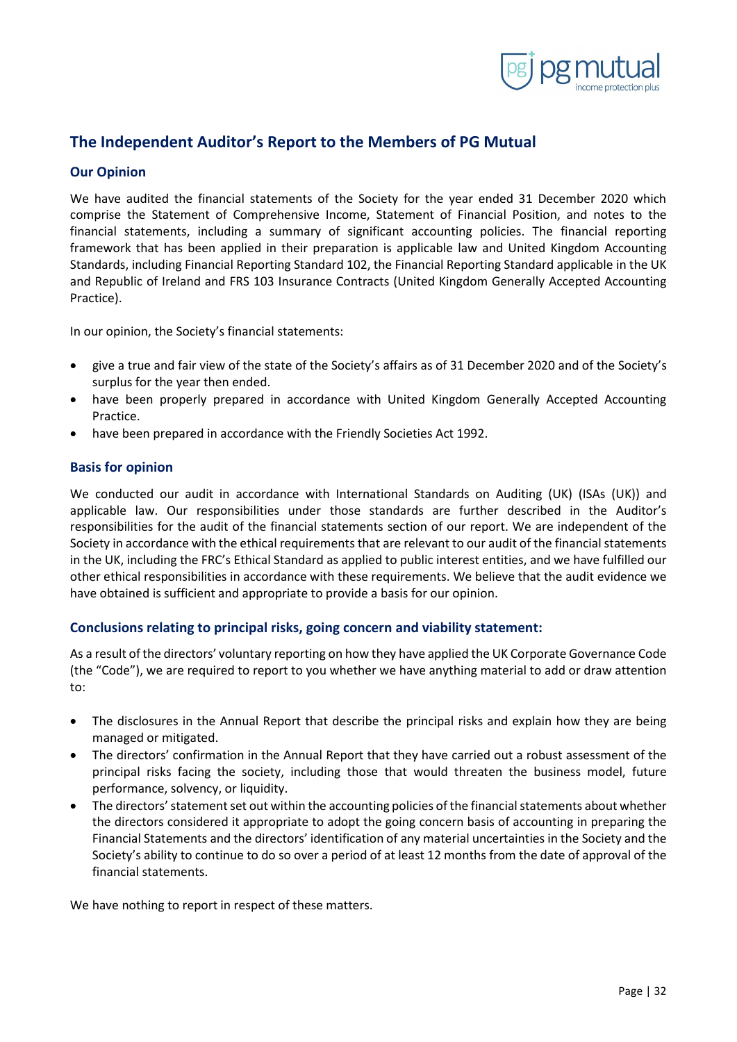## The Independent Auditor's Report to the Members of PG Mutual

### Our Opinion

We have audited the financial statements of the Society for the year ended 31 December 2020 which comprise the Statement of Comprehensive Income, Statement of Financial Position, and notes to the financial statements, including a summary of significant accounting policies. The financial reporting framework that has been applied in their preparation is applicable law and United Kingdom Accounting Standards, including Financial Reporting Standard 102, the Financial Reporting Standard applicable in the UK and Republic of Ireland and FRS 103 Insurance Contracts (United Kingdom Generally Accepted Accounting Practice).

In our opinion, the Society's financial statements:

- give a true and fair view of the state of the Society's affairs as of 31 December 2020 and of the Society's surplus for the year then ended.
- have been properly prepared in accordance with United Kingdom Generally Accepted Accounting Practice.
- have been prepared in accordance with the Friendly Societies Act 1992.

### Basis for opinion

We conducted our audit in accordance with International Standards on Auditing (UK) (ISAs (UK)) and applicable law. Our responsibilities under those standards are further described in the Auditor's responsibilities for the audit of the financial statements section of our report. We are independent of the Society in accordance with the ethical requirements that are relevant to our audit of the financial statements in the UK, including the FRC's Ethical Standard as applied to public interest entities, and we have fulfilled our other ethical responsibilities in accordance with these requirements. We believe that the audit evidence we have obtained is sufficient and appropriate to provide a basis for our opinion.

### Conclusions relating to principal risks, going concern and viability statement:

As a result of the directors' voluntary reporting on how they have applied the UK Corporate Governance Code (the "Code"), we are required to report to you whether we have anything material to add or draw attention to:

- The disclosures in the Annual Report that describe the principal risks and explain how they are being managed or mitigated.
- The directors' confirmation in the Annual Report that they have carried out a robust assessment of the principal risks facing the society, including those that would threaten the business model, future performance, solvency, or liquidity.
- The directors' statement set out within the accounting policies of the financial statements about whether the directors considered it appropriate to adopt the going concern basis of accounting in preparing the Financial Statements and the directors' identification of any material uncertainties in the Society and the Society's ability to continue to do so over a period of at least 12 months from the date of approval of the financial statements.

We have nothing to report in respect of these matters.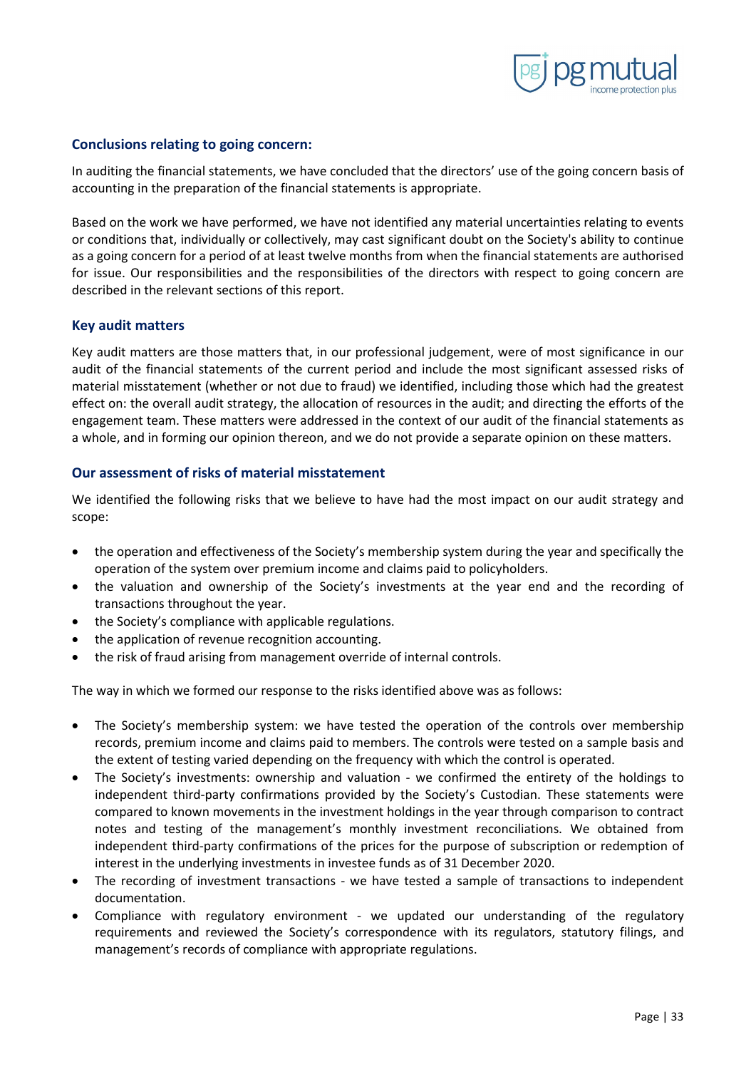### Conclusions relating to going concern:

In auditing the financial statements, we have concluded that the directors' use of the going concern basis of accounting in the preparation of the financial statements is appropriate.

Based on the work we have performed, we have not identified any material uncertainties relating to events or conditions that, individually or collectively, may cast significant doubt on the Society's ability to continue as a going concern for a period of at least twelve months from when the financial statements are authorised for issue. Our responsibilities and the responsibilities of the directors with respect to going concern are described in the relevant sections of this report.

### Key audit matters

Key audit matters are those matters that, in our professional judgement, were of most significance in our audit of the financial statements of the current period and include the most significant assessed risks of material misstatement (whether or not due to fraud) we identified, including those which had the greatest effect on: the overall audit strategy, the allocation of resources in the audit; and directing the efforts of the engagement team. These matters were addressed in the context of our audit of the financial statements as a whole, and in forming our opinion thereon, and we do not provide a separate opinion on these matters.

### Our assessment of risks of material misstatement

We identified the following risks that we believe to have had the most impact on our audit strategy and scope:

- the operation and effectiveness of the Society's membership system during the year and specifically the operation of the system over premium income and claims paid to policyholders.
- the valuation and ownership of the Society's investments at the year end and the recording of transactions throughout the year.
- the Society's compliance with applicable regulations.
- the application of revenue recognition accounting.
- the risk of fraud arising from management override of internal controls.

The way in which we formed our response to the risks identified above was as follows:

- The Society's membership system: we have tested the operation of the controls over membership records, premium income and claims paid to members. The controls were tested on a sample basis and the extent of testing varied depending on the frequency with which the control is operated.
- The Society's investments: ownership and valuation - we confirmed the entirety of the holdings to independent third-party confirmations provided by the Society's Custodian. These statements were compared to known movements in the investment holdings in the year through comparison to contract notes and testing of the management's monthly investment reconciliations. We obtained from independent third-party confirmations of the prices for the purpose of subscription or redemption of interest in the underlying investments in investee funds as of 31 December 2020.
- The recording of investment transactions - we have tested a sample of transactions to independent documentation.
- Compliance with regulatory environment - we updated our understanding of the regulatory requirements and reviewed the Society's correspondence with its regulators, statutory filings, and management's records of compliance with appropriate regulations.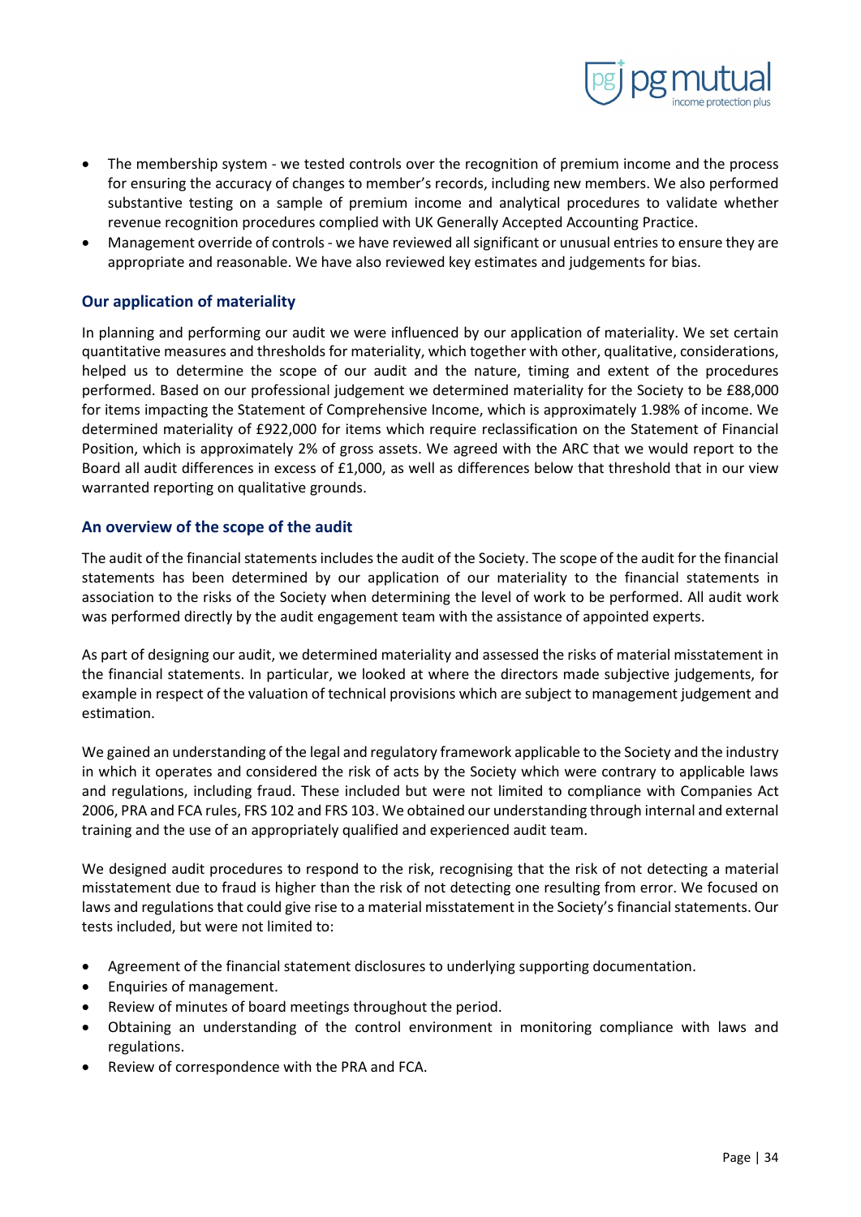- The membership system - we tested controls over the recognition of premium income and the process for ensuring the accuracy of changes to member's records, including new members. We also performed substantive testing on a sample of premium income and analytical procedures to validate whether revenue recognition procedures complied with UK Generally Accepted Accounting Practice.
- Management override of controls - we have reviewed all significant or unusual entries to ensure they are appropriate and reasonable. We have also reviewed key estimates and judgements for bias.

## Our application of materiality

In planning and performing our audit we were influenced by our application of materiality. We set certain quantitative measures and thresholds for materiality, which together with other, qualitative, considerations, helped us to determine the scope of our audit and the nature, timing and extent of the procedures performed. Based on our professional judgement we determined materiality for the Society to be £88,000 for items impacting the Statement of Comprehensive Income, which is approximately 1.98% of income. We determined materiality of £922,000 for items which require reclassification on the Statement of Financial Position, which is approximately 2% of gross assets. We agreed with the ARC that we would report to the Board all audit differences in excess of £1,000, as well as differences below that threshold that in our view warranted reporting on qualitative grounds.

## An overview of the scope of the audit

The audit of the financial statements includes the audit of the Society. The scope of the audit for the financial statements has been determined by our application of our materiality to the financial statements in association to the risks of the Society when determining the level of work to be performed. All audit work was performed directly by the audit engagement team with the assistance of appointed experts.

As part of designing our audit, we determined materiality and assessed the risks of material misstatement in the financial statements. In particular, we looked at where the directors made subjective judgements, for example in respect of the valuation of technical provisions which are subject to management judgement and estimation.

We gained an understanding of the legal and regulatory framework applicable to the Society and the industry in which it operates and considered the risk of acts by the Society which were contrary to applicable laws and regulations, including fraud. These included but were not limited to compliance with Companies Act 2006, PRA and FCA rules, FRS 102 and FRS 103. We obtained our understanding through internal and external training and the use of an appropriately qualified and experienced audit team.

We designed audit procedures to respond to the risk, recognising that the risk of not detecting a material misstatement due to fraud is higher than the risk of not detecting one resulting from error. We focused on laws and regulations that could give rise to a material misstatement in the Society's financial statements. Our tests included, but were not limited to:

- Agreement of the financial statement disclosures to underlying supporting documentation.
- Enquiries of management.
- Review of minutes of board meetings throughout the period.
- Obtaining an understanding of the control environment in monitoring compliance with laws and regulations.
- Review of correspondence with the PRA and FCA.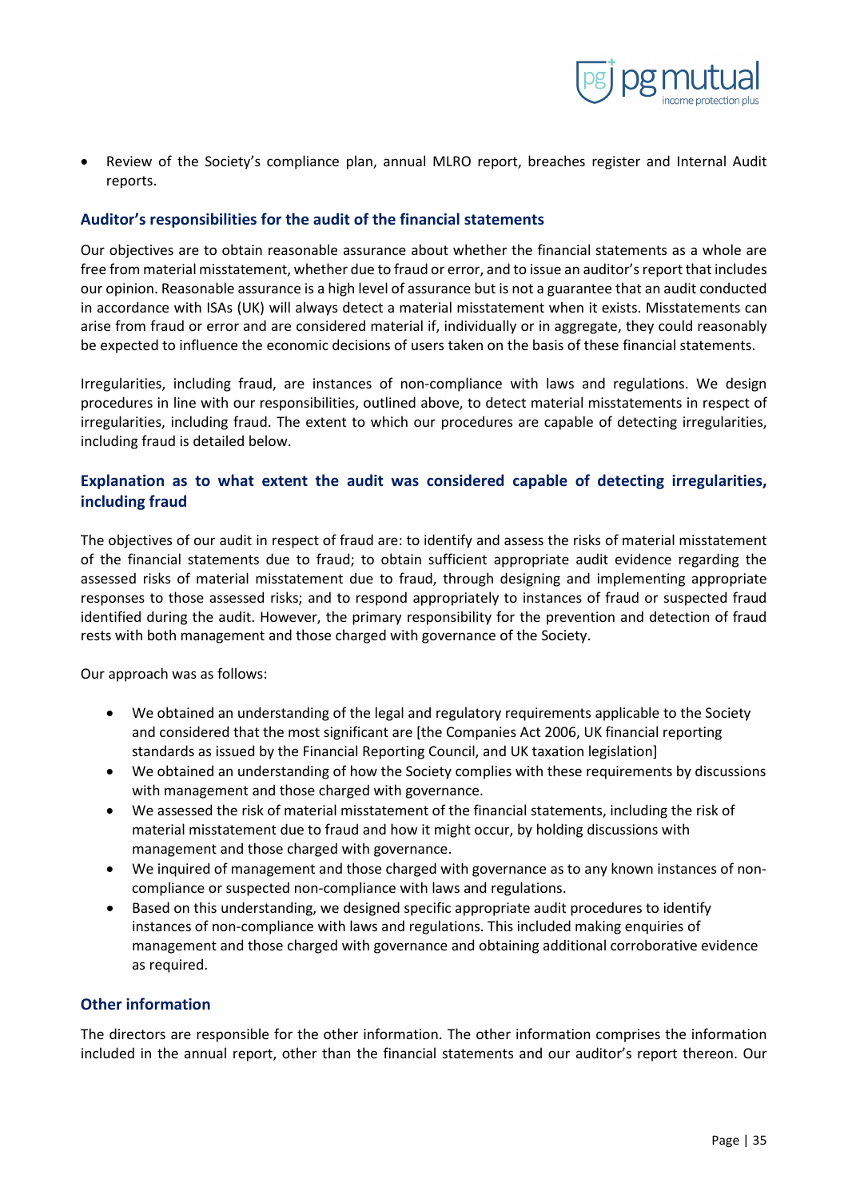- Review of the Society's compliance plan, annual MLRO report, breaches register and Internal Audit reports.

## Auditor's responsibilities for the audit of the financial statements

Our objectives are to obtain reasonable assurance about whether the financial statements as a whole are free from material misstatement, whether due to fraud or error, and to issue an auditor's report that includes our opinion. Reasonable assurance is a high level of assurance but is not a guarantee that an audit conducted in accordance with ISAs (UK) will always detect a material misstatement when it exists. Misstatements can arise from fraud or error and are considered material if, individually or in aggregate, they could reasonably be expected to influence the economic decisions of users taken on the basis of these financial statements.

Irregularities, including fraud, are instances of non-compliance with laws and regulations. We design procedures in line with our responsibilities, outlined above, to detect material misstatements in respect of irregularities, including fraud. The extent to which our procedures are capable of detecting irregularities, including fraud is detailed below.

## Explanation as to what extent the audit was considered capable of detecting irregularities, including fraud

The objectives of our audit in respect of fraud are: to identify and assess the risks of material misstatement of the financial statements due to fraud; to obtain sufficient appropriate audit evidence regarding the assessed risks of material misstatement due to fraud, through designing and implementing appropriate responses to those assessed risks; and to respond appropriately to instances of fraud or suspected fraud identified during the audit. However, the primary responsibility for the prevention and detection of fraud rests with both management and those charged with governance of the Society.

Our approach was as follows:

- We obtained an understanding of the legal and regulatory requirements applicable to the Society and considered that the most significant are [the Companies Act 2006, UK financial reporting standards as issued by the Financial Reporting Council, and UK taxation legislation]
- We obtained an understanding of how the Society complies with these requirements by discussions with management and those charged with governance.
- We assessed the risk of material misstatement of the financial statements, including the risk of material misstatement due to fraud and how it might occur, by holding discussions with management and those charged with governance.
- We inquired of management and those charged with governance as to any known instances of non-compliance or suspected non-compliance with laws and regulations.
- Based on this understanding, we designed specific appropriate audit procedures to identify instances of non-compliance with laws and regulations. This included making enquiries of management and those charged with governance and obtaining additional corroborative evidence as required.

## Other information

The directors are responsible for the other information. The other information comprises the information included in the annual report, other than the financial statements and our auditor's report thereon. Our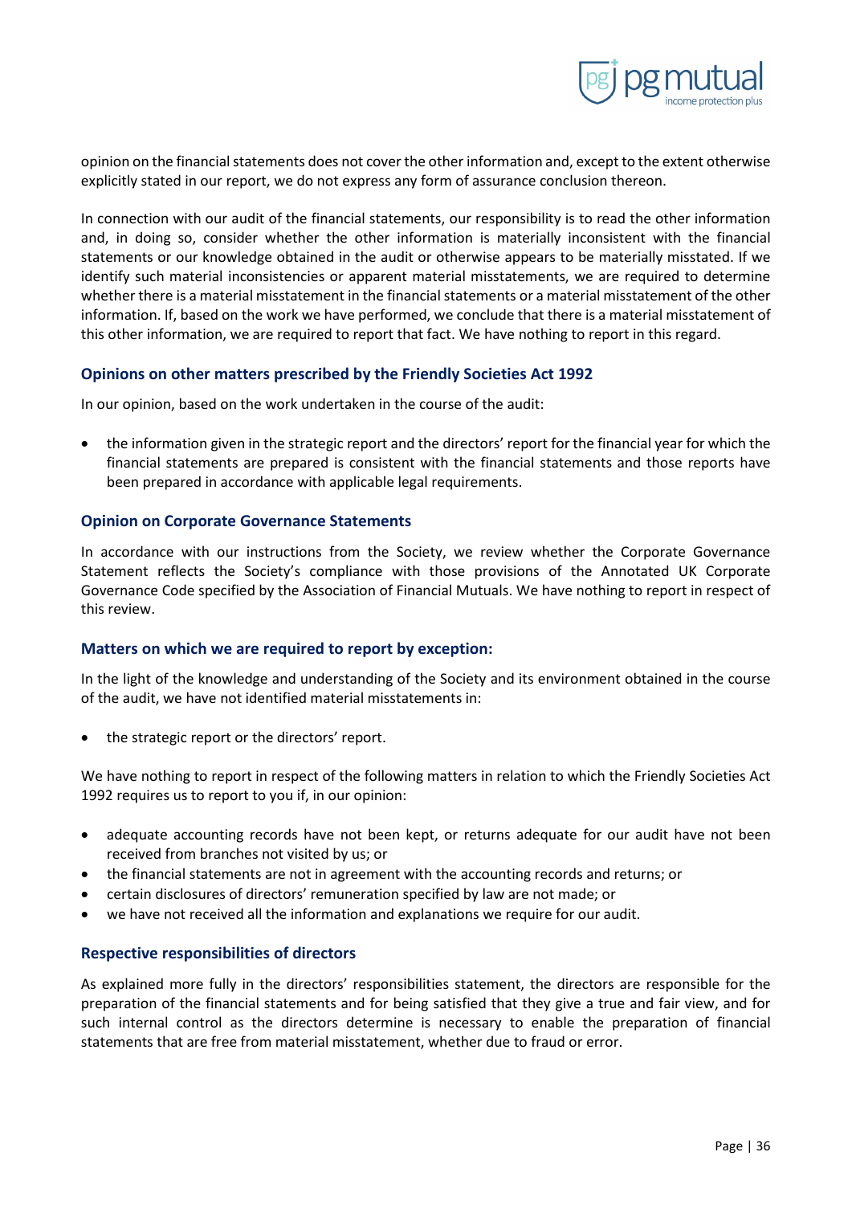opinion on the financial statements does not cover the other information and, except to the extent otherwise explicitly stated in our report, we do not express any form of assurance conclusion thereon.

In connection with our audit of the financial statements, our responsibility is to read the other information and, in doing so, consider whether the other information is materially inconsistent with the financial statements or our knowledge obtained in the audit or otherwise appears to be materially misstated. If we identify such material inconsistencies or apparent material misstatements, we are required to determine whether there is a material misstatement in the financial statements or a material misstatement of the other information. If, based on the work we have performed, we conclude that there is a material misstatement of this other information, we are required to report that fact. We have nothing to report in this regard.

### Opinions on other matters prescribed by the Friendly Societies Act 1992

In our opinion, based on the work undertaken in the course of the audit:

- the information given in the strategic report and the directors' report for the financial year for which the financial statements are prepared is consistent with the financial statements and those reports have been prepared in accordance with applicable legal requirements.

### Opinion on Corporate Governance Statements

In accordance with our instructions from the Society, we review whether the Corporate Governance Statement reflects the Society's compliance with those provisions of the Annotated UK Corporate Governance Code specified by the Association of Financial Mutuals. We have nothing to report in respect of this review.

### Matters on which we are required to report by exception:

In the light of the knowledge and understanding of the Society and its environment obtained in the course of the audit, we have not identified material misstatements in:

- the strategic report or the directors' report.

We have nothing to report in respect of the following matters in relation to which the Friendly Societies Act 1992 requires us to report to you if, in our opinion:

- adequate accounting records have not been kept, or returns adequate for our audit have not been received from branches not visited by us; or
- the financial statements are not in agreement with the accounting records and returns; or
- certain disclosures of directors' remuneration specified by law are not made; or
- we have not received all the information and explanations we require for our audit.

### Respective responsibilities of directors

As explained more fully in the directors' responsibilities statement, the directors are responsible for the preparation of the financial statements and for being satisfied that they give a true and fair view, and for such internal control as the directors determine is necessary to enable the preparation of financial statements that are free from material misstatement, whether due to fraud or error.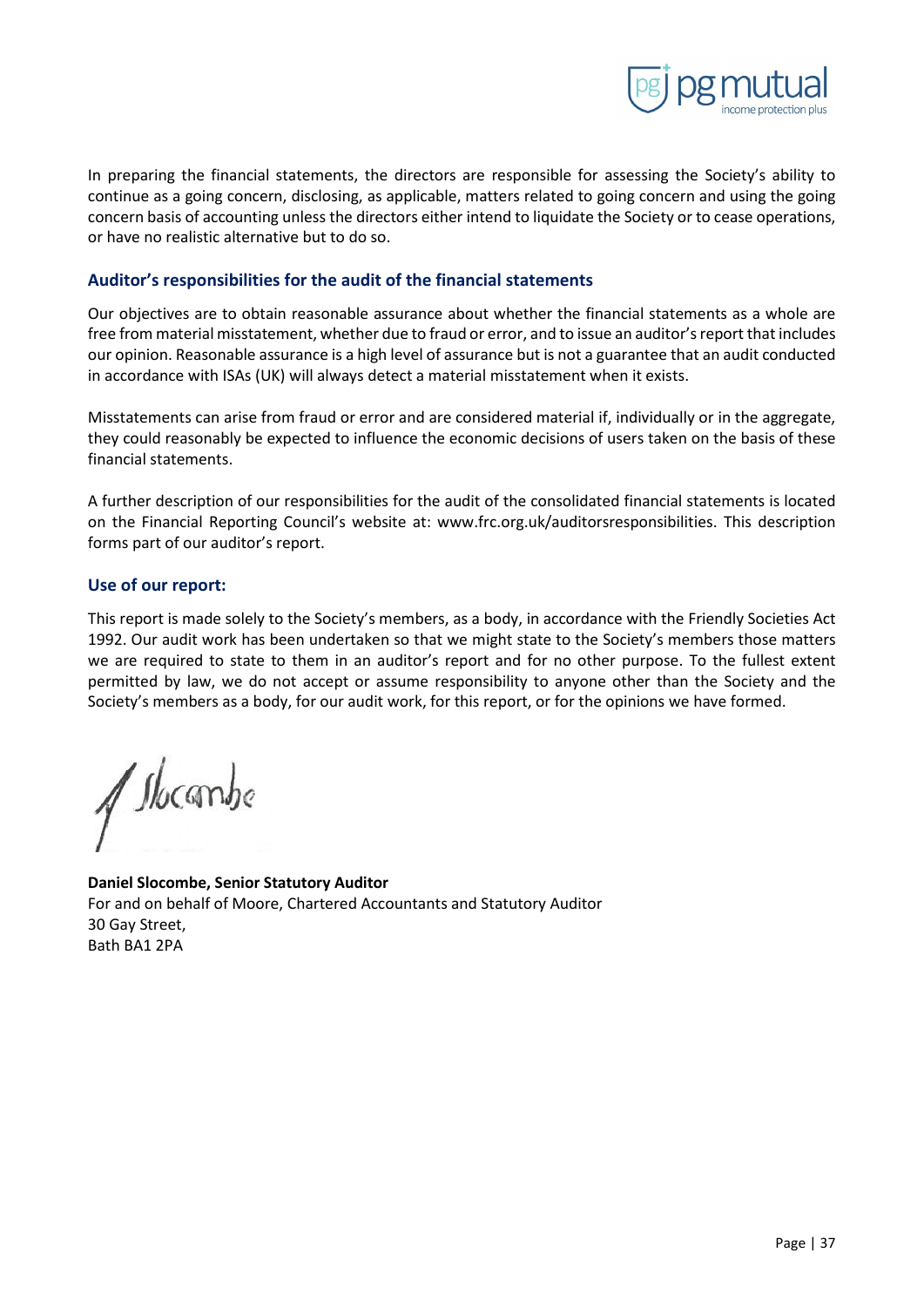In preparing the financial statements, the directors are responsible for assessing the Society's ability to continue as a going concern, disclosing, as applicable, matters related to going concern and using the going concern basis of accounting unless the directors either intend to liquidate the Society or to cease operations, or have no realistic alternative but to do so.

## Auditor's responsibilities for the audit of the financial statements

Our objectives are to obtain reasonable assurance about whether the financial statements as a whole are free from material misstatement, whether due to fraud or error, and to issue an auditor's report that includes our opinion. Reasonable assurance is a high level of assurance but is not a guarantee that an audit conducted in accordance with ISAs (UK) will always detect a material misstatement when it exists.

Misstatements can arise from fraud or error and are considered material if, individually or in the aggregate, they could reasonably be expected to influence the economic decisions of users taken on the basis of these financial statements.

A further description of our responsibilities for the audit of the consolidated financial statements is located on the Financial Reporting Council's website at: www.frc.org.uk/auditorsresponsibilities. This description forms part of our auditor's report.

## Use of our report:

This report is made solely to the Society's members, as a body, in accordance with the Friendly Societies Act 1992. Our audit work has been undertaken so that we might state to the Society's members those matters we are required to state to them in an auditor's report and for no other purpose. To the fullest extent permitted by law, we do not accept or assume responsibility to anyone other than the Society and the Society's members as a body, for our audit work, for this report, or for the opinions we have formed.

**Daniel Slocombe, Senior Statutory Auditor**
For and on behalf of Moore, Chartered Accountants and Statutory Auditor
30 Gay Street,
Bath BA1 2PA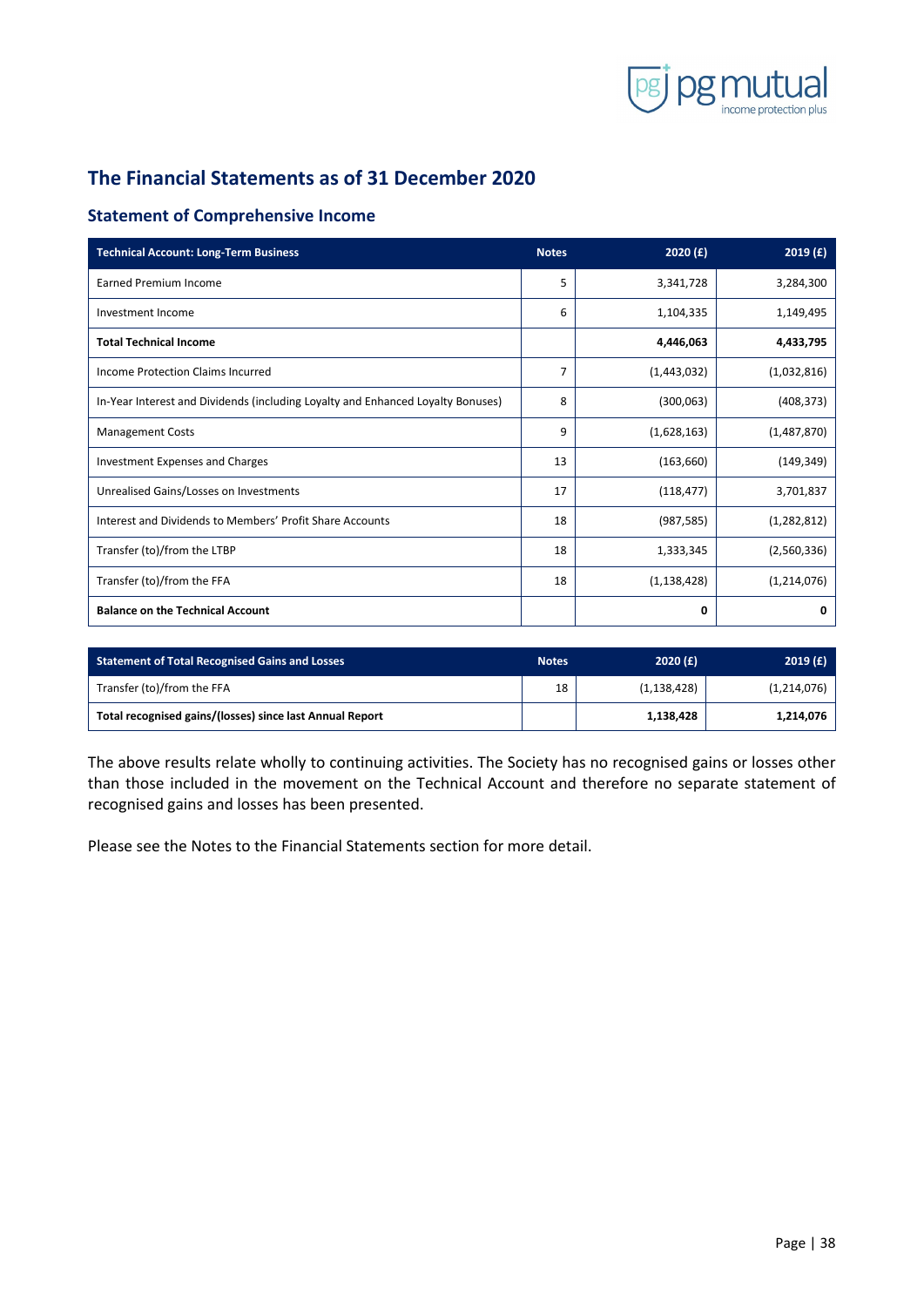## The Financial Statements as of 31 December 2020

### Statement of Comprehensive Income

| Technical Account: Long-Term Business | Notes | 2020 (£) | 2019 (£) |
|---|---|---|---|
| Earned Premium Income | 5 | 3,341,728 | 3,284,300 |
| Investment Income | 6 | 1,104,335 | 1,149,495 |
| **Total Technical Income** | | **4,446,063** | **4,433,795** |
| Income Protection Claims Incurred | 7 | (1,443,032) | (1,032,816) |
| In-Year Interest and Dividends (including Loyalty and Enhanced Loyalty Bonuses) | 8 | (300,063) | (408,373) |
| Management Costs | 9 | (1,628,163) | (1,487,870) |
| Investment Expenses and Charges | 13 | (163,660) | (149,349) |
| Unrealised Gains/Losses on Investments | 17 | (118,477) | 3,701,837 |
| Interest and Dividends to Members' Profit Share Accounts | 18 | (987,585) | (1,282,812) |
| Transfer (to)/from the LTBP | 18 | 1,333,345 | (2,560,336) |
| Transfer (to)/from the FFA | 18 | (1,138,428) | (1,214,076) |
| **Balance on the Technical Account** | | **0** | **0** |

| Statement of Total Recognised Gains and Losses | Notes | 2020 (£) | 2019 (£) |
|---|---|---|---|
| Transfer (to)/from the FFA | 18 | (1,138,428) | (1,214,076) |
| **Total recognised gains/(losses) since last Annual Report** | | **1,138,428** | **1,214,076** |

The above results relate wholly to continuing activities. The Society has no recognised gains or losses other than those included in the movement on the Technical Account and therefore no separate statement of recognised gains and losses has been presented.

Please see the Notes to the Financial Statements section for more detail.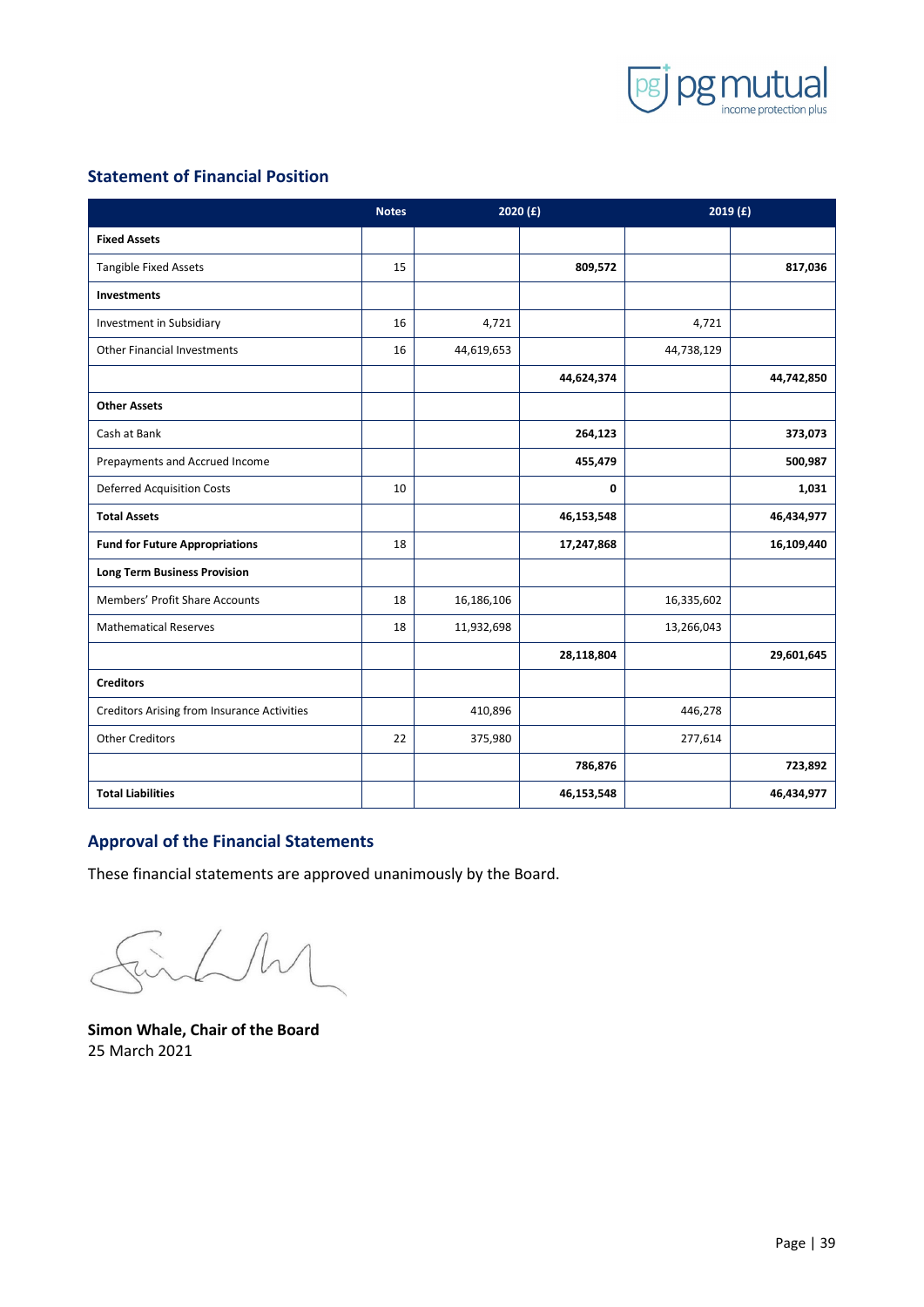## Statement of Financial Position

| | Notes | 2020 (£) | | 2019 (£) | |
|---|---|---|---|---|---|
| **Fixed Assets** | | | | | |
| Tangible Fixed Assets | 15 | | **809,572** | | **817,036** |
| **Investments** | | | | | |
| Investment in Subsidiary | 16 | 4,721 | | 4,721 | |
| Other Financial Investments | 16 | 44,619,653 | | 44,738,129 | |
| | | | **44,624,374** | | **44,742,850** |
| **Other Assets** | | | | | |
| Cash at Bank | | | **264,123** | | **373,073** |
| Prepayments and Accrued Income | | | **455,479** | | **500,987** |
| Deferred Acquisition Costs | 10 | | **0** | | **1,031** |
| **Total Assets** | | | **46,153,548** | | **46,434,977** |
| **Fund for Future Appropriations** | 18 | | **17,247,868** | | **16,109,440** |
| **Long Term Business Provision** | | | | | |
| Members' Profit Share Accounts | 18 | 16,186,106 | | 16,335,602 | |
| Mathematical Reserves | 18 | 11,932,698 | | 13,266,043 | |
| | | | **28,118,804** | | **29,601,645** |
| **Creditors** | | | | | |
| Creditors Arising from Insurance Activities | | 410,896 | | 446,278 | |
| Other Creditors | 22 | 375,980 | | 277,614 | |
| | | | **786,876** | | **723,892** |
| **Total Liabilities** | | | **46,153,548** | | **46,434,977** |

## Approval of the Financial Statements

These financial statements are approved unanimously by the Board.

**Simon Whale, Chair of the Board**
25 March 2021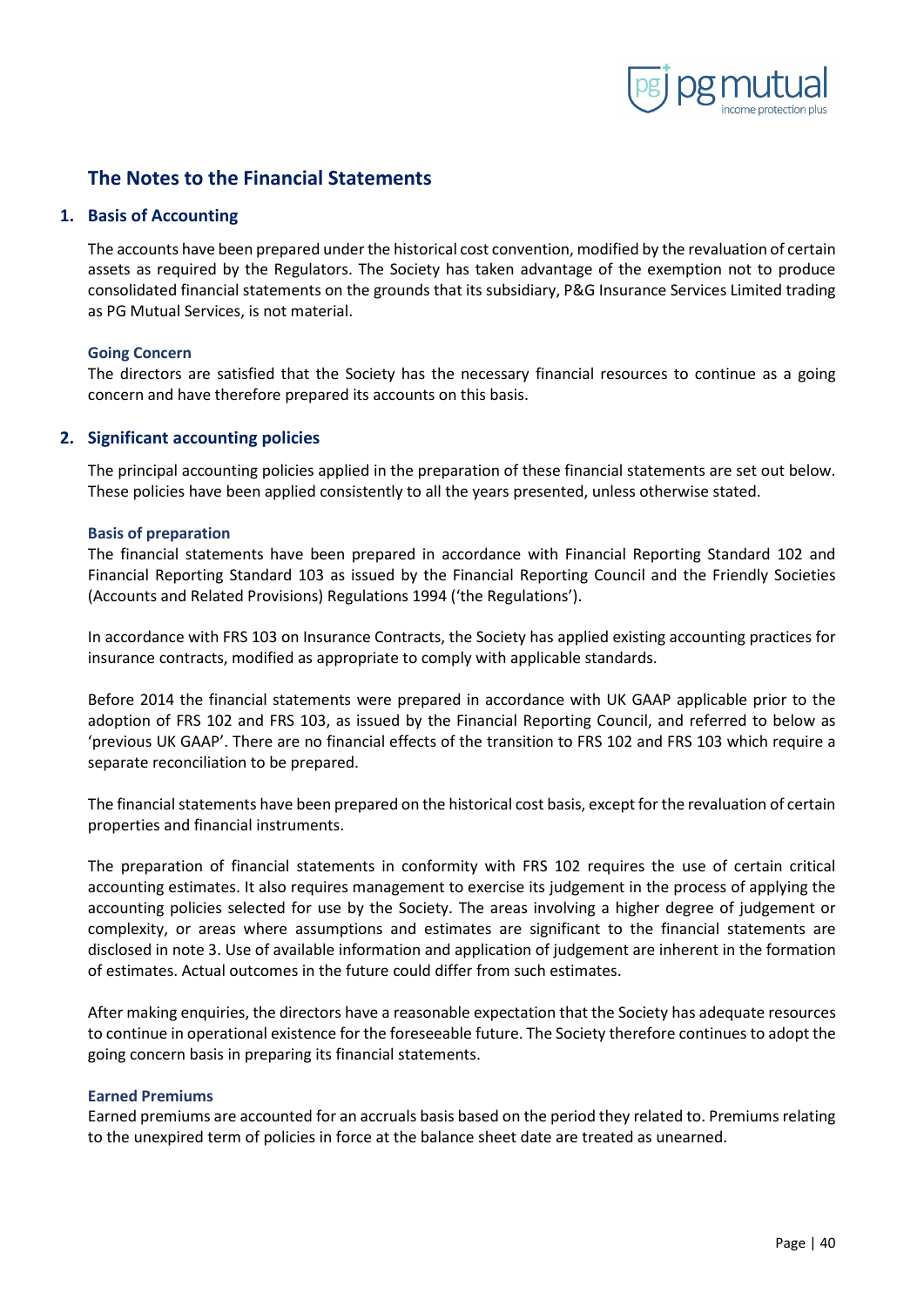# The Notes to the Financial Statements

## 1. Basis of Accounting

The accounts have been prepared under the historical cost convention, modified by the revaluation of certain assets as required by the Regulators. The Society has taken advantage of the exemption not to produce consolidated financial statements on the grounds that its subsidiary, P&G Insurance Services Limited trading as PG Mutual Services, is not material.

### Going Concern

The directors are satisfied that the Society has the necessary financial resources to continue as a going concern and have therefore prepared its accounts on this basis.

## 2. Significant accounting policies

The principal accounting policies applied in the preparation of these financial statements are set out below. These policies have been applied consistently to all the years presented, unless otherwise stated.

### Basis of preparation

The financial statements have been prepared in accordance with Financial Reporting Standard 102 and Financial Reporting Standard 103 as issued by the Financial Reporting Council and the Friendly Societies (Accounts and Related Provisions) Regulations 1994 ('the Regulations').

In accordance with FRS 103 on Insurance Contracts, the Society has applied existing accounting practices for insurance contracts, modified as appropriate to comply with applicable standards.

Before 2014 the financial statements were prepared in accordance with UK GAAP applicable prior to the adoption of FRS 102 and FRS 103, as issued by the Financial Reporting Council, and referred to below as 'previous UK GAAP'. There are no financial effects of the transition to FRS 102 and FRS 103 which require a separate reconciliation to be prepared.

The financial statements have been prepared on the historical cost basis, except for the revaluation of certain properties and financial instruments.

The preparation of financial statements in conformity with FRS 102 requires the use of certain critical accounting estimates. It also requires management to exercise its judgement in the process of applying the accounting policies selected for use by the Society. The areas involving a higher degree of judgement or complexity, or areas where assumptions and estimates are significant to the financial statements are disclosed in note 3. Use of available information and application of judgement are inherent in the formation of estimates. Actual outcomes in the future could differ from such estimates.

After making enquiries, the directors have a reasonable expectation that the Society has adequate resources to continue in operational existence for the foreseeable future. The Society therefore continues to adopt the going concern basis in preparing its financial statements.

### Earned Premiums

Earned premiums are accounted for an accruals basis based on the period they related to. Premiums relating to the unexpired term of policies in force at the balance sheet date are treated as unearned.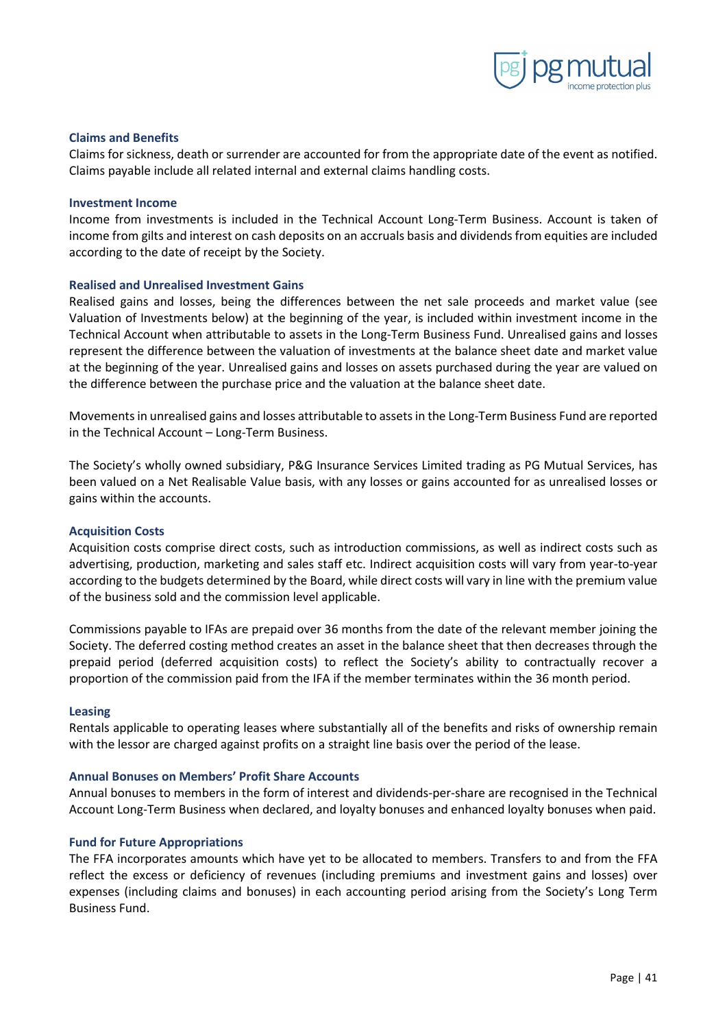### Claims and Benefits

Claims for sickness, death or surrender are accounted for from the appropriate date of the event as notified. Claims payable include all related internal and external claims handling costs.

### Investment Income

Income from investments is included in the Technical Account Long-Term Business. Account is taken of income from gilts and interest on cash deposits on an accruals basis and dividends from equities are included according to the date of receipt by the Society.

### Realised and Unrealised Investment Gains

Realised gains and losses, being the differences between the net sale proceeds and market value (see Valuation of Investments below) at the beginning of the year, is included within investment income in the Technical Account when attributable to assets in the Long-Term Business Fund. Unrealised gains and losses represent the difference between the valuation of investments at the balance sheet date and market value at the beginning of the year. Unrealised gains and losses on assets purchased during the year are valued on the difference between the purchase price and the valuation at the balance sheet date.

Movements in unrealised gains and losses attributable to assets in the Long-Term Business Fund are reported in the Technical Account – Long-Term Business.

The Society's wholly owned subsidiary, P&G Insurance Services Limited trading as PG Mutual Services, has been valued on a Net Realisable Value basis, with any losses or gains accounted for as unrealised losses or gains within the accounts.

### Acquisition Costs

Acquisition costs comprise direct costs, such as introduction commissions, as well as indirect costs such as advertising, production, marketing and sales staff etc. Indirect acquisition costs will vary from year-to-year according to the budgets determined by the Board, while direct costs will vary in line with the premium value of the business sold and the commission level applicable.

Commissions payable to IFAs are prepaid over 36 months from the date of the relevant member joining the Society. The deferred costing method creates an asset in the balance sheet that then decreases through the prepaid period (deferred acquisition costs) to reflect the Society's ability to contractually recover a proportion of the commission paid from the IFA if the member terminates within the 36 month period.

### Leasing

Rentals applicable to operating leases where substantially all of the benefits and risks of ownership remain with the lessor are charged against profits on a straight line basis over the period of the lease.

### Annual Bonuses on Members' Profit Share Accounts

Annual bonuses to members in the form of interest and dividends-per-share are recognised in the Technical Account Long-Term Business when declared, and loyalty bonuses and enhanced loyalty bonuses when paid.

### Fund for Future Appropriations

The FFA incorporates amounts which have yet to be allocated to members. Transfers to and from the FFA reflect the excess or deficiency of revenues (including premiums and investment gains and losses) over expenses (including claims and bonuses) in each accounting period arising from the Society's Long Term Business Fund.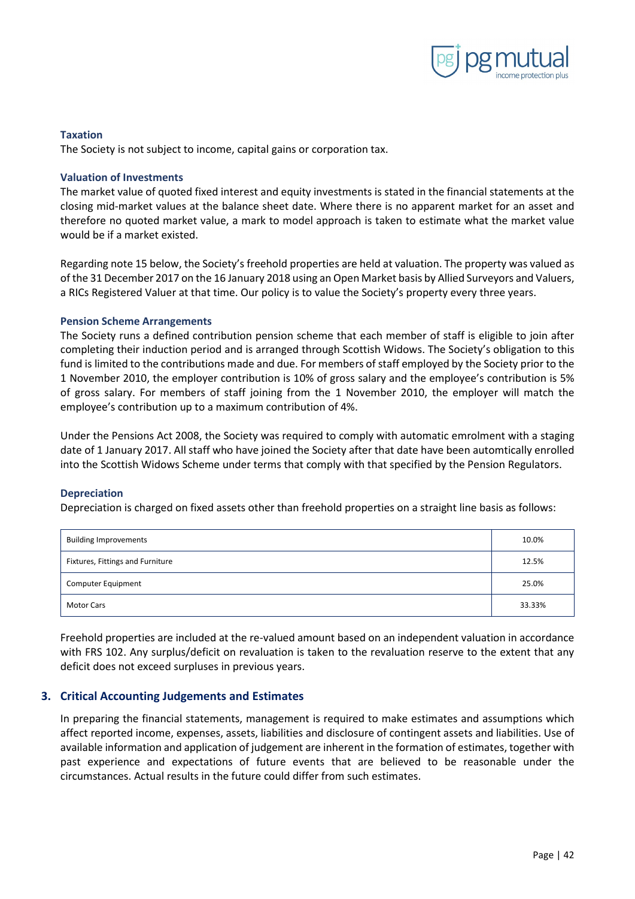### Taxation

The Society is not subject to income, capital gains or corporation tax.

### Valuation of Investments

The market value of quoted fixed interest and equity investments is stated in the financial statements at the closing mid-market values at the balance sheet date. Where there is no apparent market for an asset and therefore no quoted market value, a mark to model approach is taken to estimate what the market value would be if a market existed.

Regarding note 15 below, the Society's freehold properties are held at valuation. The property was valued as of the 31 December 2017 on the 16 January 2018 using an Open Market basis by Allied Surveyors and Valuers, a RICs Registered Valuer at that time. Our policy is to value the Society's property every three years.

### Pension Scheme Arrangements

The Society runs a defined contribution pension scheme that each member of staff is eligible to join after completing their induction period and is arranged through Scottish Widows. The Society's obligation to this fund is limited to the contributions made and due. For members of staff employed by the Society prior to the 1 November 2010, the employer contribution is 10% of gross salary and the employee's contribution is 5% of gross salary. For members of staff joining from the 1 November 2010, the employer will match the employee's contribution up to a maximum contribution of 4%.

Under the Pensions Act 2008, the Society was required to comply with automatic emrolment with a staging date of 1 January 2017. All staff who have joined the Society after that date have been automtically enrolled into the Scottish Widows Scheme under terms that comply with that specified by the Pension Regulators.

### Depreciation

Depreciation is charged on fixed assets other than freehold properties on a straight line basis as follows:

| | |
|---|---|
| Building Improvements | 10.0% |
| Fixtures, Fittings and Furniture | 12.5% |
| Computer Equipment | 25.0% |
| Motor Cars | 33.33% |

Freehold properties are included at the re-valued amount based on an independent valuation in accordance with FRS 102. Any surplus/deficit on revaluation is taken to the revaluation reserve to the extent that any deficit does not exceed surpluses in previous years.

## 3. Critical Accounting Judgements and Estimates

In preparing the financial statements, management is required to make estimates and assumptions which affect reported income, expenses, assets, liabilities and disclosure of contingent assets and liabilities. Use of available information and application of judgement are inherent in the formation of estimates, together with past experience and expectations of future events that are believed to be reasonable under the circumstances. Actual results in the future could differ from such estimates.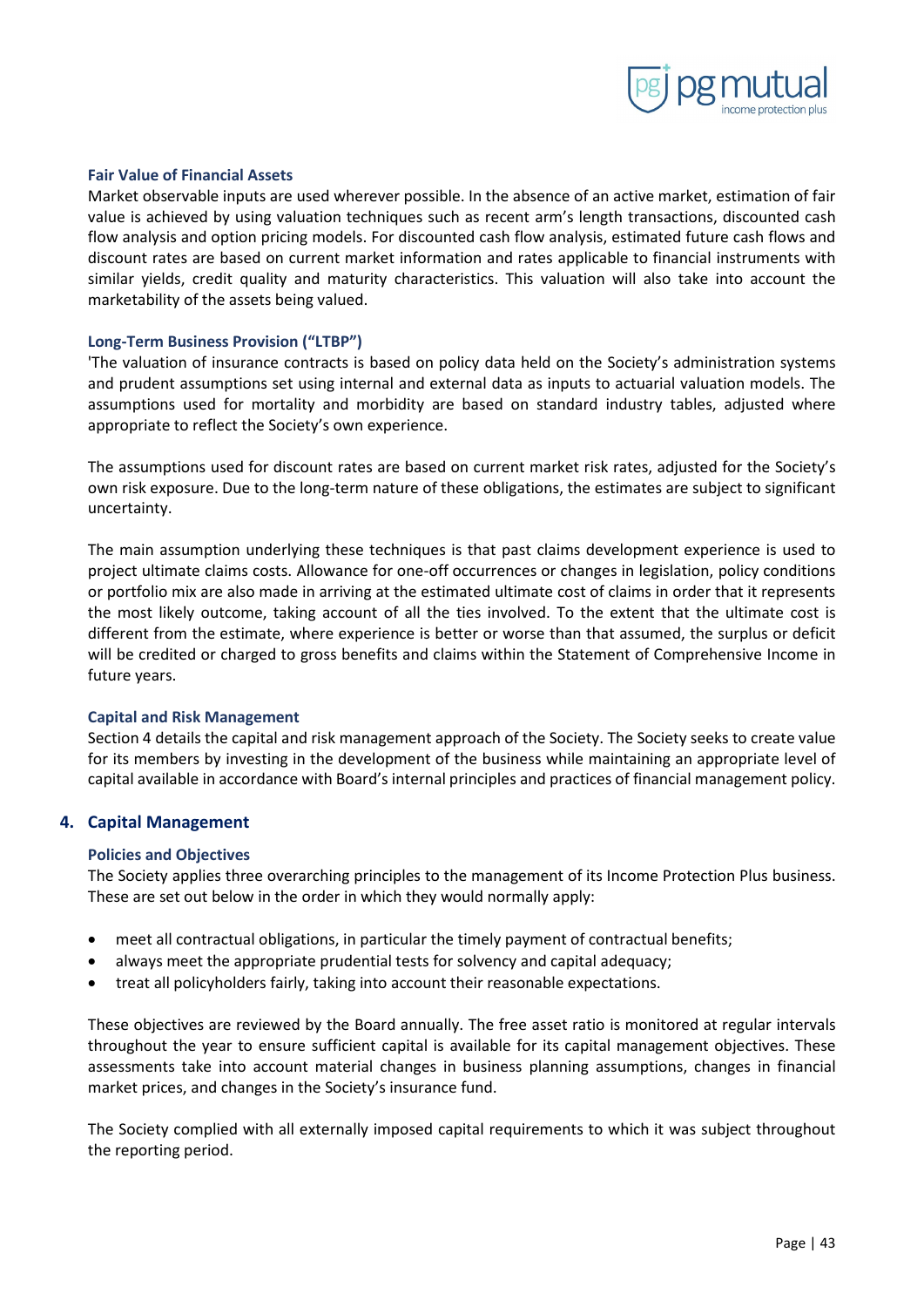### Fair Value of Financial Assets

Market observable inputs are used wherever possible. In the absence of an active market, estimation of fair value is achieved by using valuation techniques such as recent arm's length transactions, discounted cash flow analysis and option pricing models. For discounted cash flow analysis, estimated future cash flows and discount rates are based on current market information and rates applicable to financial instruments with similar yields, credit quality and maturity characteristics. This valuation will also take into account the marketability of the assets being valued.

### Long-Term Business Provision ("LTBP")

'The valuation of insurance contracts is based on policy data held on the Society's administration systems and prudent assumptions set using internal and external data as inputs to actuarial valuation models. The assumptions used for mortality and morbidity are based on standard industry tables, adjusted where appropriate to reflect the Society's own experience.

The assumptions used for discount rates are based on current market risk rates, adjusted for the Society's own risk exposure. Due to the long-term nature of these obligations, the estimates are subject to significant uncertainty.

The main assumption underlying these techniques is that past claims development experience is used to project ultimate claims costs. Allowance for one-off occurrences or changes in legislation, policy conditions or portfolio mix are also made in arriving at the estimated ultimate cost of claims in order that it represents the most likely outcome, taking account of all the ties involved. To the extent that the ultimate cost is different from the estimate, where experience is better or worse than that assumed, the surplus or deficit will be credited or charged to gross benefits and claims within the Statement of Comprehensive Income in future years.

### Capital and Risk Management

Section 4 details the capital and risk management approach of the Society. The Society seeks to create value for its members by investing in the development of the business while maintaining an appropriate level of capital available in accordance with Board's internal principles and practices of financial management policy.

## 4. Capital Management

### Policies and Objectives

The Society applies three overarching principles to the management of its Income Protection Plus business. These are set out below in the order in which they would normally apply:

- meet all contractual obligations, in particular the timely payment of contractual benefits;
- always meet the appropriate prudential tests for solvency and capital adequacy;
- treat all policyholders fairly, taking into account their reasonable expectations.

These objectives are reviewed by the Board annually. The free asset ratio is monitored at regular intervals throughout the year to ensure sufficient capital is available for its capital management objectives. These assessments take into account material changes in business planning assumptions, changes in financial market prices, and changes in the Society's insurance fund.

The Society complied with all externally imposed capital requirements to which it was subject throughout the reporting period.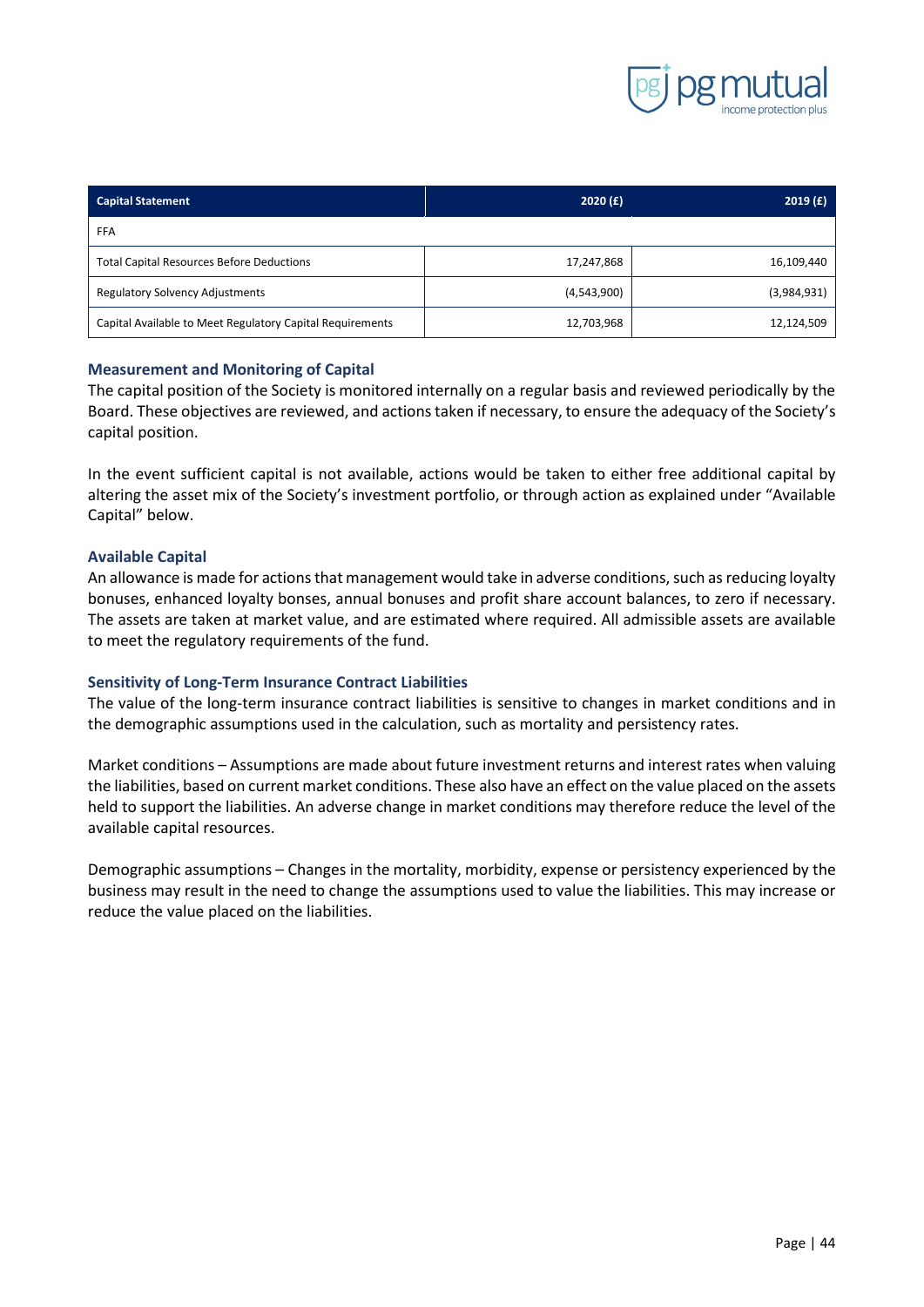| Capital Statement | 2020 (£) | 2019 (£) |
|---|---|---|
| FFA | | |
| Total Capital Resources Before Deductions | 17,247,868 | 16,109,440 |
| Regulatory Solvency Adjustments | (4,543,900) | (3,984,931) |
| Capital Available to Meet Regulatory Capital Requirements | 12,703,968 | 12,124,509 |

### Measurement and Monitoring of Capital

The capital position of the Society is monitored internally on a regular basis and reviewed periodically by the Board. These objectives are reviewed, and actions taken if necessary, to ensure the adequacy of the Society's capital position.

In the event sufficient capital is not available, actions would be taken to either free additional capital by altering the asset mix of the Society's investment portfolio, or through action as explained under "Available Capital" below.

### Available Capital

An allowance is made for actions that management would take in adverse conditions, such as reducing loyalty bonuses, enhanced loyalty bonses, annual bonuses and profit share account balances, to zero if necessary. The assets are taken at market value, and are estimated where required. All admissible assets are available to meet the regulatory requirements of the fund.

### Sensitivity of Long-Term Insurance Contract Liabilities

The value of the long-term insurance contract liabilities is sensitive to changes in market conditions and in the demographic assumptions used in the calculation, such as mortality and persistency rates.

Market conditions – Assumptions are made about future investment returns and interest rates when valuing the liabilities, based on current market conditions. These also have an effect on the value placed on the assets held to support the liabilities. An adverse change in market conditions may therefore reduce the level of the available capital resources.

Demographic assumptions – Changes in the mortality, morbidity, expense or persistency experienced by the business may result in the need to change the assumptions used to value the liabilities. This may increase or reduce the value placed on the liabilities.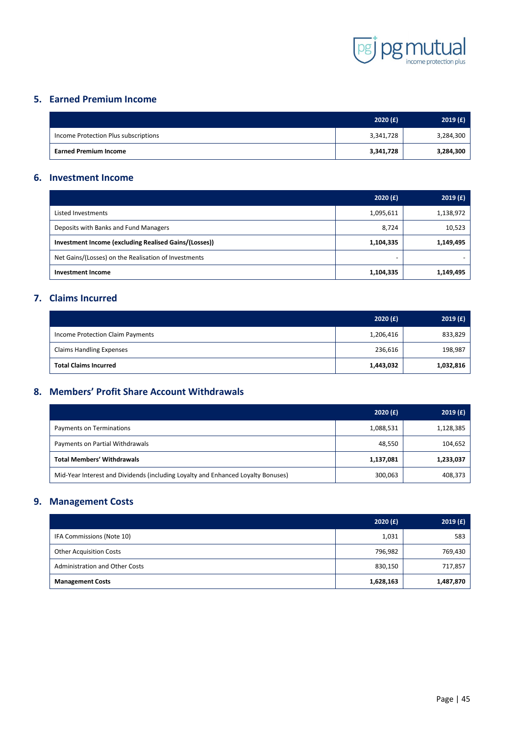## 5. Earned Premium Income

| | 2020 (£) | 2019 (£) |
|---|---|---|
| Income Protection Plus subscriptions | 3,341,728 | 3,284,300 |
| **Earned Premium Income** | **3,341,728** | **3,284,300** |

## 6. Investment Income

| | 2020 (£) | 2019 (£) |
|---|---|---|
| Listed Investments | 1,095,611 | 1,138,972 |
| Deposits with Banks and Fund Managers | 8,724 | 10,523 |
| **Investment Income (excluding Realised Gains/(Losses))** | **1,104,335** | **1,149,495** |
| Net Gains/(Losses) on the Realisation of Investments | - | - |
| **Investment Income** | **1,104,335** | **1,149,495** |

## 7. Claims Incurred

| | 2020 (£) | 2019 (£) |
|---|---|---|
| Income Protection Claim Payments | 1,206,416 | 833,829 |
| Claims Handling Expenses | 236,616 | 198,987 |
| **Total Claims Incurred** | **1,443,032** | **1,032,816** |

## 8. Members' Profit Share Account Withdrawals

| | 2020 (£) | 2019 (£) |
|---|---|---|
| Payments on Terminations | 1,088,531 | 1,128,385 |
| Payments on Partial Withdrawals | 48,550 | 104,652 |
| **Total Members' Withdrawals** | **1,137,081** | **1,233,037** |
| Mid-Year Interest and Dividends (including Loyalty and Enhanced Loyalty Bonuses) | 300,063 | 408,373 |

## 9. Management Costs

| | 2020 (£) | 2019 (£) |
|---|---|---|
| IFA Commissions (Note 10) | 1,031 | 583 |
| Other Acquisition Costs | 796,982 | 769,430 |
| Administration and Other Costs | 830,150 | 717,857 |
| **Management Costs** | **1,628,163** | **1,487,870** |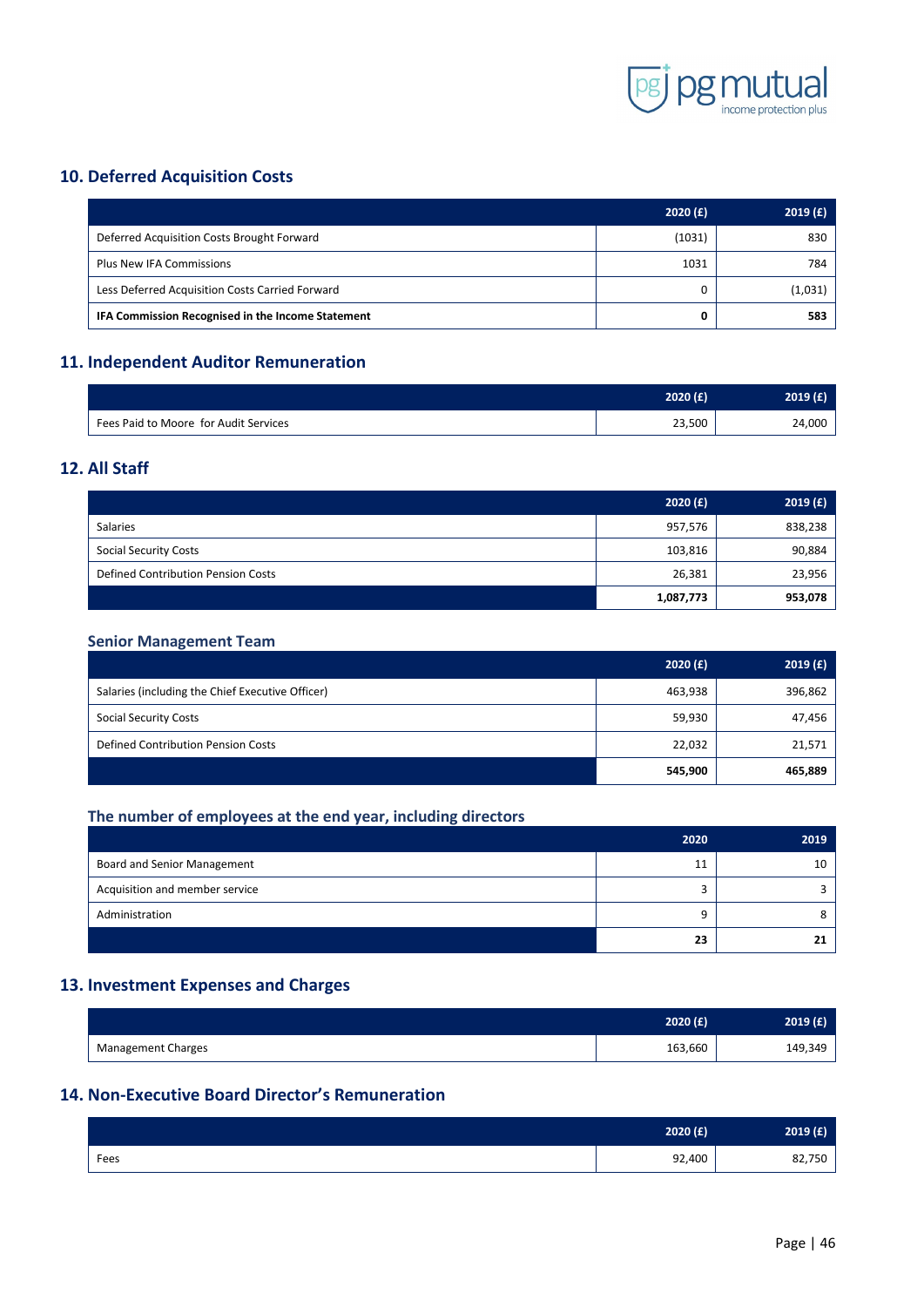## 10. Deferred Acquisition Costs

| | 2020 (£) | 2019 (£) |
|---|---|---|
| Deferred Acquisition Costs Brought Forward | (1031) | 830 |
| Plus New IFA Commissions | 1031 | 784 |
| Less Deferred Acquisition Costs Carried Forward | 0 | (1,031) |
| **IFA Commission Recognised in the Income Statement** | **0** | **583** |

## 11. Independent Auditor Remuneration

| | 2020 (£) | 2019 (£) |
|---|---|---|
| Fees Paid to Moore for Audit Services | 23,500 | 24,000 |

## 12. All Staff

| | 2020 (£) | 2019 (£) |
|---|---|---|
| Salaries | 957,576 | 838,238 |
| Social Security Costs | 103,816 | 90,884 |
| Defined Contribution Pension Costs | 26,381 | 23,956 |
| | **1,087,773** | **953,078** |

### Senior Management Team

| | 2020 (£) | 2019 (£) |
|---|---|---|
| Salaries (including the Chief Executive Officer) | 463,938 | 396,862 |
| Social Security Costs | 59,930 | 47,456 |
| Defined Contribution Pension Costs | 22,032 | 21,571 |
| | **545,900** | **465,889** |

### The number of employees at the end year, including directors

| | 2020 | 2019 |
|---|---|---|
| Board and Senior Management | 11 | 10 |
| Acquisition and member service | 3 | 3 |
| Administration | 9 | 8 |
| | **23** | **21** |

## 13. Investment Expenses and Charges

| | 2020 (£) | 2019 (£) |
|---|---|---|
| Management Charges | 163,660 | 149,349 |

## 14. Non-Executive Board Director's Remuneration

| | 2020 (£) | 2019 (£) |
|---|---|---|
| Fees | 92,400 | 82,750 |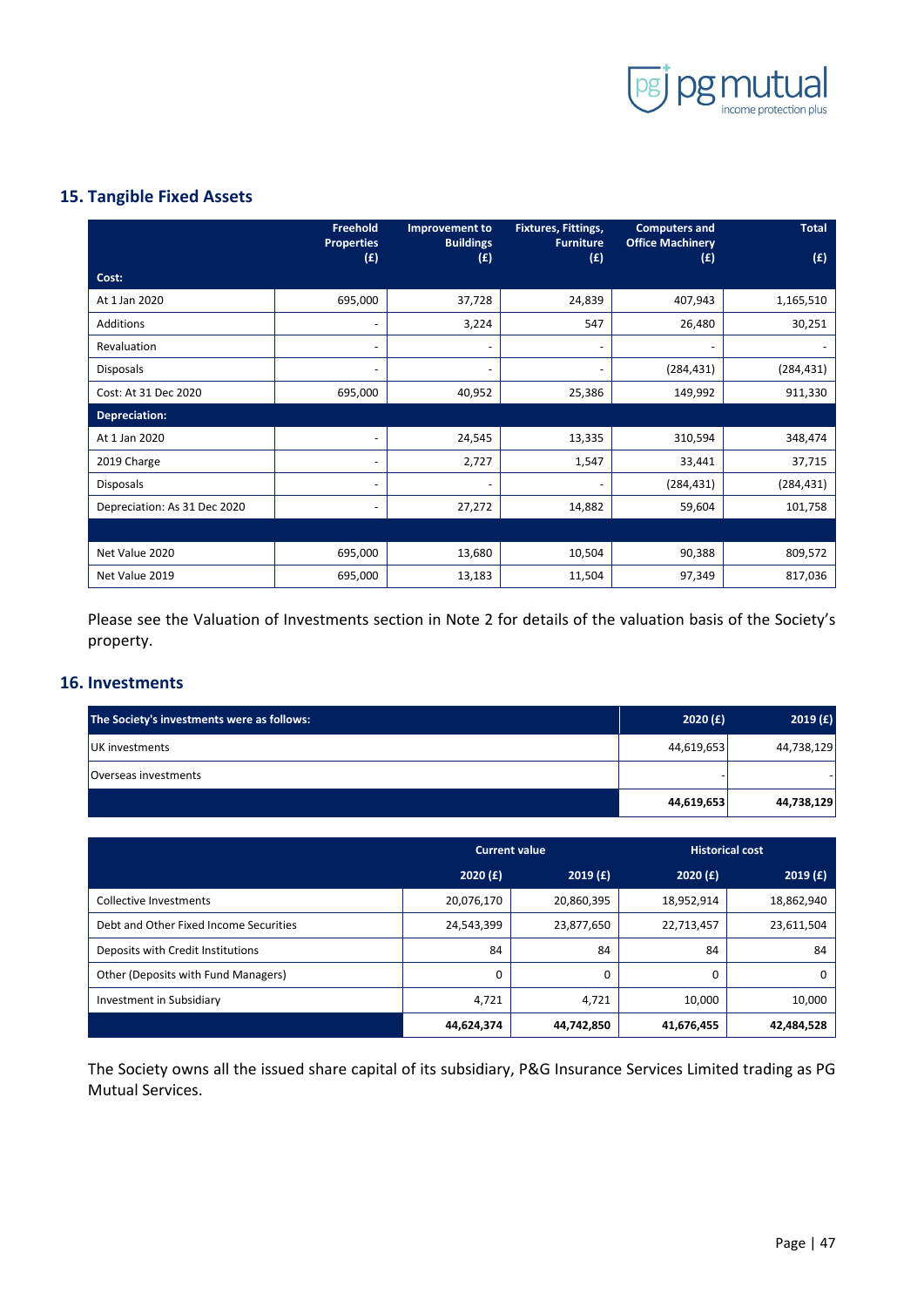## 15. Tangible Fixed Assets

| | Freehold Properties (£) | Improvement to Buildings (£) | Fixtures, Fittings, Furniture (£) | Computers and Office Machinery (£) | Total (£) |
|---|---|---|---|---|---|
| **Cost:** | | | | | |
| At 1 Jan 2020 | 695,000 | 37,728 | 24,839 | 407,943 | 1,165,510 |
| Additions | - | 3,224 | 547 | 26,480 | 30,251 |
| Revaluation | - | - | - | - | - |
| Disposals | - | - | - | (284,431) | (284,431) |
| Cost: At 31 Dec 2020 | 695,000 | 40,952 | 25,386 | 149,992 | 911,330 |
| **Depreciation:** | | | | | |
| At 1 Jan 2020 | - | 24,545 | 13,335 | 310,594 | 348,474 |
| 2019 Charge | - | 2,727 | 1,547 | 33,441 | 37,715 |
| Disposals | - | - | - | (284,431) | (284,431) |
| Depreciation: As 31 Dec 2020 | - | 27,272 | 14,882 | 59,604 | 101,758 |
| | | | | | |
| Net Value 2020 | 695,000 | 13,680 | 10,504 | 90,388 | 809,572 |
| Net Value 2019 | 695,000 | 13,183 | 11,504 | 97,349 | 817,036 |

Please see the Valuation of Investments section in Note 2 for details of the valuation basis of the Society's property.

## 16. Investments

| The Society's investments were as follows: | 2020 (£) | 2019 (£) |
|---|---|---|
| UK investments | 44,619,653 | 44,738,129 |
| Overseas investments | - | - |
| | **44,619,653** | **44,738,129** |

| | Current value | | Historical cost | |
|---|---|---|---|---|
| | 2020 (£) | 2019 (£) | 2020 (£) | 2019 (£) |
| Collective Investments | 20,076,170 | 20,860,395 | 18,952,914 | 18,862,940 |
| Debt and Other Fixed Income Securities | 24,543,399 | 23,877,650 | 22,713,457 | 23,611,504 |
| Deposits with Credit Institutions | 84 | 84 | 84 | 84 |
| Other (Deposits with Fund Managers) | 0 | 0 | 0 | 0 |
| Investment in Subsidiary | 4,721 | 4,721 | 10,000 | 10,000 |
| | **44,624,374** | **44,742,850** | **41,676,455** | **42,484,528** |

The Society owns all the issued share capital of its subsidiary, P&G Insurance Services Limited trading as PG Mutual Services.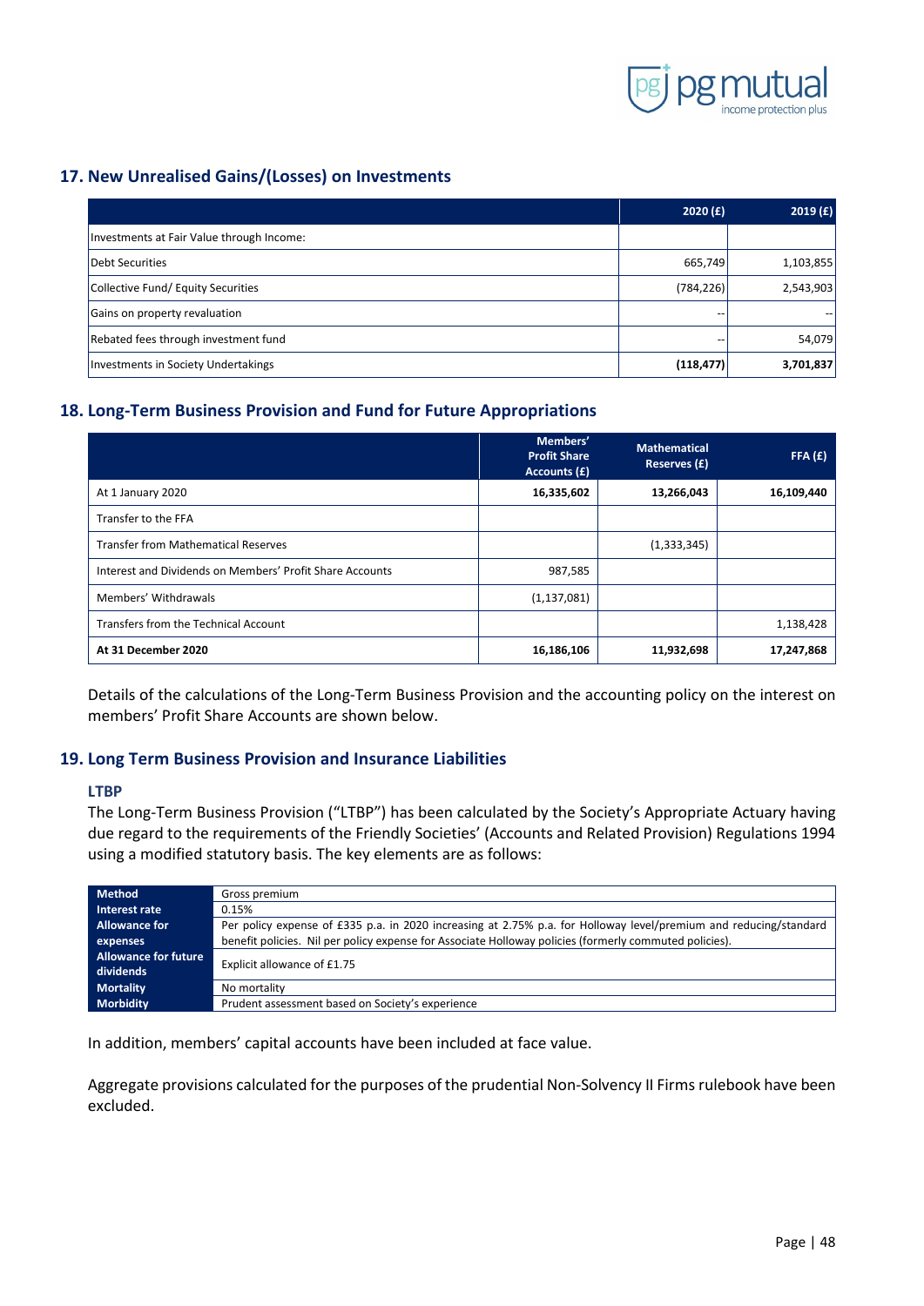## 17. New Unrealised Gains/(Losses) on Investments

| | 2020 (£) | 2019 (£) |
|---|---|---|
| Investments at Fair Value through Income: | | |
| Debt Securities | 665,749 | 1,103,855 |
| Collective Fund/ Equity Securities | (784,226) | 2,543,903 |
| Gains on property revaluation | -- | -- |
| Rebated fees through investment fund | -- | 54,079 |
| Investments in Society Undertakings | **(118,477)** | **3,701,837** |

## 18. Long-Term Business Provision and Fund for Future Appropriations

| | Members' Profit Share Accounts (£) | Mathematical Reserves (£) | FFA (£) |
|---|---|---|---|
| At 1 January 2020 | **16,335,602** | **13,266,043** | **16,109,440** |
| Transfer to the FFA | | | |
| Transfer from Mathematical Reserves | | (1,333,345) | |
| Interest and Dividends on Members' Profit Share Accounts | 987,585 | | |
| Members' Withdrawals | (1,137,081) | | |
| Transfers from the Technical Account | | | 1,138,428 |
| **At 31 December 2020** | **16,186,106** | **11,932,698** | **17,247,868** |

Details of the calculations of the Long-Term Business Provision and the accounting policy on the interest on members' Profit Share Accounts are shown below.

## 19. Long Term Business Provision and Insurance Liabilities

### LTBP

The Long-Term Business Provision ("LTBP") has been calculated by the Society's Appropriate Actuary having due regard to the requirements of the Friendly Societies' (Accounts and Related Provision) Regulations 1994 using a modified statutory basis. The key elements are as follows:

| | |
|---|---|
| **Method** | Gross premium |
| **Interest rate** | 0.15% |
| **Allowance for expenses** | Per policy expense of £335 p.a. in 2020 increasing at 2.75% p.a. for Holloway level/premium and reducing/standard benefit policies. Nil per policy expense for Associate Holloway policies (formerly commuted policies). |
| **Allowance for future dividends** | Explicit allowance of £1.75 |
| **Mortality** | No mortality |
| **Morbidity** | Prudent assessment based on Society's experience |

In addition, members' capital accounts have been included at face value.

Aggregate provisions calculated for the purposes of the prudential Non-Solvency II Firms rulebook have been excluded.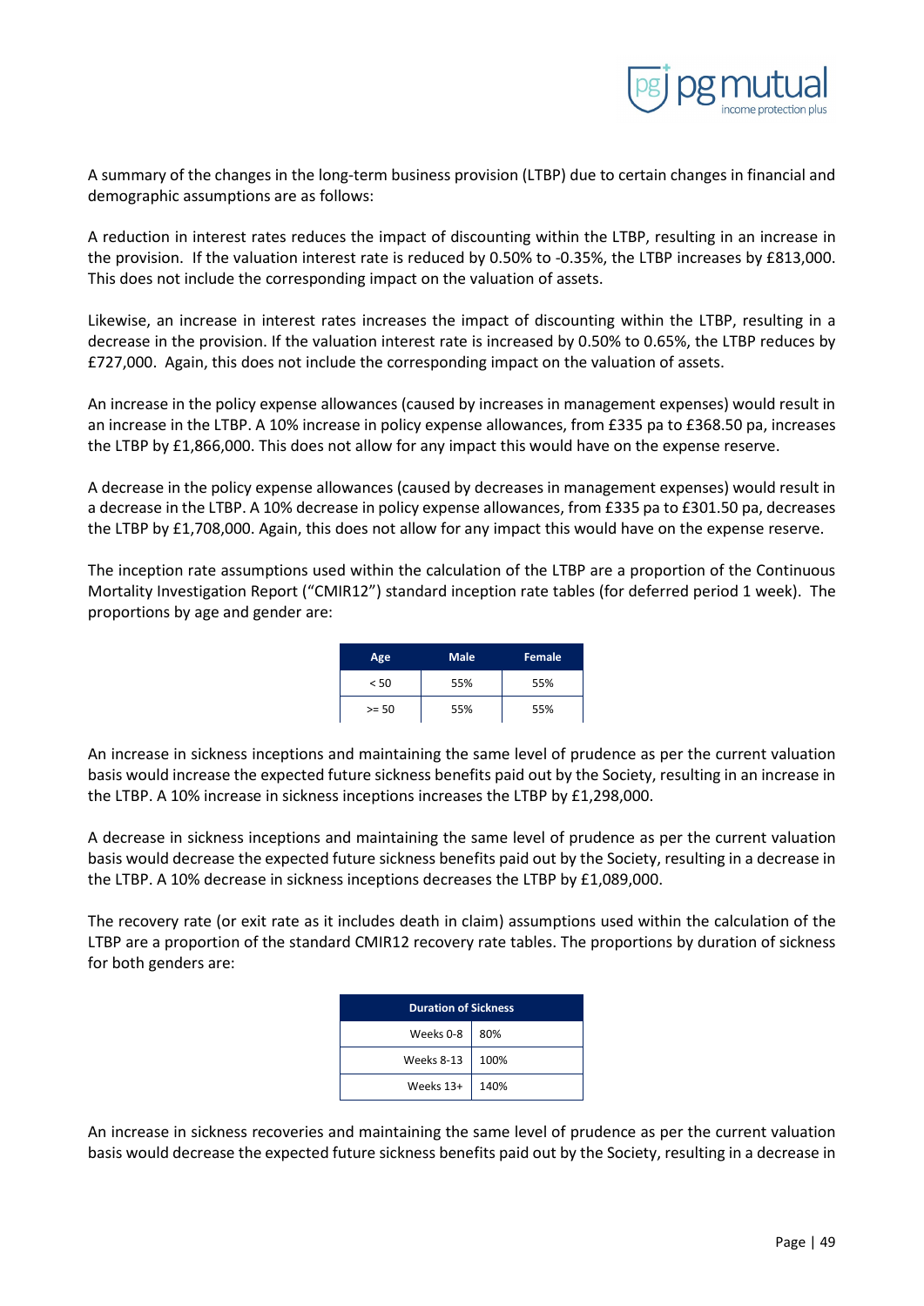A summary of the changes in the long-term business provision (LTBP) due to certain changes in financial and demographic assumptions are as follows:

A reduction in interest rates reduces the impact of discounting within the LTBP, resulting in an increase in the provision. If the valuation interest rate is reduced by 0.50% to -0.35%, the LTBP increases by £813,000. This does not include the corresponding impact on the valuation of assets.

Likewise, an increase in interest rates increases the impact of discounting within the LTBP, resulting in a decrease in the provision. If the valuation interest rate is increased by 0.50% to 0.65%, the LTBP reduces by £727,000. Again, this does not include the corresponding impact on the valuation of assets.

An increase in the policy expense allowances (caused by increases in management expenses) would result in an increase in the LTBP. A 10% increase in policy expense allowances, from £335 pa to £368.50 pa, increases the LTBP by £1,866,000. This does not allow for any impact this would have on the expense reserve.

A decrease in the policy expense allowances (caused by decreases in management expenses) would result in a decrease in the LTBP. A 10% decrease in policy expense allowances, from £335 pa to £301.50 pa, decreases the LTBP by £1,708,000. Again, this does not allow for any impact this would have on the expense reserve.

The inception rate assumptions used within the calculation of the LTBP are a proportion of the Continuous Mortality Investigation Report ("CMIR12") standard inception rate tables (for deferred period 1 week). The proportions by age and gender are:

| Age | Male | Female |
|---|---|---|
| < 50 | 55% | 55% |
| >= 50 | 55% | 55% |

An increase in sickness inceptions and maintaining the same level of prudence as per the current valuation basis would increase the expected future sickness benefits paid out by the Society, resulting in an increase in the LTBP. A 10% increase in sickness inceptions increases the LTBP by £1,298,000.

A decrease in sickness inceptions and maintaining the same level of prudence as per the current valuation basis would decrease the expected future sickness benefits paid out by the Society, resulting in a decrease in the LTBP. A 10% decrease in sickness inceptions decreases the LTBP by £1,089,000.

The recovery rate (or exit rate as it includes death in claim) assumptions used within the calculation of the LTBP are a proportion of the standard CMIR12 recovery rate tables. The proportions by duration of sickness for both genders are:

| Duration of Sickness | |
|---|---|
| Weeks 0-8 | 80% |
| Weeks 8-13 | 100% |
| Weeks 13+ | 140% |

An increase in sickness recoveries and maintaining the same level of prudence as per the current valuation basis would decrease the expected future sickness benefits paid out by the Society, resulting in a decrease in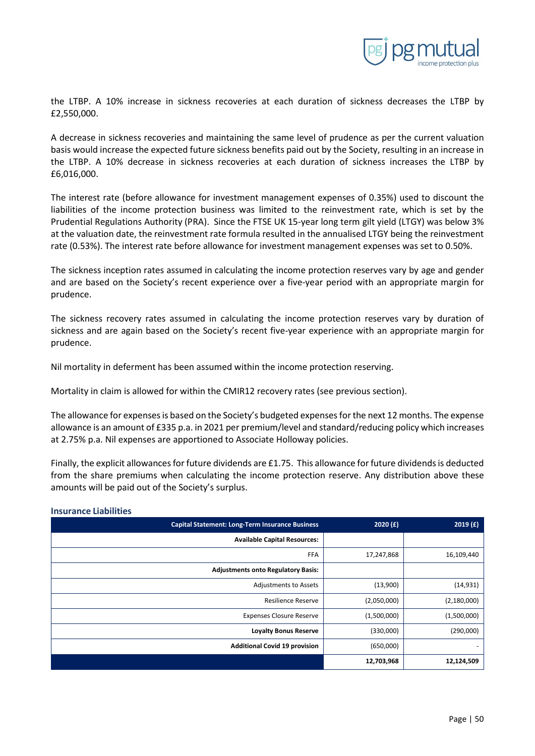the LTBP. A 10% increase in sickness recoveries at each duration of sickness decreases the LTBP by £2,550,000.

A decrease in sickness recoveries and maintaining the same level of prudence as per the current valuation basis would increase the expected future sickness benefits paid out by the Society, resulting in an increase in the LTBP. A 10% decrease in sickness recoveries at each duration of sickness increases the LTBP by £6,016,000.

The interest rate (before allowance for investment management expenses of 0.35%) used to discount the liabilities of the income protection business was limited to the reinvestment rate, which is set by the Prudential Regulations Authority (PRA). Since the FTSE UK 15-year long term gilt yield (LTGY) was below 3% at the valuation date, the reinvestment rate formula resulted in the annualised LTGY being the reinvestment rate (0.53%). The interest rate before allowance for investment management expenses was set to 0.50%.

The sickness inception rates assumed in calculating the income protection reserves vary by age and gender and are based on the Society's recent experience over a five-year period with an appropriate margin for prudence.

The sickness recovery rates assumed in calculating the income protection reserves vary by duration of sickness and are again based on the Society's recent five-year experience with an appropriate margin for prudence.

Nil mortality in deferment has been assumed within the income protection reserving.

Mortality in claim is allowed for within the CMIR12 recovery rates (see previous section).

The allowance for expenses is based on the Society's budgeted expenses for the next 12 months. The expense allowance is an amount of £335 p.a. in 2021 per premium/level and standard/reducing policy which increases at 2.75% p.a. Nil expenses are apportioned to Associate Holloway policies.

Finally, the explicit allowances for future dividends are £1.75. This allowance for future dividends is deducted from the share premiums when calculating the income protection reserve. Any distribution above these amounts will be paid out of the Society's surplus.

### Insurance Liabilities

| Capital Statement: Long-Term Insurance Business | 2020 (£) | 2019 (£) |
|---|---|---|
| **Available Capital Resources:** | | |
| FFA | 17,247,868 | 16,109,440 |
| **Adjustments onto Regulatory Basis:** | | |
| Adjustments to Assets | (13,900) | (14,931) |
| Resilience Reserve | (2,050,000) | (2,180,000) |
| Expenses Closure Reserve | (1,500,000) | (1,500,000) |
| **Loyalty Bonus Reserve** | (330,000) | (290,000) |
| **Additional Covid 19 provision** | (650,000) | - |
| | **12,703,968** | **12,124,509** |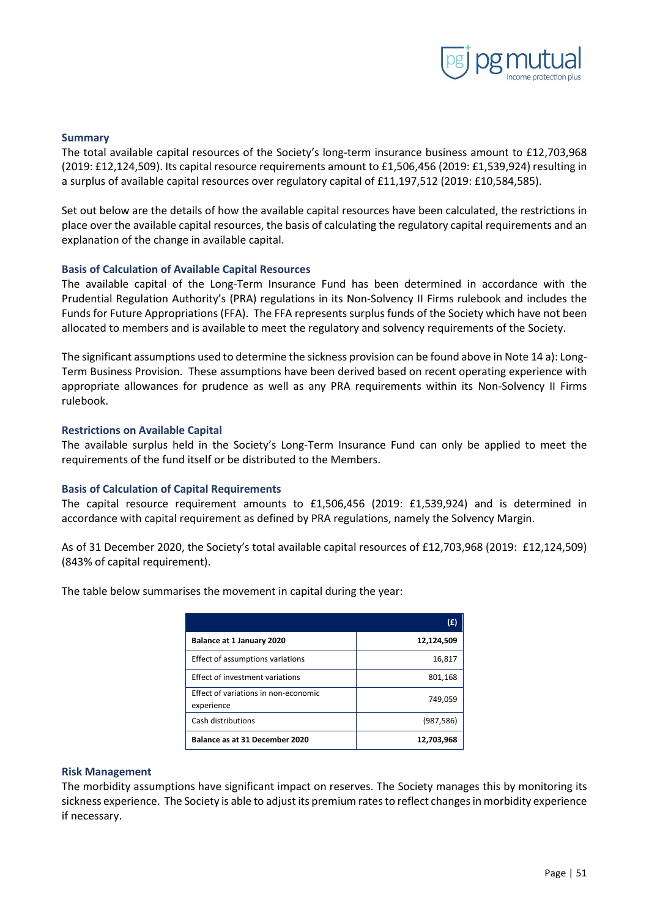### Summary

The total available capital resources of the Society's long-term insurance business amount to £12,703,968 (2019: £12,124,509). Its capital resource requirements amount to £1,506,456 (2019: £1,539,924) resulting in a surplus of available capital resources over regulatory capital of £11,197,512 (2019: £10,584,585).

Set out below are the details of how the available capital resources have been calculated, the restrictions in place over the available capital resources, the basis of calculating the regulatory capital requirements and an explanation of the change in available capital.

### Basis of Calculation of Available Capital Resources

The available capital of the Long-Term Insurance Fund has been determined in accordance with the Prudential Regulation Authority's (PRA) regulations in its Non-Solvency II Firms rulebook and includes the Funds for Future Appropriations (FFA). The FFA represents surplus funds of the Society which have not been allocated to members and is available to meet the regulatory and solvency requirements of the Society.

The significant assumptions used to determine the sickness provision can be found above in Note 14 a): Long-Term Business Provision. These assumptions have been derived based on recent operating experience with appropriate allowances for prudence as well as any PRA requirements within its Non-Solvency II Firms rulebook.

### Restrictions on Available Capital

The available surplus held in the Society's Long-Term Insurance Fund can only be applied to meet the requirements of the fund itself or be distributed to the Members.

### Basis of Calculation of Capital Requirements

The capital resource requirement amounts to £1,506,456 (2019: £1,539,924) and is determined in accordance with capital requirement as defined by PRA regulations, namely the Solvency Margin.

As of 31 December 2020, the Society's total available capital resources of £12,703,968 (2019: £12,124,509) (843% of capital requirement).

The table below summarises the movement in capital during the year:

| | (£) |
|---|---:|
| **Balance at 1 January 2020** | **12,124,509** |
| Effect of assumptions variations | 16,817 |
| Effect of investment variations | 801,168 |
| Effect of variations in non-economic experience | 749,059 |
| Cash distributions | (987,586) |
| **Balance as at 31 December 2020** | **12,703,968** |

### Risk Management

The morbidity assumptions have significant impact on reserves. The Society manages this by monitoring its sickness experience. The Society is able to adjust its premium rates to reflect changes in morbidity experience if necessary.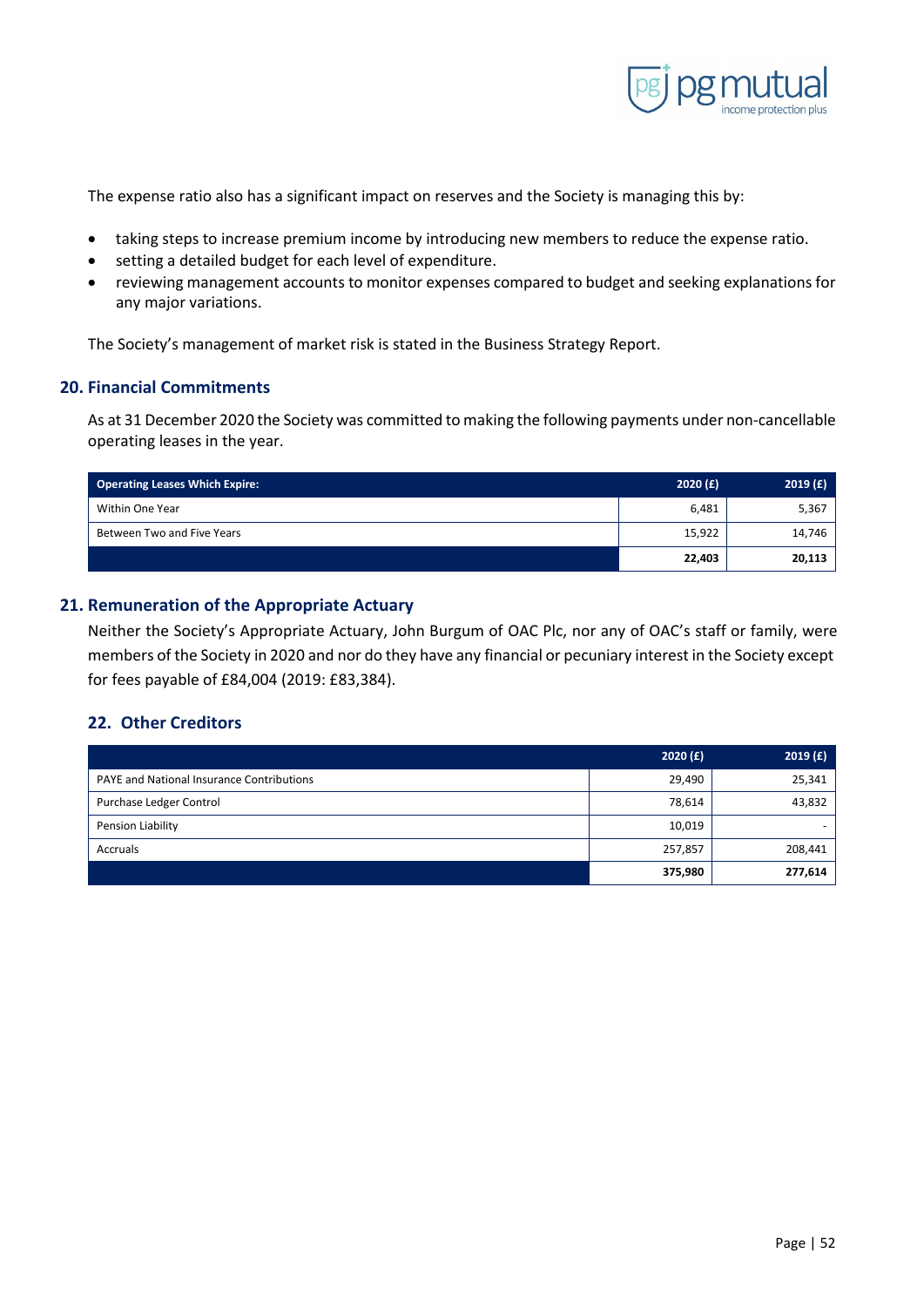The expense ratio also has a significant impact on reserves and the Society is managing this by:

- taking steps to increase premium income by introducing new members to reduce the expense ratio.
- setting a detailed budget for each level of expenditure.
- reviewing management accounts to monitor expenses compared to budget and seeking explanations for any major variations.

The Society's management of market risk is stated in the Business Strategy Report.

## 20. Financial Commitments

As at 31 December 2020 the Society was committed to making the following payments under non-cancellable operating leases in the year.

| Operating Leases Which Expire: | 2020 (£) | 2019 (£) |
|---|---|---|
| Within One Year | 6,481 | 5,367 |
| Between Two and Five Years | 15,922 | 14,746 |
| | **22,403** | **20,113** |

## 21. Remuneration of the Appropriate Actuary

Neither the Society's Appropriate Actuary, John Burgum of OAC Plc, nor any of OAC's staff or family, were members of the Society in 2020 and nor do they have any financial or pecuniary interest in the Society except for fees payable of £84,004 (2019: £83,384).

## 22. Other Creditors

| | 2020 (£) | 2019 (£) |
|---|---|---|
| PAYE and National Insurance Contributions | 29,490 | 25,341 |
| Purchase Ledger Control | 78,614 | 43,832 |
| Pension Liability | 10,019 | - |
| Accruals | 257,857 | 208,441 |
| | **375,980** | **277,614** |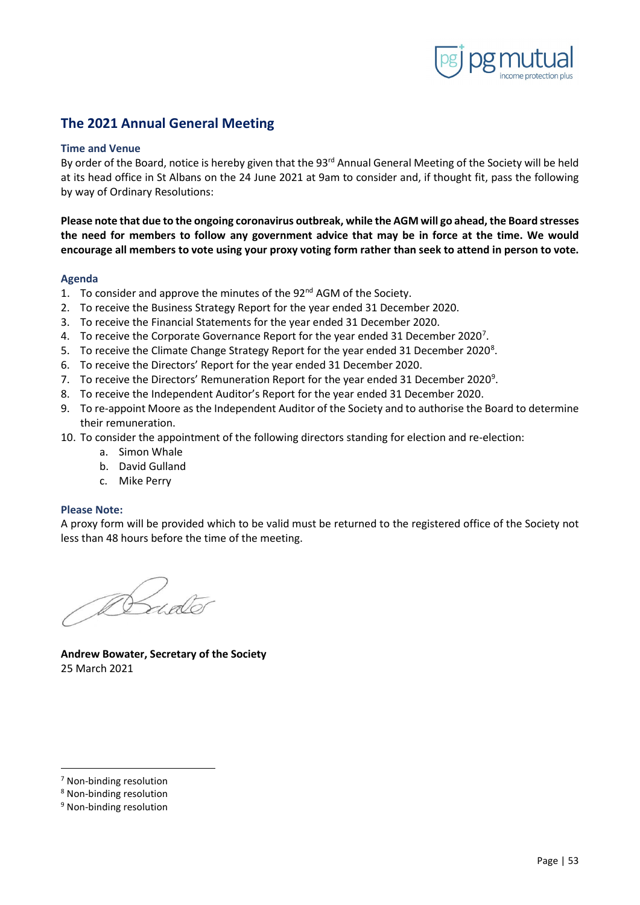## The 2021 Annual General Meeting

### Time and Venue

By order of the Board, notice is hereby given that the 93rd Annual General Meeting of the Society will be held at its head office in St Albans on the 24 June 2021 at 9am to consider and, if thought fit, pass the following by way of Ordinary Resolutions:

**Please note that due to the ongoing coronavirus outbreak, while the AGM will go ahead, the Board stresses the need for members to follow any government advice that may be in force at the time. We would encourage all members to vote using your proxy voting form rather than seek to attend in person to vote.**

### Agenda

1. To consider and approve the minutes of the 92nd AGM of the Society.
2. To receive the Business Strategy Report for the year ended 31 December 2020.
3. To receive the Financial Statements for the year ended 31 December 2020.
4. To receive the Corporate Governance Report for the year ended 31 December 2020[7].
5. To receive the Climate Change Strategy Report for the year ended 31 December 2020[8].
6. To receive the Directors' Report for the year ended 31 December 2020.
7. To receive the Directors' Remuneration Report for the year ended 31 December 2020[9].
8. To receive the Independent Auditor's Report for the year ended 31 December 2020.
9. To re-appoint Moore as the Independent Auditor of the Society and to authorise the Board to determine their remuneration.
10. To consider the appointment of the following directors standing for election and re-election:
    a. Simon Whale
    b. David Gulland
    c. Mike Perry

### Please Note:

A proxy form will be provided which to be valid must be returned to the registered office of the Society not less than 48 hours before the time of the meeting.

**Andrew Bowater, Secretary of the Society**
25 March 2021

[7] Non-binding resolution
[8] Non-binding resolution
[9] Non-binding resolution